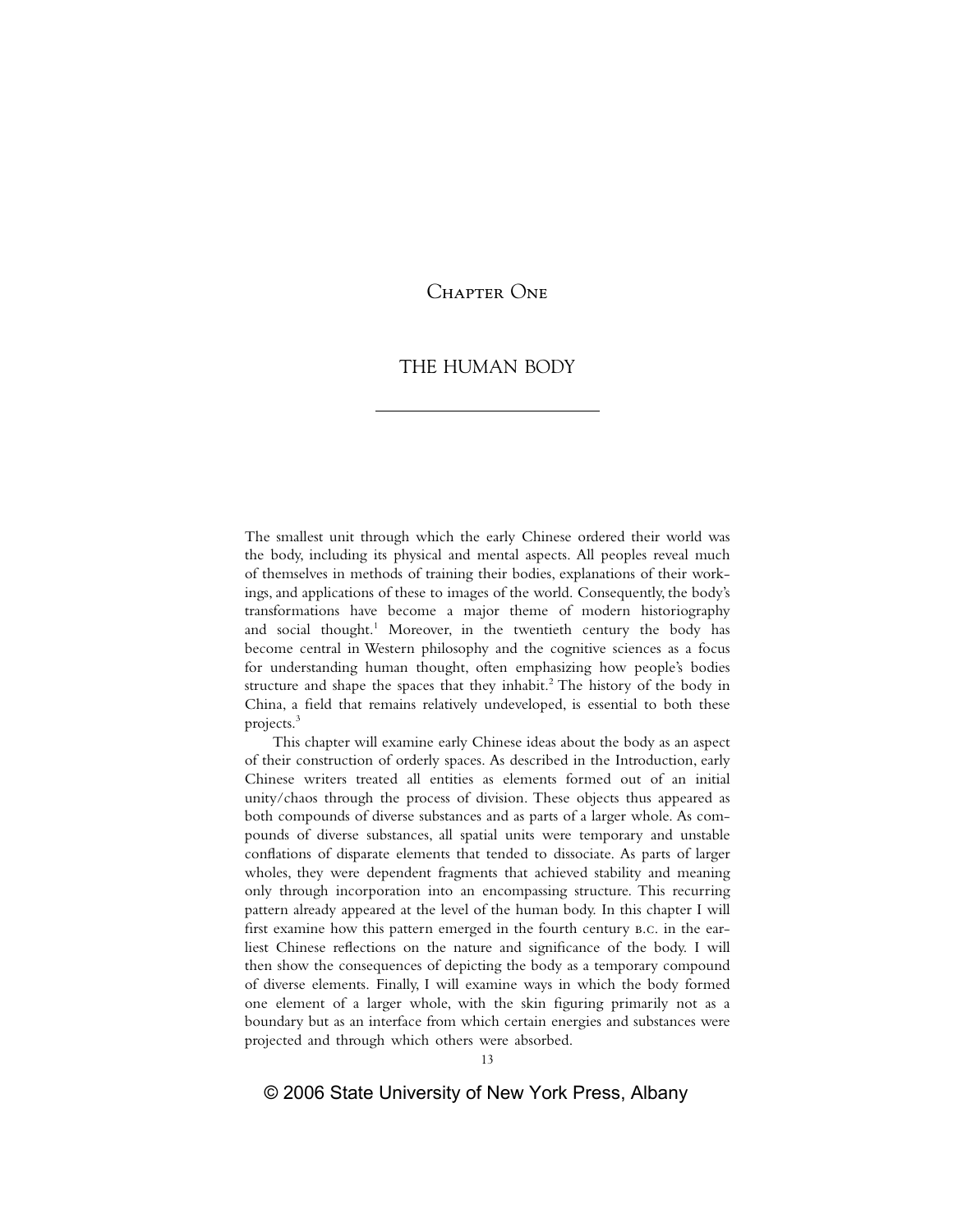# Chapter One

## THE HUMAN BODY

The smallest unit through which the early Chinese ordered their world was the body, including its physical and mental aspects. All peoples reveal much of themselves in methods of training their bodies, explanations of their workings, and applications of these to images of the world. Consequently, the body's transformations have become a major theme of modern historiography and social thought.[1] Moreover, in the twentieth century the body has become central in Western philosophy and the cognitive sciences as a focus for understanding human thought, often emphasizing how people's bodies structure and shape the spaces that they inhabit.[2] The history of the body in China, a field that remains relatively undeveloped, is essential to both these projects.[3]

This chapter will examine early Chinese ideas about the body as an aspect of their construction of orderly spaces. As described in the Introduction, early Chinese writers treated all entities as elements formed out of an initial unity/chaos through the process of division. These objects thus appeared as both compounds of diverse substances and as parts of a larger whole. As compounds of diverse substances, all spatial units were temporary and unstable conflations of disparate elements that tended to dissociate. As parts of larger wholes, they were dependent fragments that achieved stability and meaning only through incorporation into an encompassing structure. This recurring pattern already appeared at the level of the human body. In this chapter I will first examine how this pattern emerged in the fourth century B.C. in the earliest Chinese reflections on the nature and significance of the body. I will then show the consequences of depicting the body as a temporary compound of diverse elements. Finally, I will examine ways in which the body formed one element of a larger whole, with the skin figuring primarily not as a boundary but as an interface from which certain energies and substances were projected and through which others were absorbed.

© 2006 State University of New York Press, Albany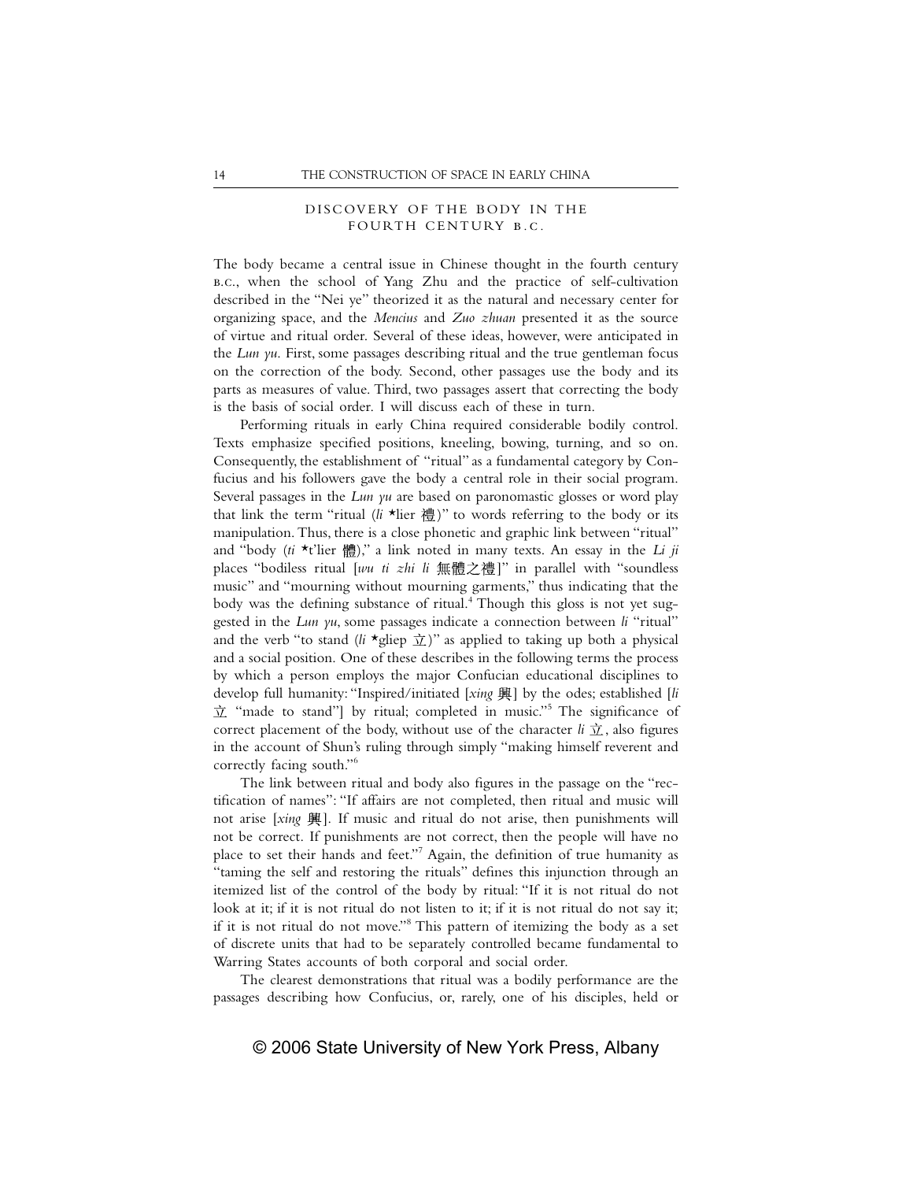## DISCOVERY OF THE BODY IN THE FOURTH CENTURY B.C.

The body became a central issue in Chinese thought in the fourth century B.C., when the school of Yang Zhu and the practice of self-cultivation described in the "Nei ye" theorized it as the natural and necessary center for organizing space, and the *Mencius* and *Zuo zhuan* presented it as the source of virtue and ritual order. Several of these ideas, however, were anticipated in the *Lun yu*. First, some passages describing ritual and the true gentleman focus on the correction of the body. Second, other passages use the body and its parts as measures of value. Third, two passages assert that correcting the body is the basis of social order. I will discuss each of these in turn.

Performing rituals in early China required considerable bodily control. Texts emphasize specified positions, kneeling, bowing, turning, and so on. Consequently, the establishment of "ritual" as a fundamental category by Confucius and his followers gave the body a central role in their social program. Several passages in the *Lun yu* are based on paronomastic glosses or word play that link the term "ritual (*li* *lier 禮)" to words referring to the body or its manipulation. Thus, there is a close phonetic and graphic link between "ritual" and "body (*ti* *t'lier 體)," a link noted in many texts. An essay in the *Li ji* places "bodiless ritual [*wu ti zhi li* 無體之禮]" in parallel with "soundless music" and "mourning without mourning garments," thus indicating that the body was the defining substance of ritual.[4] Though this gloss is not yet suggested in the *Lun yu*, some passages indicate a connection between *li* "ritual" and the verb "to stand (*li* *gliep 立)" as applied to taking up both a physical and a social position. One of these describes in the following terms the process by which a person employs the major Confucian educational disciplines to develop full humanity: "Inspired/initiated [*xing* 興] by the odes; established [*li* 立 "made to stand"] by ritual; completed in music."[5] The significance of correct placement of the body, without use of the character *li* 立, also figures in the account of Shun's ruling through simply "making himself reverent and correctly facing south."[6]

The link between ritual and body also figures in the passage on the "rectification of names": "If affairs are not completed, then ritual and music will not arise [*xing* 興]. If music and ritual do not arise, then punishments will not be correct. If punishments are not correct, then the people will have no place to set their hands and feet."[7] Again, the definition of true humanity as "taming the self and restoring the rituals" defines this injunction through an itemized list of the control of the body by ritual: "If it is not ritual do not look at it; if it is not ritual do not listen to it; if it is not ritual do not say it; if it is not ritual do not move."[8] This pattern of itemizing the body as a set of discrete units that had to be separately controlled became fundamental to Warring States accounts of both corporal and social order.

The clearest demonstrations that ritual was a bodily performance are the passages describing how Confucius, or, rarely, one of his disciples, held or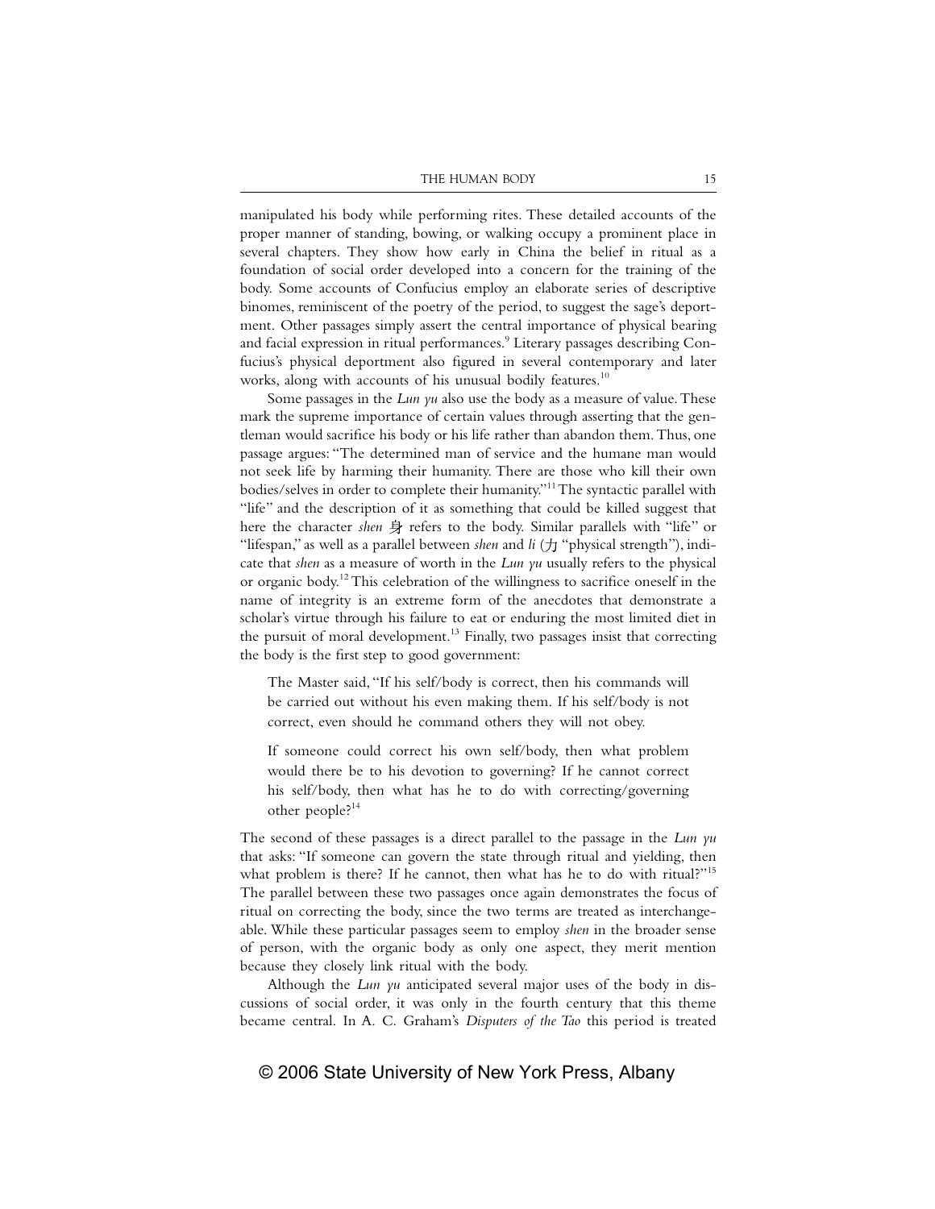manipulated his body while performing rites. These detailed accounts of the proper manner of standing, bowing, or walking occupy a prominent place in several chapters. They show how early in China the belief in ritual as a foundation of social order developed into a concern for the training of the body. Some accounts of Confucius employ an elaborate series of descriptive binomes, reminiscent of the poetry of the period, to suggest the sage's deportment. Other passages simply assert the central importance of physical bearing and facial expression in ritual performances.[9] Literary passages describing Confucius's physical deportment also figured in several contemporary and later works, along with accounts of his unusual bodily features.[10]

Some passages in the *Lun yu* also use the body as a measure of value. These mark the supreme importance of certain values through asserting that the gentleman would sacrifice his body or his life rather than abandon them. Thus, one passage argues: "The determined man of service and the humane man would not seek life by harming their humanity. There are those who kill their own bodies/selves in order to complete their humanity."[11] The syntactic parallel with "life" and the description of it as something that could be killed suggest that here the character *shen* 身 refers to the body. Similar parallels with "life" or "lifespan," as well as a parallel between *shen* and *li* (力 "physical strength"), indicate that *shen* as a measure of worth in the *Lun yu* usually refers to the physical or organic body.[12] This celebration of the willingness to sacrifice oneself in the name of integrity is an extreme form of the anecdotes that demonstrate a scholar's virtue through his failure to eat or enduring the most limited diet in the pursuit of moral development.[13] Finally, two passages insist that correcting the body is the first step to good government:

> The Master said, "If his self/body is correct, then his commands will be carried out without his even making them. If his self/body is not correct, even should he command others they will not obey.
>
> If someone could correct his own self/body, then what problem would there be to his devotion to governing? If he cannot correct his self/body, then what has he to do with correcting/governing other people?[14]

The second of these passages is a direct parallel to the passage in the *Lun yu* that asks: "If someone can govern the state through ritual and yielding, then what problem is there? If he cannot, then what has he to do with ritual?"[15] The parallel between these two passages once again demonstrates the focus of ritual on correcting the body, since the two terms are treated as interchangeable. While these particular passages seem to employ *shen* in the broader sense of person, with the organic body as only one aspect, they merit mention because they closely link ritual with the body.

Although the *Lun yu* anticipated several major uses of the body in discussions of social order, it was only in the fourth century that this theme became central. In A. C. Graham's *Disputers of the Tao* this period is treated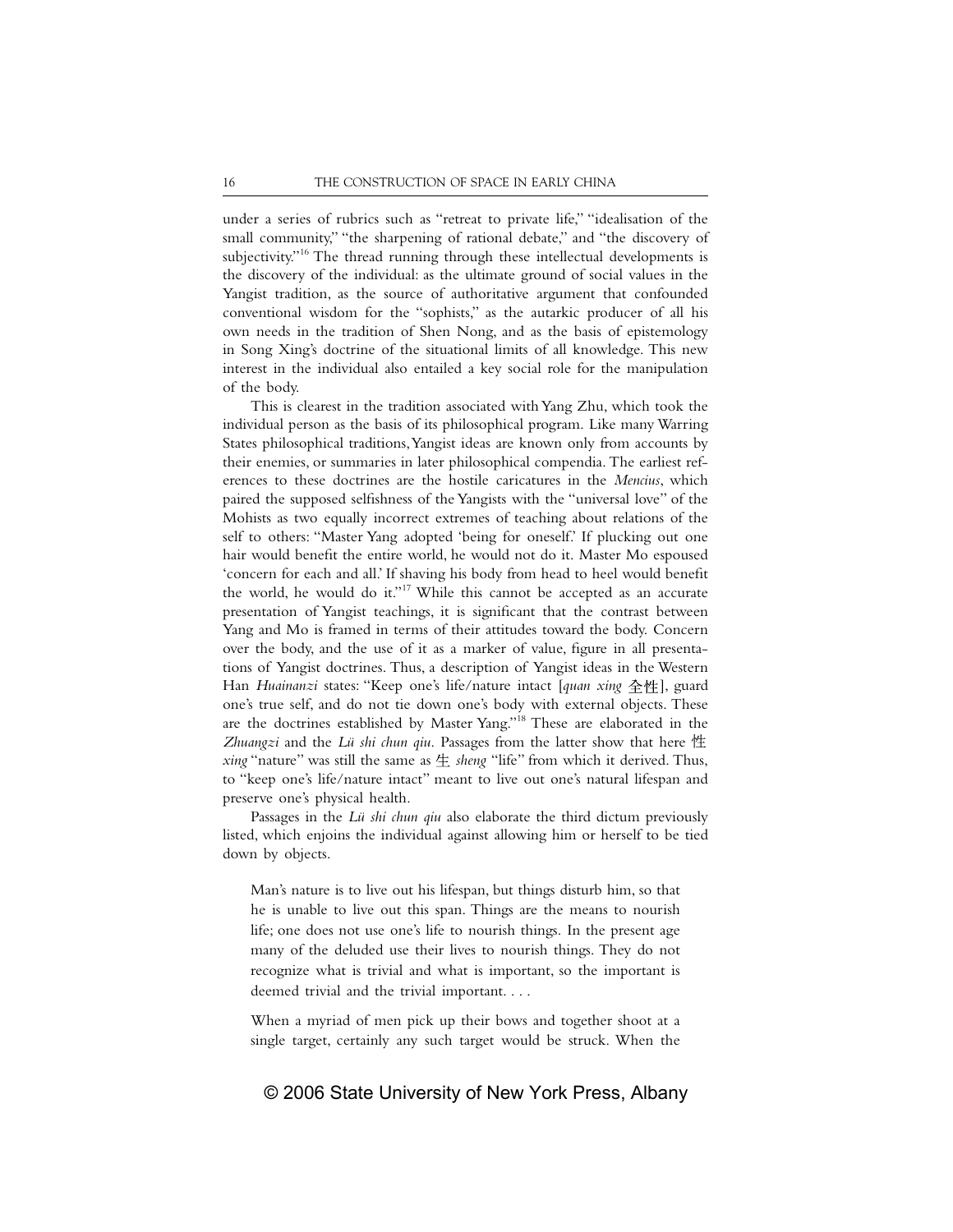under a series of rubrics such as "retreat to private life," "idealisation of the small community," "the sharpening of rational debate," and "the discovery of subjectivity."[16] The thread running through these intellectual developments is the discovery of the individual: as the ultimate ground of social values in the Yangist tradition, as the source of authoritative argument that confounded conventional wisdom for the "sophists," as the autarkic producer of all his own needs in the tradition of Shen Nong, and as the basis of epistemology in Song Xing's doctrine of the situational limits of all knowledge. This new interest in the individual also entailed a key social role for the manipulation of the body.

This is clearest in the tradition associated with Yang Zhu, which took the individual person as the basis of its philosophical program. Like many Warring States philosophical traditions, Yangist ideas are known only from accounts by their enemies, or summaries in later philosophical compendia. The earliest references to these doctrines are the hostile caricatures in the *Mencius*, which paired the supposed selfishness of the Yangists with the "universal love" of the Mohists as two equally incorrect extremes of teaching about relations of the self to others: "Master Yang adopted 'being for oneself.' If plucking out one hair would benefit the entire world, he would not do it. Master Mo espoused 'concern for each and all.' If shaving his body from head to heel would benefit the world, he would do it."[17] While this cannot be accepted as an accurate presentation of Yangist teachings, it is significant that the contrast between Yang and Mo is framed in terms of their attitudes toward the body. Concern over the body, and the use of it as a marker of value, figure in all presentations of Yangist doctrines. Thus, a description of Yangist ideas in the Western Han *Huainanzi* states: "Keep one's life/nature intact [*quan xing* 全性], guard one's true self, and do not tie down one's body with external objects. These are the doctrines established by Master Yang."[18] These are elaborated in the *Zhuangzi* and the *Lü shi chun qiu*. Passages from the latter show that here 性 *xing* "nature" was still the same as 生 *sheng* "life" from which it derived. Thus, to "keep one's life/nature intact" meant to live out one's natural lifespan and preserve one's physical health.

Passages in the *Lü shi chun qiu* also elaborate the third dictum previously listed, which enjoins the individual against allowing him or herself to be tied down by objects.

> Man's nature is to live out his lifespan, but things disturb him, so that he is unable to live out this span. Things are the means to nourish life; one does not use one's life to nourish things. In the present age many of the deluded use their lives to nourish things. They do not recognize what is trivial and what is important, so the important is deemed trivial and the trivial important. . . .
>
> When a myriad of men pick up their bows and together shoot at a single target, certainly any such target would be struck. When the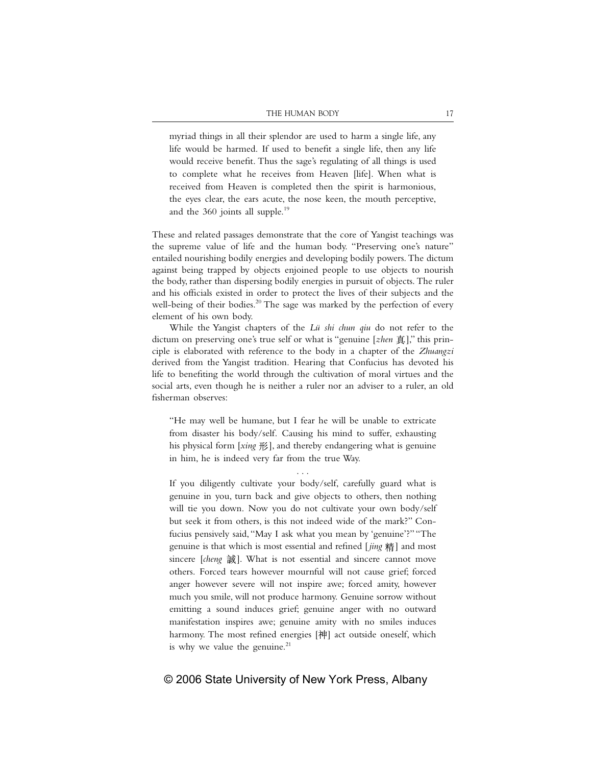myriad things in all their splendor are used to harm a single life, any life would be harmed. If used to benefit a single life, then any life would receive benefit. Thus the sage's regulating of all things is used to complete what he receives from Heaven [life]. When what is received from Heaven is completed then the spirit is harmonious, the eyes clear, the ears acute, the nose keen, the mouth perceptive, and the 360 joints all supple.[19]

These and related passages demonstrate that the core of Yangist teachings was the supreme value of life and the human body. "Preserving one's nature" entailed nourishing bodily energies and developing bodily powers. The dictum against being trapped by objects enjoined people to use objects to nourish the body, rather than dispersing bodily energies in pursuit of objects. The ruler and his officials existed in order to protect the lives of their subjects and the well-being of their bodies.[20] The sage was marked by the perfection of every element of his own body.

While the Yangist chapters of the *Lü shi chun qiu* do not refer to the dictum on preserving one's true self or what is "genuine [*zhen* 真]," this principle is elaborated with reference to the body in a chapter of the *Zhuangzi* derived from the Yangist tradition. Hearing that Confucius has devoted his life to benefiting the world through the cultivation of moral virtues and the social arts, even though he is neither a ruler nor an adviser to a ruler, an old fisherman observes:

> "He may well be humane, but I fear he will be unable to extricate from disaster his body/self. Causing his mind to suffer, exhausting his physical form [*xing* 形], and thereby endangering what is genuine in him, he is indeed very far from the true Way.
>
> . . .
>
> If you diligently cultivate your body/self, carefully guard what is genuine in you, turn back and give objects to others, then nothing will tie you down. Now you do not cultivate your own body/self but seek it from others, is this not indeed wide of the mark?" Confucius pensively said, "May I ask what you mean by 'genuine'?" "The genuine is that which is most essential and refined [*jing* 精] and most sincere [*cheng* 誠]. What is not essential and sincere cannot move others. Forced tears however mournful will not cause grief; forced anger however severe will not inspire awe; forced amity, however much you smile, will not produce harmony. Genuine sorrow without emitting a sound induces grief; genuine anger with no outward manifestation inspires awe; genuine amity with no smiles induces harmony. The most refined energies [神] act outside oneself, which is why we value the genuine.[21]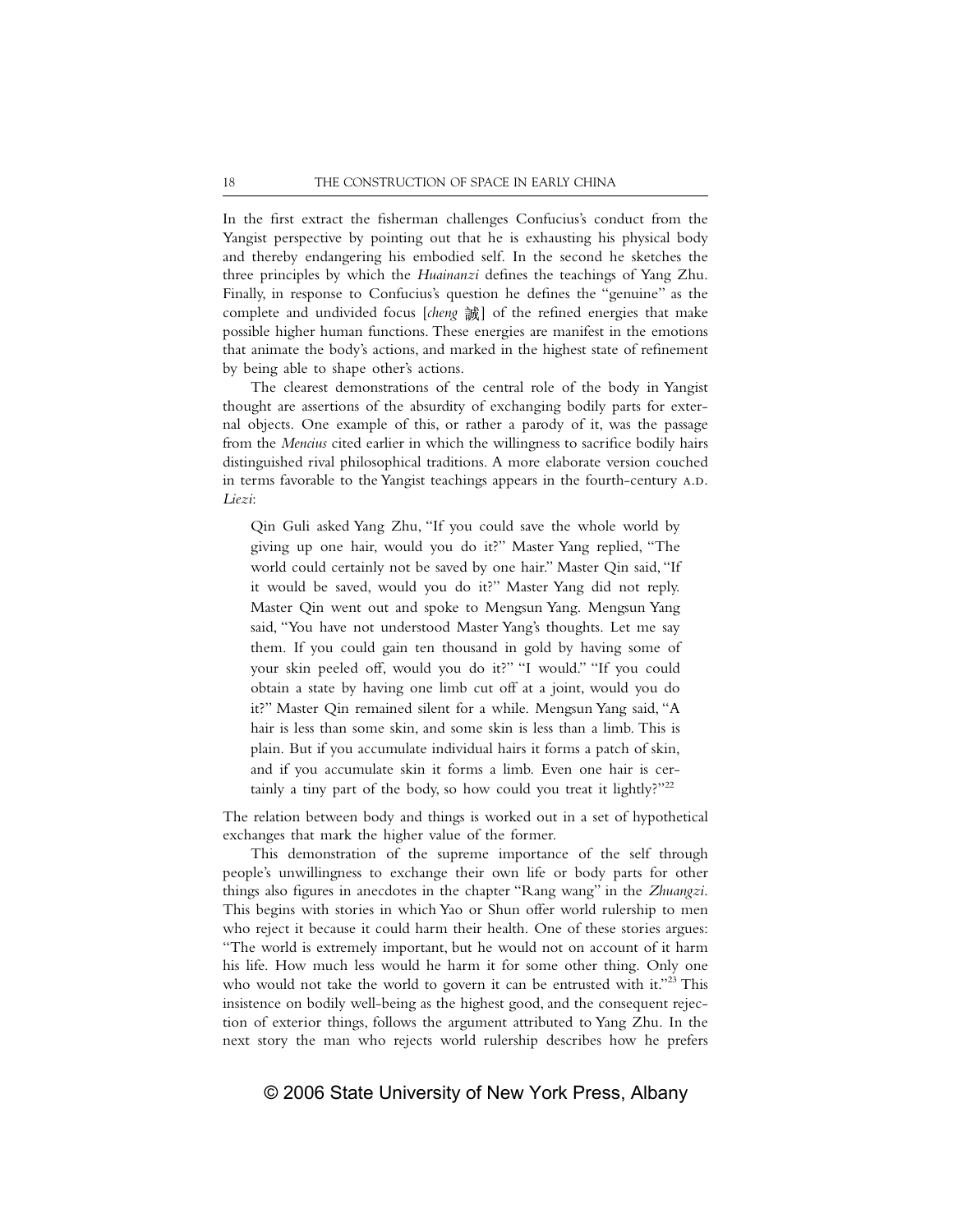In the first extract the fisherman challenges Confucius's conduct from the Yangist perspective by pointing out that he is exhausting his physical body and thereby endangering his embodied self. In the second he sketches the three principles by which the *Huainanzi* defines the teachings of Yang Zhu. Finally, in response to Confucius's question he defines the "genuine" as the complete and undivided focus [*cheng* 誠] of the refined energies that make possible higher human functions. These energies are manifest in the emotions that animate the body's actions, and marked in the highest state of refinement by being able to shape other's actions.

The clearest demonstrations of the central role of the body in Yangist thought are assertions of the absurdity of exchanging bodily parts for external objects. One example of this, or rather a parody of it, was the passage from the *Mencius* cited earlier in which the willingness to sacrifice bodily hairs distinguished rival philosophical traditions. A more elaborate version couched in terms favorable to the Yangist teachings appears in the fourth-century A.D. *Liezi*:

> Qin Guli asked Yang Zhu, "If you could save the whole world by giving up one hair, would you do it?" Master Yang replied, "The world could certainly not be saved by one hair." Master Qin said, "If it would be saved, would you do it?" Master Yang did not reply. Master Qin went out and spoke to Mengsun Yang. Mengsun Yang said, "You have not understood Master Yang's thoughts. Let me say them. If you could gain ten thousand in gold by having some of your skin peeled off, would you do it?" "I would." "If you could obtain a state by having one limb cut off at a joint, would you do it?" Master Qin remained silent for a while. Mengsun Yang said, "A hair is less than some skin, and some skin is less than a limb. This is plain. But if you accumulate individual hairs it forms a patch of skin, and if you accumulate skin it forms a limb. Even one hair is certainly a tiny part of the body, so how could you treat it lightly?"[22]

The relation between body and things is worked out in a set of hypothetical exchanges that mark the higher value of the former.

This demonstration of the supreme importance of the self through people's unwillingness to exchange their own life or body parts for other things also figures in anecdotes in the chapter "Rang wang" in the *Zhuangzi*. This begins with stories in which Yao or Shun offer world rulership to men who reject it because it could harm their health. One of these stories argues: "The world is extremely important, but he would not on account of it harm his life. How much less would he harm it for some other thing. Only one who would not take the world to govern it can be entrusted with it."[23] This insistence on bodily well-being as the highest good, and the consequent rejection of exterior things, follows the argument attributed to Yang Zhu. In the next story the man who rejects world rulership describes how he prefers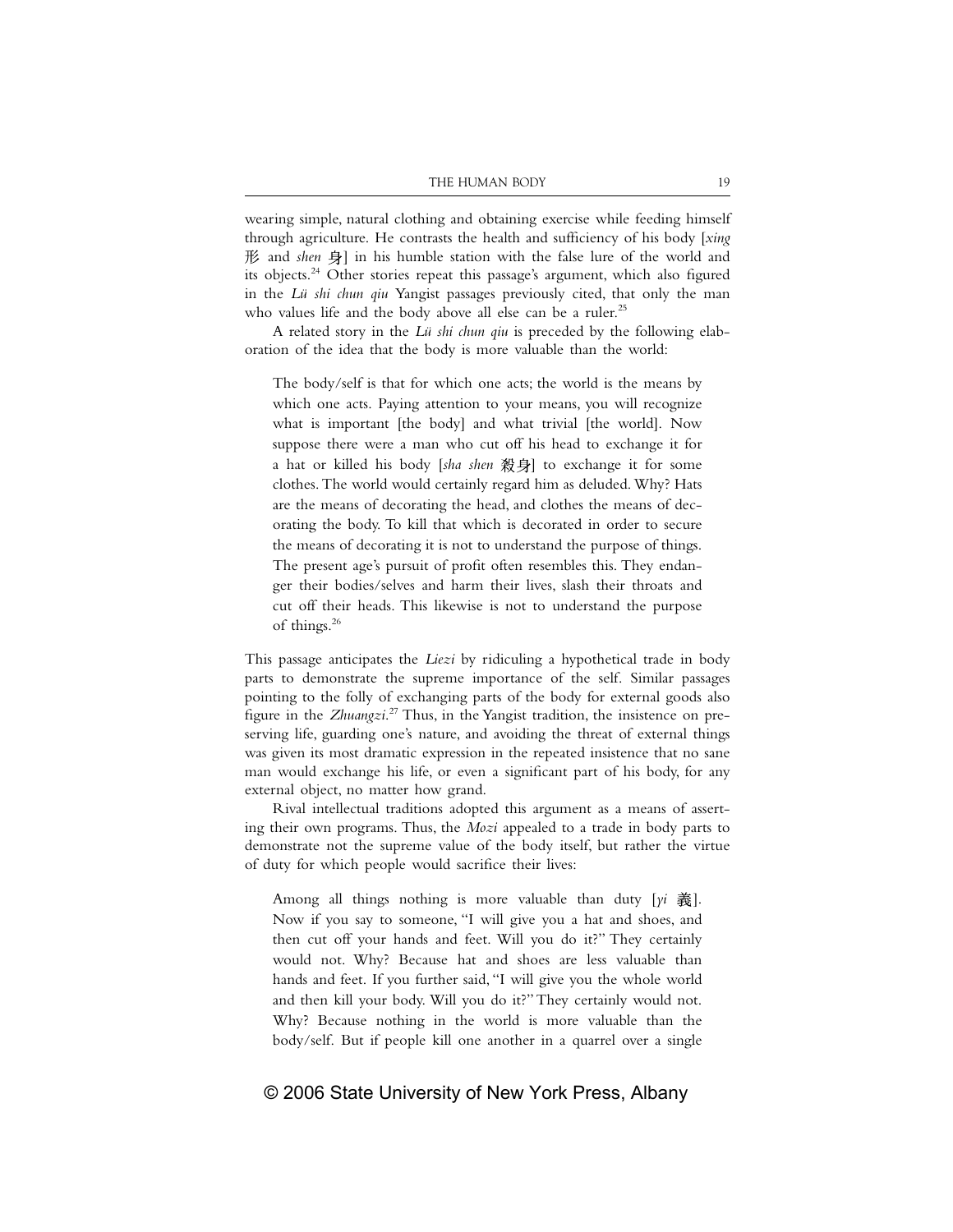wearing simple, natural clothing and obtaining exercise while feeding himself through agriculture. He contrasts the health and sufficiency of his body [*xing* 形 and *shen* 身] in his humble station with the false lure of the world and its objects.[24] Other stories repeat this passage's argument, which also figured in the *Lü shi chun qiu* Yangist passages previously cited, that only the man who values life and the body above all else can be a ruler.[25]

A related story in the *Lü shi chun qiu* is preceded by the following elaboration of the idea that the body is more valuable than the world:

> The body/self is that for which one acts; the world is the means by which one acts. Paying attention to your means, you will recognize what is important [the body] and what trivial [the world]. Now suppose there were a man who cut off his head to exchange it for a hat or killed his body [*sha shen* 殺身] to exchange it for some clothes. The world would certainly regard him as deluded. Why? Hats are the means of decorating the head, and clothes the means of decorating the body. To kill that which is decorated in order to secure the means of decorating it is not to understand the purpose of things. The present age's pursuit of profit often resembles this. They endanger their bodies/selves and harm their lives, slash their throats and cut off their heads. This likewise is not to understand the purpose of things.[26]

This passage anticipates the *Liezi* by ridiculing a hypothetical trade in body parts to demonstrate the supreme importance of the self. Similar passages pointing to the folly of exchanging parts of the body for external goods also figure in the *Zhuangzi*.[27] Thus, in the Yangist tradition, the insistence on preserving life, guarding one's nature, and avoiding the threat of external things was given its most dramatic expression in the repeated insistence that no sane man would exchange his life, or even a significant part of his body, for any external object, no matter how grand.

Rival intellectual traditions adopted this argument as a means of asserting their own programs. Thus, the *Mozi* appealed to a trade in body parts to demonstrate not the supreme value of the body itself, but rather the virtue of duty for which people would sacrifice their lives:

> Among all things nothing is more valuable than duty [*yi* 義]. Now if you say to someone, "I will give you a hat and shoes, and then cut off your hands and feet. Will you do it?" They certainly would not. Why? Because hat and shoes are less valuable than hands and feet. If you further said, "I will give you the whole world and then kill your body. Will you do it?" They certainly would not. Why? Because nothing in the world is more valuable than the body/self. But if people kill one another in a quarrel over a single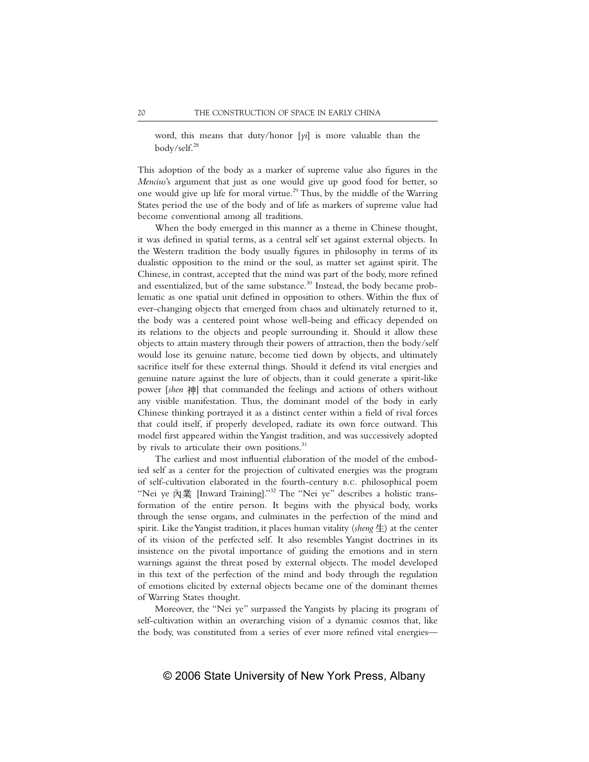word, this means that duty/honor [*yi*] is more valuable than the body/self.[28]

This adoption of the body as a marker of supreme value also figures in the *Mencius*'s argument that just as one would give up good food for better, so one would give up life for moral virtue.[29] Thus, by the middle of the Warring States period the use of the body and of life as markers of supreme value had become conventional among all traditions.

When the body emerged in this manner as a theme in Chinese thought, it was defined in spatial terms, as a central self set against external objects. In the Western tradition the body usually figures in philosophy in terms of its dualistic opposition to the mind or the soul, as matter set against spirit. The Chinese, in contrast, accepted that the mind was part of the body, more refined and essentialized, but of the same substance.[30] Instead, the body became problematic as one spatial unit defined in opposition to others. Within the flux of ever-changing objects that emerged from chaos and ultimately returned to it, the body was a centered point whose well-being and efficacy depended on its relations to the objects and people surrounding it. Should it allow these objects to attain mastery through their powers of attraction, then the body/self would lose its genuine nature, become tied down by objects, and ultimately sacrifice itself for these external things. Should it defend its vital energies and genuine nature against the lure of objects, than it could generate a spirit-like power [*shen* 神] that commanded the feelings and actions of others without any visible manifestation. Thus, the dominant model of the body in early Chinese thinking portrayed it as a distinct center within a field of rival forces that could itself, if properly developed, radiate its own force outward. This model first appeared within the Yangist tradition, and was successively adopted by rivals to articulate their own positions.[31]

The earliest and most influential elaboration of the model of the embodied self as a center for the projection of cultivated energies was the program of self-cultivation elaborated in the fourth-century B.C. philosophical poem "Nei ye 內業 [Inward Training]."[32] The "Nei ye" describes a holistic transformation of the entire person. It begins with the physical body, works through the sense organs, and culminates in the perfection of the mind and spirit. Like the Yangist tradition, it places human vitality (*sheng* 生) at the center of its vision of the perfected self. It also resembles Yangist doctrines in its insistence on the pivotal importance of guiding the emotions and in stern warnings against the threat posed by external objects. The model developed in this text of the perfection of the mind and body through the regulation of emotions elicited by external objects became one of the dominant themes of Warring States thought.

Moreover, the "Nei ye" surpassed the Yangists by placing its program of self-cultivation within an overarching vision of a dynamic cosmos that, like the body, was constituted from a series of ever more refined vital energies—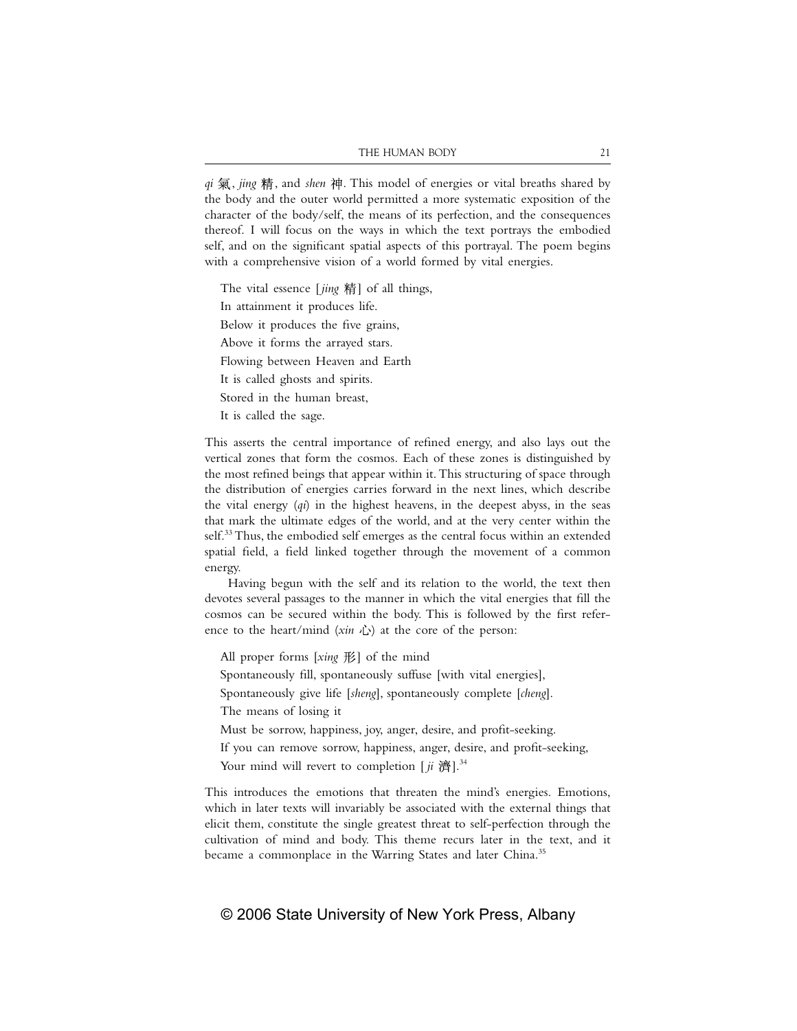*qi* 氣, *jing* 精, and *shen* 神. This model of energies or vital breaths shared by the body and the outer world permitted a more systematic exposition of the character of the body/self, the means of its perfection, and the consequences thereof. I will focus on the ways in which the text portrays the embodied self, and on the significant spatial aspects of this portrayal. The poem begins with a comprehensive vision of a world formed by vital energies.

> The vital essence [*jing* 精] of all things,
> In attainment it produces life.
> Below it produces the five grains,
> Above it forms the arrayed stars.
> Flowing between Heaven and Earth
> It is called ghosts and spirits.
> Stored in the human breast,
> It is called the sage.

This asserts the central importance of refined energy, and also lays out the vertical zones that form the cosmos. Each of these zones is distinguished by the most refined beings that appear within it. This structuring of space through the distribution of energies carries forward in the next lines, which describe the vital energy (*qi*) in the highest heavens, in the deepest abyss, in the seas that mark the ultimate edges of the world, and at the very center within the self.[33] Thus, the embodied self emerges as the central focus within an extended spatial field, a field linked together through the movement of a common energy.

Having begun with the self and its relation to the world, the text then devotes several passages to the manner in which the vital energies that fill the cosmos can be secured within the body. This is followed by the first reference to the heart/mind (*xin* 心) at the core of the person:

> All proper forms [*xing* 形] of the mind
> Spontaneously fill, spontaneously suffuse [with vital energies],
> Spontaneously give life [*sheng*], spontaneously complete [*cheng*].
> The means of losing it
> Must be sorrow, happiness, joy, anger, desire, and profit-seeking.
> If you can remove sorrow, happiness, anger, desire, and profit-seeking,
> Your mind will revert to completion [*ji* 濟].[34]

This introduces the emotions that threaten the mind's energies. Emotions, which in later texts will invariably be associated with the external things that elicit them, constitute the single greatest threat to self-perfection through the cultivation of mind and body. This theme recurs later in the text, and it became a commonplace in the Warring States and later China.[35]

© 2006 State University of New York Press, Albany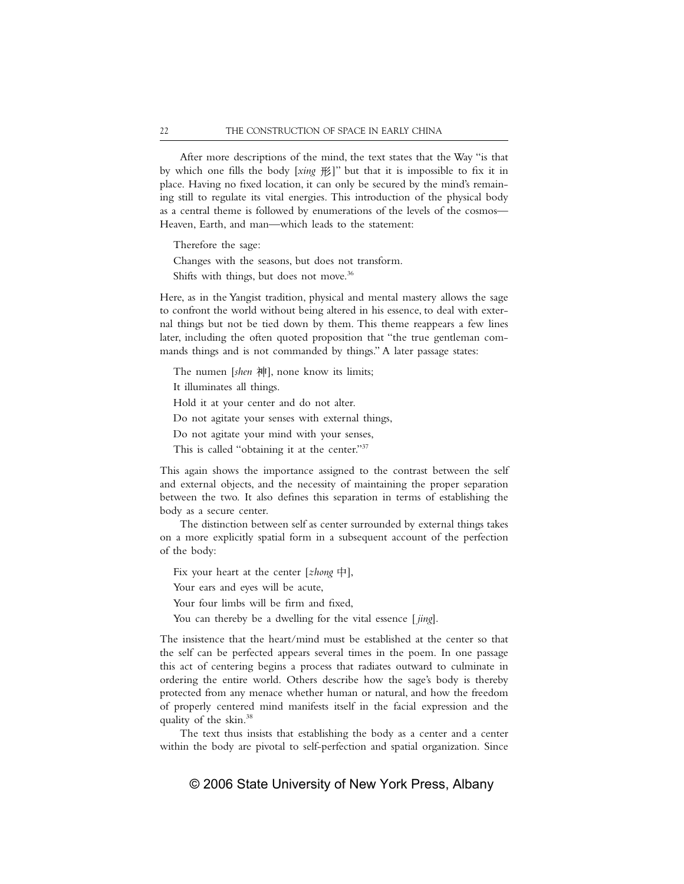After more descriptions of the mind, the text states that the Way "is that by which one fills the body [*xing* 形]" but that it is impossible to fix it in place. Having no fixed location, it can only be secured by the mind's remaining still to regulate its vital energies. This introduction of the physical body as a central theme is followed by enumerations of the levels of the cosmos—Heaven, Earth, and man—which leads to the statement:

> Therefore the sage:
>
> Changes with the seasons, but does not transform.
>
> Shifts with things, but does not move.[36]

Here, as in the Yangist tradition, physical and mental mastery allows the sage to confront the world without being altered in his essence, to deal with external things but not be tied down by them. This theme reappears a few lines later, including the often quoted proposition that "the true gentleman commands things and is not commanded by things." A later passage states:

> The numen [*shen* 神], none know its limits;
>
> It illuminates all things.
>
> Hold it at your center and do not alter.
>
> Do not agitate your senses with external things,
>
> Do not agitate your mind with your senses,
>
> This is called "obtaining it at the center."[37]

This again shows the importance assigned to the contrast between the self and external objects, and the necessity of maintaining the proper separation between the two. It also defines this separation in terms of establishing the body as a secure center.

The distinction between self as center surrounded by external things takes on a more explicitly spatial form in a subsequent account of the perfection of the body:

> Fix your heart at the center [*zhong* 中],
>
> Your ears and eyes will be acute,
>
> Your four limbs will be firm and fixed,
>
> You can thereby be a dwelling for the vital essence [*jing*].

The insistence that the heart/mind must be established at the center so that the self can be perfected appears several times in the poem. In one passage this act of centering begins a process that radiates outward to culminate in ordering the entire world. Others describe how the sage's body is thereby protected from any menace whether human or natural, and how the freedom of properly centered mind manifests itself in the facial expression and the quality of the skin.[38]

The text thus insists that establishing the body as a center and a center within the body are pivotal to self-perfection and spatial organization. Since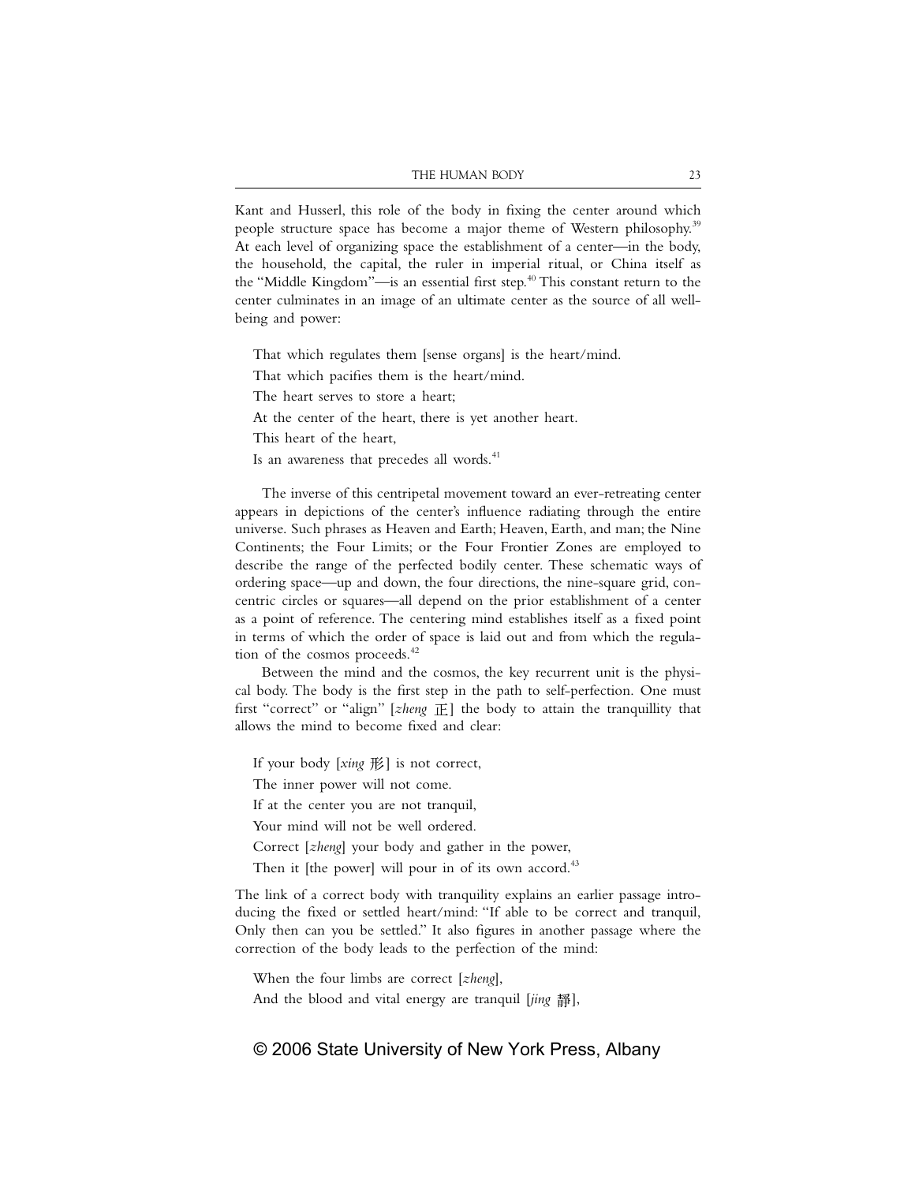Kant and Husserl, this role of the body in fixing the center around which people structure space has become a major theme of Western philosophy.[39] At each level of organizing space the establishment of a center—in the body, the household, the capital, the ruler in imperial ritual, or China itself as the "Middle Kingdom"—is an essential first step.[40] This constant return to the center culminates in an image of an ultimate center as the source of all well-being and power:

> That which regulates them [sense organs] is the heart/mind.
> That which pacifies them is the heart/mind.
> The heart serves to store a heart;
> At the center of the heart, there is yet another heart.
> This heart of the heart,
> Is an awareness that precedes all words.[41]

The inverse of this centripetal movement toward an ever-retreating center appears in depictions of the center's influence radiating through the entire universe. Such phrases as Heaven and Earth; Heaven, Earth, and man; the Nine Continents; the Four Limits; or the Four Frontier Zones are employed to describe the range of the perfected bodily center. These schematic ways of ordering space—up and down, the four directions, the nine-square grid, concentric circles or squares—all depend on the prior establishment of a center as a point of reference. The centering mind establishes itself as a fixed point in terms of which the order of space is laid out and from which the regulation of the cosmos proceeds.[42]

Between the mind and the cosmos, the key recurrent unit is the physical body. The body is the first step in the path to self-perfection. One must first "correct" or "align" [*zheng* 正] the body to attain the tranquillity that allows the mind to become fixed and clear:

> If your body [*xing* 形] is not correct,
> The inner power will not come.
> If at the center you are not tranquil,
> Your mind will not be well ordered.
> Correct [*zheng*] your body and gather in the power,
> Then it [the power] will pour in of its own accord.[43]

The link of a correct body with tranquility explains an earlier passage introducing the fixed or settled heart/mind: "If able to be correct and tranquil, Only then can you be settled." It also figures in another passage where the correction of the body leads to the perfection of the mind:

> When the four limbs are correct [*zheng*],
> And the blood and vital energy are tranquil [*jing* 靜],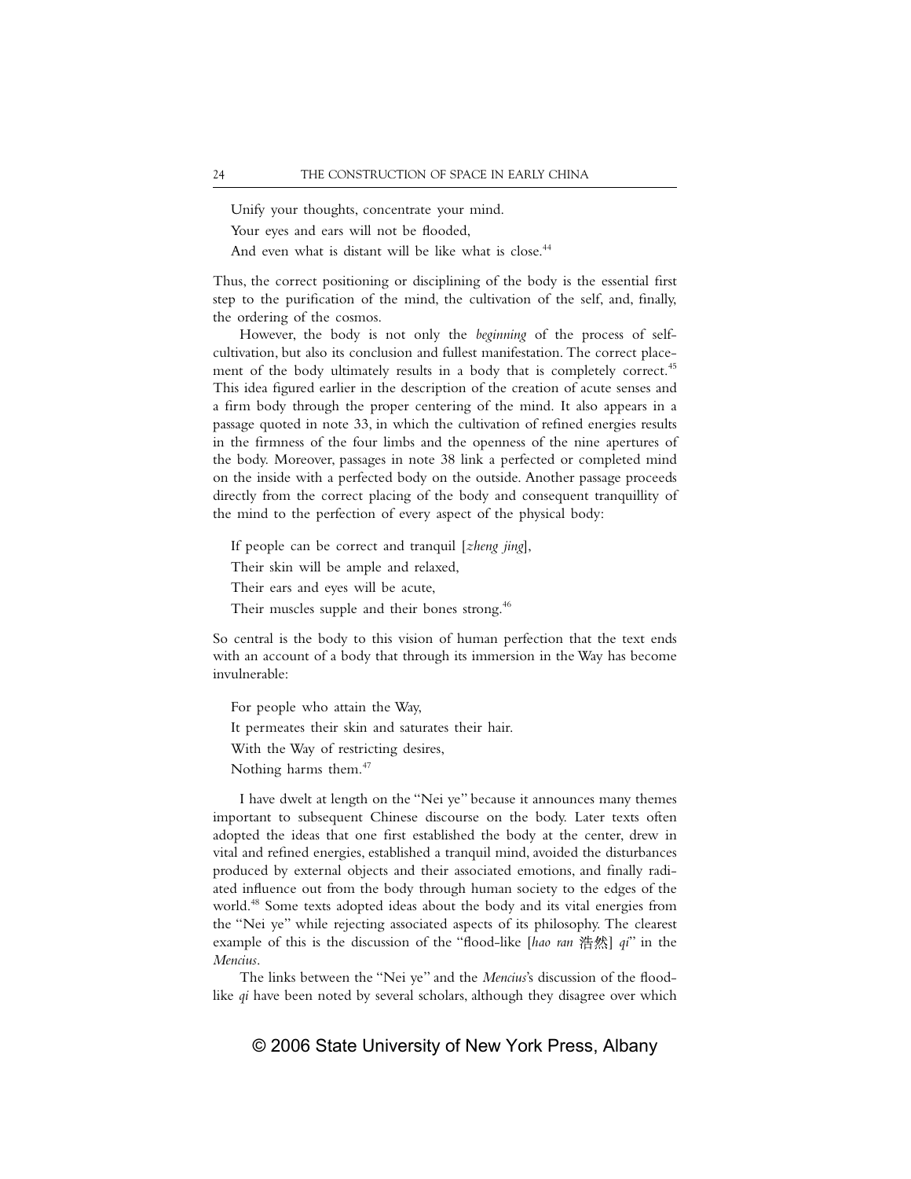Unify your thoughts, concentrate your mind.
Your eyes and ears will not be flooded,
And even what is distant will be like what is close.[44]

Thus, the correct positioning or disciplining of the body is the essential first step to the purification of the mind, the cultivation of the self, and, finally, the ordering of the cosmos.

However, the body is not only the *beginning* of the process of self-cultivation, but also its conclusion and fullest manifestation. The correct placement of the body ultimately results in a body that is completely correct.[45] This idea figured earlier in the description of the creation of acute senses and a firm body through the proper centering of the mind. It also appears in a passage quoted in note 33, in which the cultivation of refined energies results in the firmness of the four limbs and the openness of the nine apertures of the body. Moreover, passages in note 38 link a perfected or completed mind on the inside with a perfected body on the outside. Another passage proceeds directly from the correct placing of the body and consequent tranquillity of the mind to the perfection of every aspect of the physical body:

If people can be correct and tranquil [*zheng jing*],
Their skin will be ample and relaxed,
Their ears and eyes will be acute,
Their muscles supple and their bones strong.[46]

So central is the body to this vision of human perfection that the text ends with an account of a body that through its immersion in the Way has become invulnerable:

For people who attain the Way,
It permeates their skin and saturates their hair.
With the Way of restricting desires,
Nothing harms them.[47]

I have dwelt at length on the "Nei ye" because it announces many themes important to subsequent Chinese discourse on the body. Later texts often adopted the ideas that one first established the body at the center, drew in vital and refined energies, established a tranquil mind, avoided the disturbances produced by external objects and their associated emotions, and finally radiated influence out from the body through human society to the edges of the world.[48] Some texts adopted ideas about the body and its vital energies from the "Nei ye" while rejecting associated aspects of its philosophy. The clearest example of this is the discussion of the "flood-like [*hao ran* 浩然] *qi*" in the *Mencius*.

The links between the "Nei ye" and the *Mencius*'s discussion of the flood-like *qi* have been noted by several scholars, although they disagree over which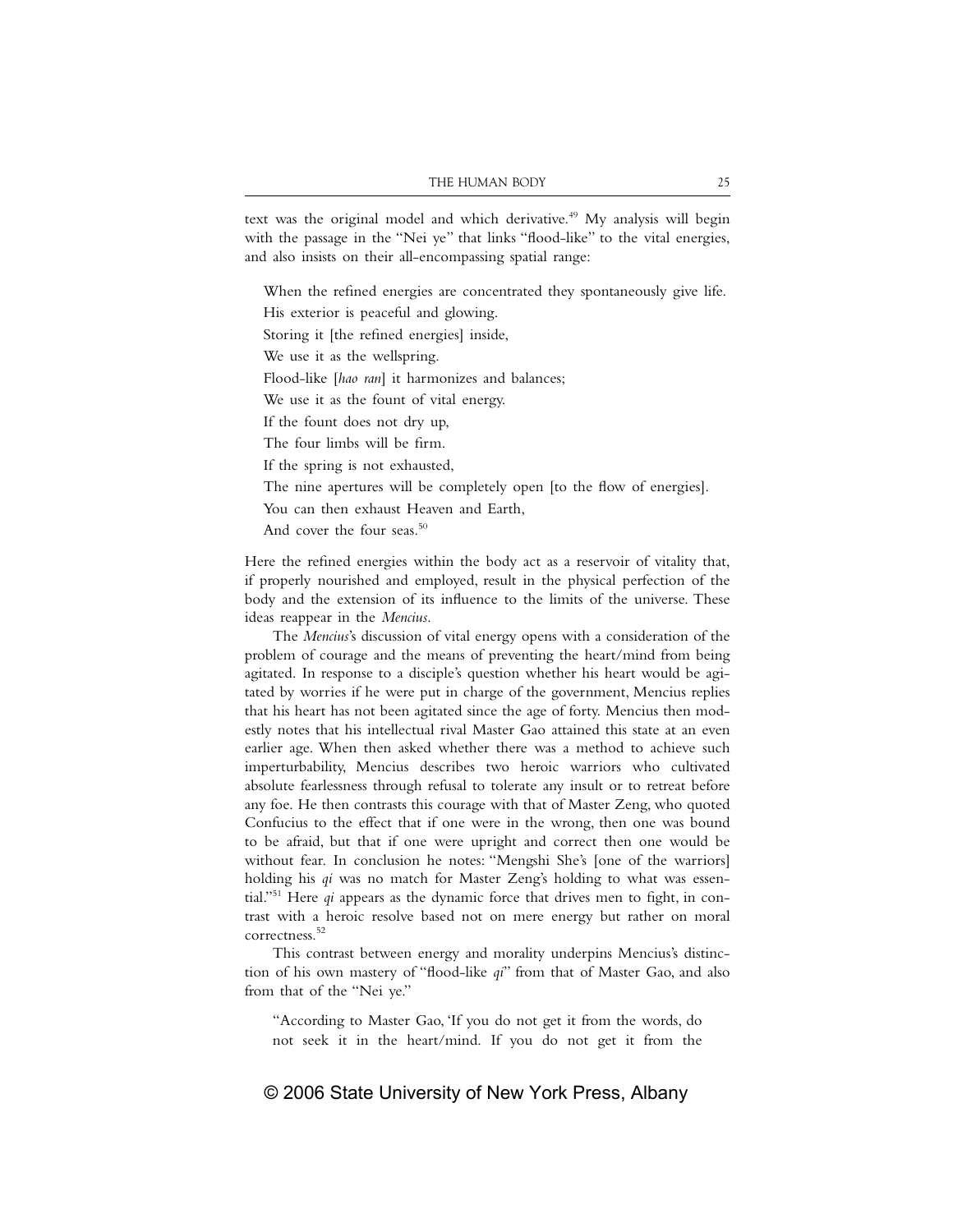text was the original model and which derivative.[49] My analysis will begin with the passage in the "Nei ye" that links "flood-like" to the vital energies, and also insists on their all-encompassing spatial range:

> When the refined energies are concentrated they spontaneously give life.
> His exterior is peaceful and glowing.
> Storing it [the refined energies] inside,
> We use it as the wellspring.
> Flood-like [*hao ran*] it harmonizes and balances;
> We use it as the fount of vital energy.
> If the fount does not dry up,
> The four limbs will be firm.
> If the spring is not exhausted,
> The nine apertures will be completely open [to the flow of energies].
> You can then exhaust Heaven and Earth,
> And cover the four seas.[50]

Here the refined energies within the body act as a reservoir of vitality that, if properly nourished and employed, result in the physical perfection of the body and the extension of its influence to the limits of the universe. These ideas reappear in the *Mencius*.

The *Mencius*'s discussion of vital energy opens with a consideration of the problem of courage and the means of preventing the heart/mind from being agitated. In response to a disciple's question whether his heart would be agitated by worries if he were put in charge of the government, Mencius replies that his heart has not been agitated since the age of forty. Mencius then modestly notes that his intellectual rival Master Gao attained this state at an even earlier age. When then asked whether there was a method to achieve such imperturbability, Mencius describes two heroic warriors who cultivated absolute fearlessness through refusal to tolerate any insult or to retreat before any foe. He then contrasts this courage with that of Master Zeng, who quoted Confucius to the effect that if one were in the wrong, then one was bound to be afraid, but that if one were upright and correct then one would be without fear. In conclusion he notes: "Mengshi She's [one of the warriors] holding his *qi* was no match for Master Zeng's holding to what was essential."[51] Here *qi* appears as the dynamic force that drives men to fight, in contrast with a heroic resolve based not on mere energy but rather on moral correctness.[52]

This contrast between energy and morality underpins Mencius's distinction of his own mastery of "flood-like *qi*" from that of Master Gao, and also from that of the "Nei ye."

> "According to Master Gao, 'If you do not get it from the words, do not seek it in the heart/mind. If you do not get it from the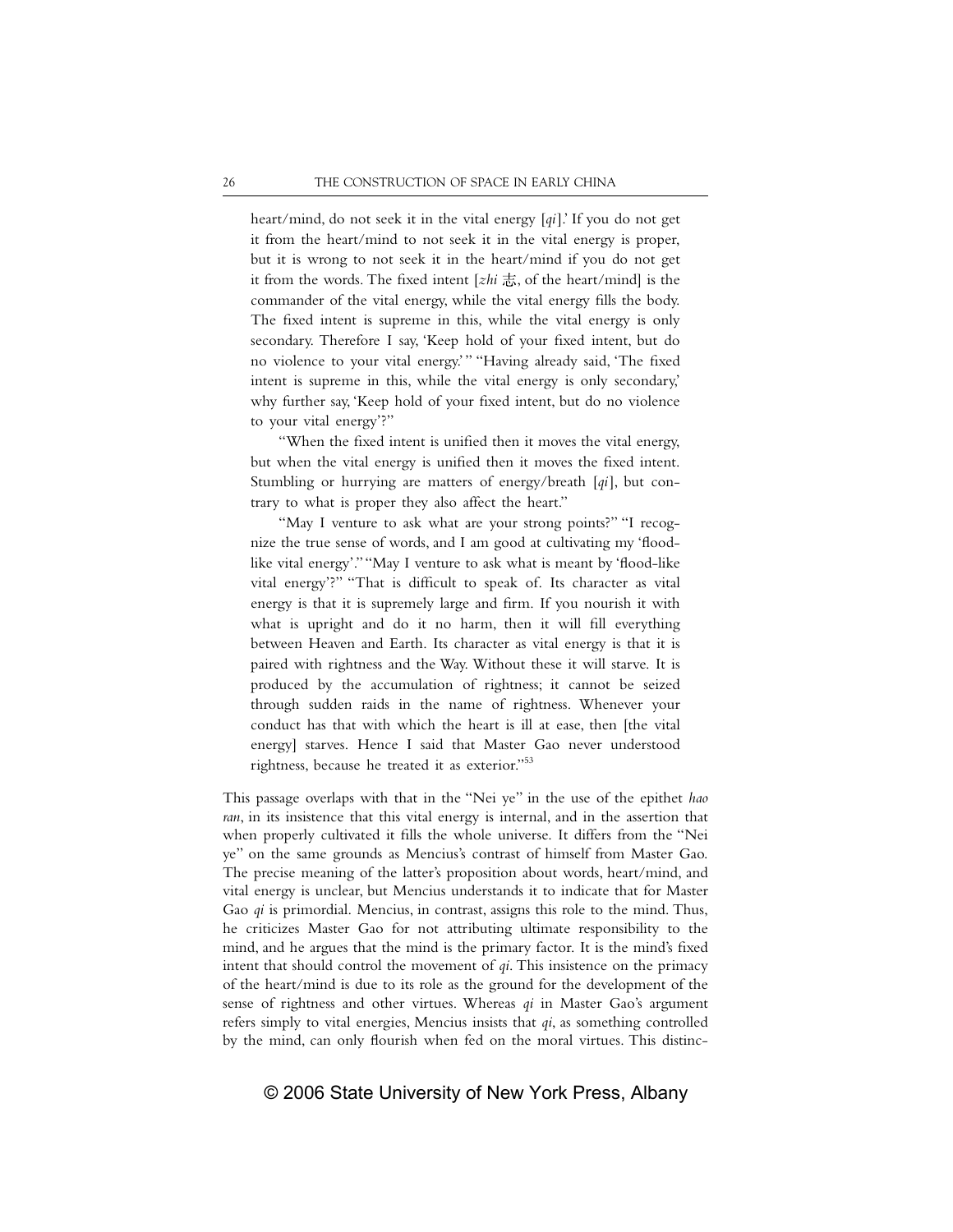heart/mind, do not seek it in the vital energy [*qi*].' If you do not get it from the heart/mind to not seek it in the vital energy is proper, but it is wrong to not seek it in the heart/mind if you do not get it from the words. The fixed intent [*zhi* 志, of the heart/mind] is the commander of the vital energy, while the vital energy fills the body. The fixed intent is supreme in this, while the vital energy is only secondary. Therefore I say, 'Keep hold of your fixed intent, but do no violence to your vital energy.'" "Having already said, 'The fixed intent is supreme in this, while the vital energy is only secondary,' why further say, 'Keep hold of your fixed intent, but do no violence to your vital energy'?"

"When the fixed intent is unified then it moves the vital energy, but when the vital energy is unified then it moves the fixed intent. Stumbling or hurrying are matters of energy/breath [*qi*], but contrary to what is proper they also affect the heart."

"May I venture to ask what are your strong points?" "I recognize the true sense of words, and I am good at cultivating my 'flood-like vital energy'." "May I venture to ask what is meant by 'flood-like vital energy'?" "That is difficult to speak of. Its character as vital energy is that it is supremely large and firm. If you nourish it with what is upright and do it no harm, then it will fill everything between Heaven and Earth. Its character as vital energy is that it is paired with rightness and the Way. Without these it will starve. It is produced by the accumulation of rightness; it cannot be seized through sudden raids in the name of rightness. Whenever your conduct has that with which the heart is ill at ease, then [the vital energy] starves. Hence I said that Master Gao never understood rightness, because he treated it as exterior."[53]

This passage overlaps with that in the "Nei ye" in the use of the epithet *hao ran*, in its insistence that this vital energy is internal, and in the assertion that when properly cultivated it fills the whole universe. It differs from the "Nei ye" on the same grounds as Mencius's contrast of himself from Master Gao. The precise meaning of the latter's proposition about words, heart/mind, and vital energy is unclear, but Mencius understands it to indicate that for Master Gao *qi* is primordial. Mencius, in contrast, assigns this role to the mind. Thus, he criticizes Master Gao for not attributing ultimate responsibility to the mind, and he argues that the mind is the primary factor. It is the mind's fixed intent that should control the movement of *qi*. This insistence on the primacy of the heart/mind is due to its role as the ground for the development of the sense of rightness and other virtues. Whereas *qi* in Master Gao's argument refers simply to vital energies, Mencius insists that *qi*, as something controlled by the mind, can only flourish when fed on the moral virtues. This distinc-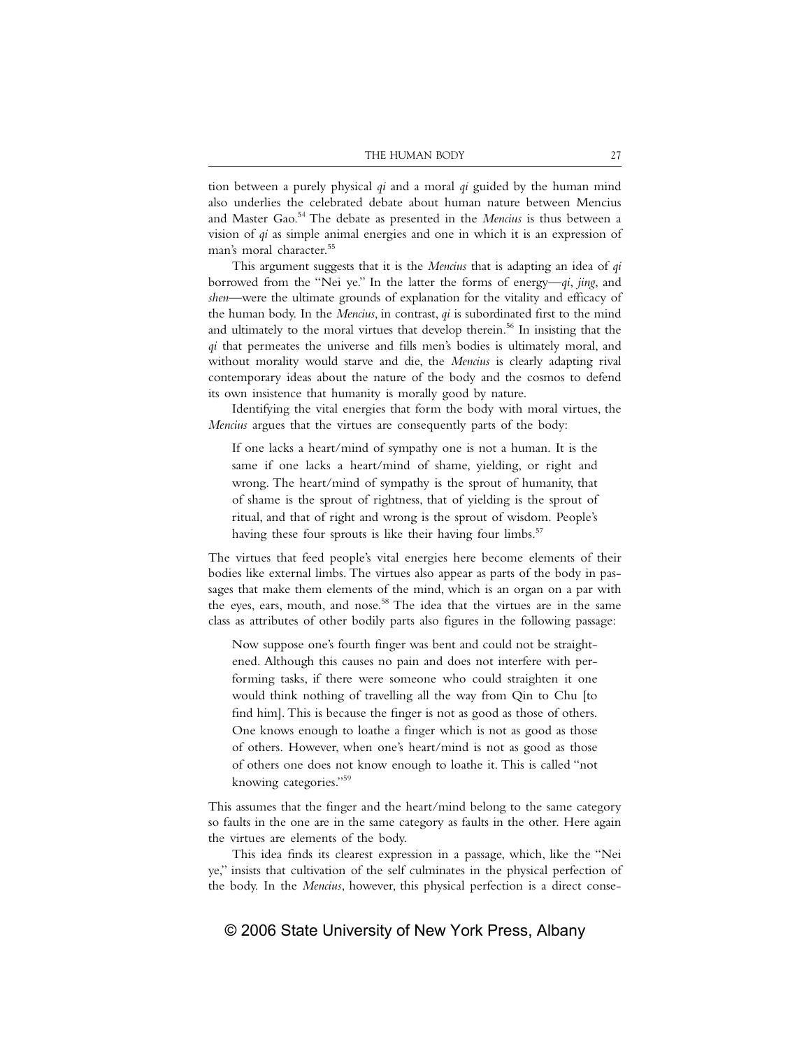tion between a purely physical *qi* and a moral *qi* guided by the human mind also underlies the celebrated debate about human nature between Mencius and Master Gao.[54] The debate as presented in the *Mencius* is thus between a vision of *qi* as simple animal energies and one in which it is an expression of man's moral character.[55]

This argument suggests that it is the *Mencius* that is adapting an idea of *qi* borrowed from the "Nei ye." In the latter the forms of energy—*qi*, *jing*, and *shen*—were the ultimate grounds of explanation for the vitality and efficacy of the human body. In the *Mencius*, in contrast, *qi* is subordinated first to the mind and ultimately to the moral virtues that develop therein.[56] In insisting that the *qi* that permeates the universe and fills men's bodies is ultimately moral, and without morality would starve and die, the *Mencius* is clearly adapting rival contemporary ideas about the nature of the body and the cosmos to defend its own insistence that humanity is morally good by nature.

Identifying the vital energies that form the body with moral virtues, the *Mencius* argues that the virtues are consequently parts of the body:

> If one lacks a heart/mind of sympathy one is not a human. It is the same if one lacks a heart/mind of shame, yielding, or right and wrong. The heart/mind of sympathy is the sprout of humanity, that of shame is the sprout of rightness, that of yielding is the sprout of ritual, and that of right and wrong is the sprout of wisdom. People's having these four sprouts is like their having four limbs.[57]

The virtues that feed people's vital energies here become elements of their bodies like external limbs. The virtues also appear as parts of the body in passages that make them elements of the mind, which is an organ on a par with the eyes, ears, mouth, and nose.[58] The idea that the virtues are in the same class as attributes of other bodily parts also figures in the following passage:

> Now suppose one's fourth finger was bent and could not be straightened. Although this causes no pain and does not interfere with performing tasks, if there were someone who could straighten it one would think nothing of travelling all the way from Qin to Chu [to find him]. This is because the finger is not as good as those of others. One knows enough to loathe a finger which is not as good as those of others. However, when one's heart/mind is not as good as those of others one does not know enough to loathe it. This is called "not knowing categories."[59]

This assumes that the finger and the heart/mind belong to the same category so faults in the one are in the same category as faults in the other. Here again the virtues are elements of the body.

This idea finds its clearest expression in a passage, which, like the "Nei ye," insists that cultivation of the self culminates in the physical perfection of the body. In the *Mencius*, however, this physical perfection is a direct conse-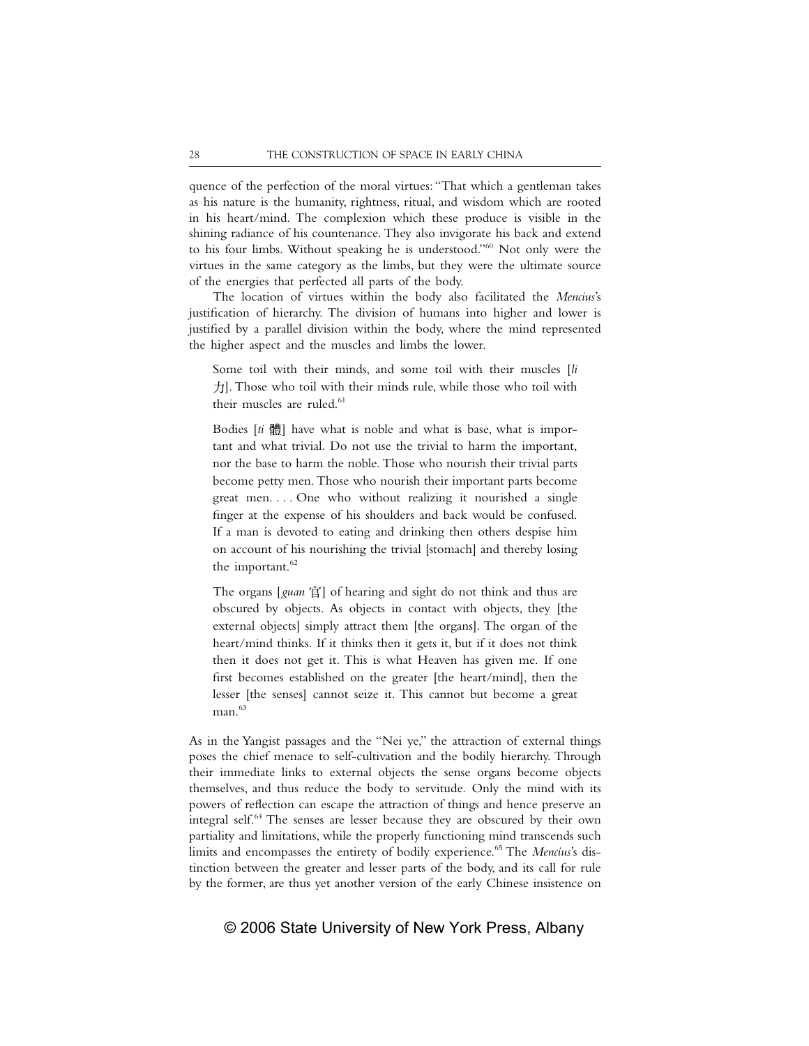quence of the perfection of the moral virtues: "That which a gentleman takes as his nature is the humanity, rightness, ritual, and wisdom which are rooted in his heart/mind. The complexion which these produce is visible in the shining radiance of his countenance. They also invigorate his back and extend to his four limbs. Without speaking he is understood."[60] Not only were the virtues in the same category as the limbs, but they were the ultimate source of the energies that perfected all parts of the body.

The location of virtues within the body also facilitated the *Mencius*'s justification of hierarchy. The division of humans into higher and lower is justified by a parallel division within the body, where the mind represented the higher aspect and the muscles and limbs the lower.

> Some toil with their minds, and some toil with their muscles [*li* 力]. Those who toil with their minds rule, while those who toil with their muscles are ruled.[61]

> Bodies [*ti* 體] have what is noble and what is base, what is important and what trivial. Do not use the trivial to harm the important, nor the base to harm the noble. Those who nourish their trivial parts become petty men. Those who nourish their important parts become great men. . . . One who without realizing it nourished a single finger at the expense of his shoulders and back would be confused. If a man is devoted to eating and drinking then others despise him on account of his nourishing the trivial [stomach] and thereby losing the important.[62]

> The organs [*guan* 官] of hearing and sight do not think and thus are obscured by objects. As objects in contact with objects, they [the external objects] simply attract them [the organs]. The organ of the heart/mind thinks. If it thinks then it gets it, but if it does not think then it does not get it. This is what Heaven has given me. If one first becomes established on the greater [the heart/mind], then the lesser [the senses] cannot seize it. This cannot but become a great man.[63]

As in the Yangist passages and the "Nei ye," the attraction of external things poses the chief menace to self-cultivation and the bodily hierarchy. Through their immediate links to external objects the sense organs become objects themselves, and thus reduce the body to servitude. Only the mind with its powers of reflection can escape the attraction of things and hence preserve an integral self.[64] The senses are lesser because they are obscured by their own partiality and limitations, while the properly functioning mind transcends such limits and encompasses the entirety of bodily experience.[65] The *Mencius*'s distinction between the greater and lesser parts of the body, and its call for rule by the former, are thus yet another version of the early Chinese insistence on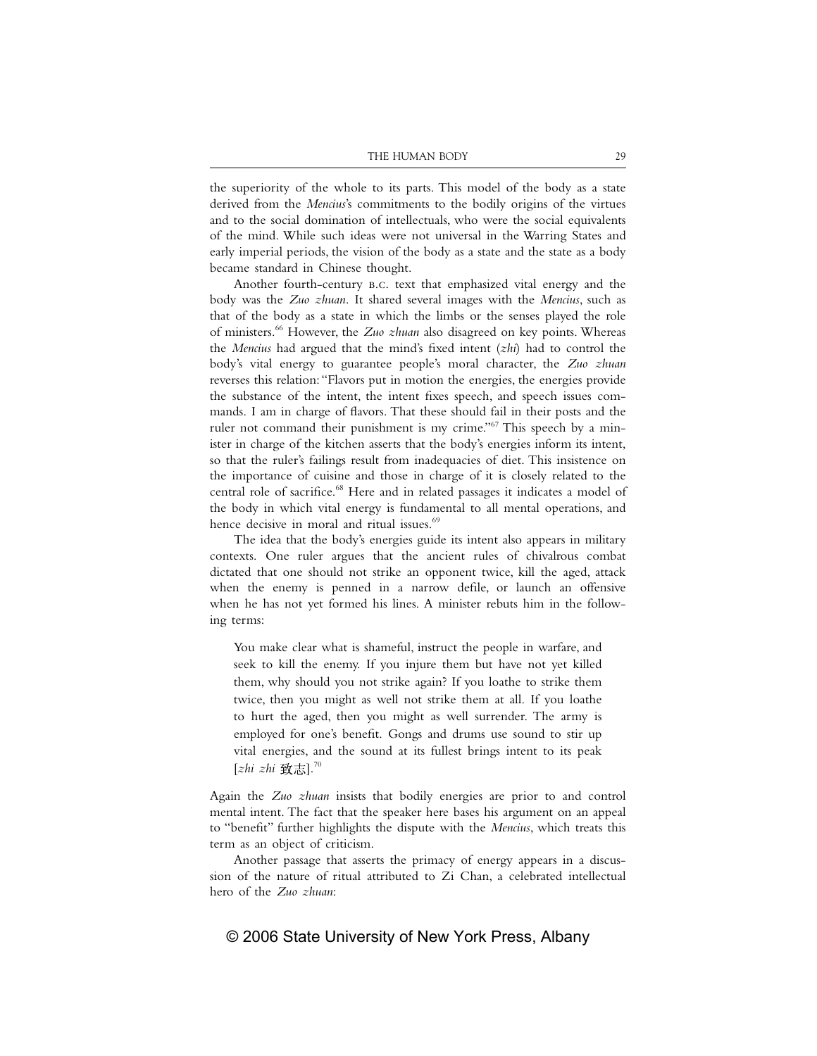the superiority of the whole to its parts. This model of the body as a state derived from the *Mencius*'s commitments to the bodily origins of the virtues and to the social domination of intellectuals, who were the social equivalents of the mind. While such ideas were not universal in the Warring States and early imperial periods, the vision of the body as a state and the state as a body became standard in Chinese thought.

Another fourth-century B.C. text that emphasized vital energy and the body was the *Zuo zhuan*. It shared several images with the *Mencius*, such as that of the body as a state in which the limbs or the senses played the role of ministers.[66] However, the *Zuo zhuan* also disagreed on key points. Whereas the *Mencius* had argued that the mind's fixed intent (*zhi*) had to control the body's vital energy to guarantee people's moral character, the *Zuo zhuan* reverses this relation: "Flavors put in motion the energies, the energies provide the substance of the intent, the intent fixes speech, and speech issues commands. I am in charge of flavors. That these should fail in their posts and the ruler not command their punishment is my crime."[67] This speech by a minister in charge of the kitchen asserts that the body's energies inform its intent, so that the ruler's failings result from inadequacies of diet. This insistence on the importance of cuisine and those in charge of it is closely related to the central role of sacrifice.[68] Here and in related passages it indicates a model of the body in which vital energy is fundamental to all mental operations, and hence decisive in moral and ritual issues.[69]

The idea that the body's energies guide its intent also appears in military contexts. One ruler argues that the ancient rules of chivalrous combat dictated that one should not strike an opponent twice, kill the aged, attack when the enemy is penned in a narrow defile, or launch an offensive when he has not yet formed his lines. A minister rebuts him in the following terms:

> You make clear what is shameful, instruct the people in warfare, and seek to kill the enemy. If you injure them but have not yet killed them, why should you not strike again? If you loathe to strike them twice, then you might as well not strike them at all. If you loathe to hurt the aged, then you might as well surrender. The army is employed for one's benefit. Gongs and drums use sound to stir up vital energies, and the sound at its fullest brings intent to its peak [*zhi zhi* 致志].[70]

Again the *Zuo zhuan* insists that bodily energies are prior to and control mental intent. The fact that the speaker here bases his argument on an appeal to "benefit" further highlights the dispute with the *Mencius*, which treats this term as an object of criticism.

Another passage that asserts the primacy of energy appears in a discussion of the nature of ritual attributed to Zi Chan, a celebrated intellectual hero of the *Zuo zhuan*: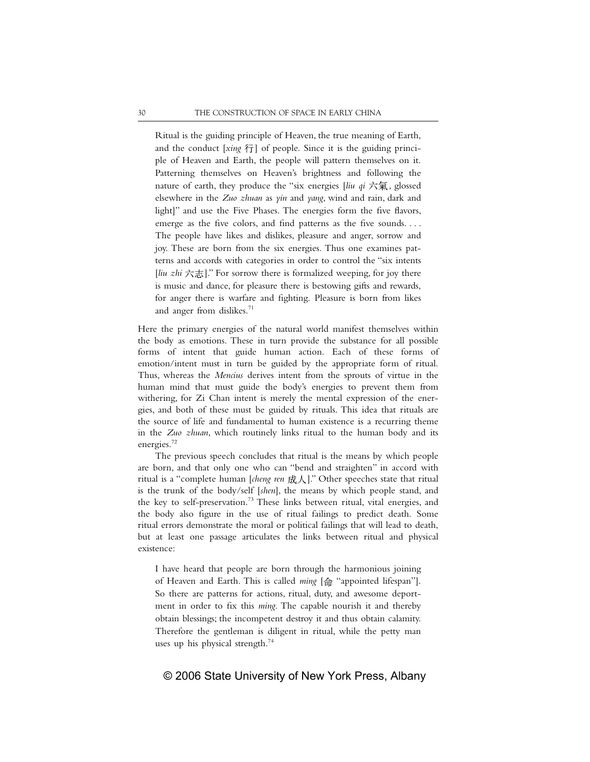> Ritual is the guiding principle of Heaven, the true meaning of Earth, and the conduct [*xing* 行] of people. Since it is the guiding principle of Heaven and Earth, the people will pattern themselves on it. Patterning themselves on Heaven's brightness and following the nature of earth, they produce the "six energies [*liu qi* 六氣, glossed elsewhere in the *Zuo zhuan* as *yin* and *yang*, wind and rain, dark and light]" and use the Five Phases. The energies form the five flavors, emerge as the five colors, and find patterns as the five sounds. . . . The people have likes and dislikes, pleasure and anger, sorrow and joy. These are born from the six energies. Thus one examines patterns and accords with categories in order to control the "six intents [*liu zhi* 六志]." For sorrow there is formalized weeping, for joy there is music and dance, for pleasure there is bestowing gifts and rewards, for anger there is warfare and fighting. Pleasure is born from likes and anger from dislikes.[71]

Here the primary energies of the natural world manifest themselves within the body as emotions. These in turn provide the substance for all possible forms of intent that guide human action. Each of these forms of emotion/intent must in turn be guided by the appropriate form of ritual. Thus, whereas the *Mencius* derives intent from the sprouts of virtue in the human mind that must guide the body's energies to prevent them from withering, for Zi Chan intent is merely the mental expression of the energies, and both of these must be guided by rituals. This idea that rituals are the source of life and fundamental to human existence is a recurring theme in the *Zuo zhuan*, which routinely links ritual to the human body and its energies.[72]

The previous speech concludes that ritual is the means by which people are born, and that only one who can "bend and straighten" in accord with ritual is a "complete human [*cheng ren* 成人]." Other speeches state that ritual is the trunk of the body/self [*shen*], the means by which people stand, and the key to self-preservation.[73] These links between ritual, vital energies, and the body also figure in the use of ritual failings to predict death. Some ritual errors demonstrate the moral or political failings that will lead to death, but at least one passage articulates the links between ritual and physical existence:

> I have heard that people are born through the harmonious joining of Heaven and Earth. This is called *ming* [命 "appointed lifespan"]. So there are patterns for actions, ritual, duty, and awesome deportment in order to fix this *ming*. The capable nourish it and thereby obtain blessings; the incompetent destroy it and thus obtain calamity. Therefore the gentleman is diligent in ritual, while the petty man uses up his physical strength.[74]

© 2006 State University of New York Press, Albany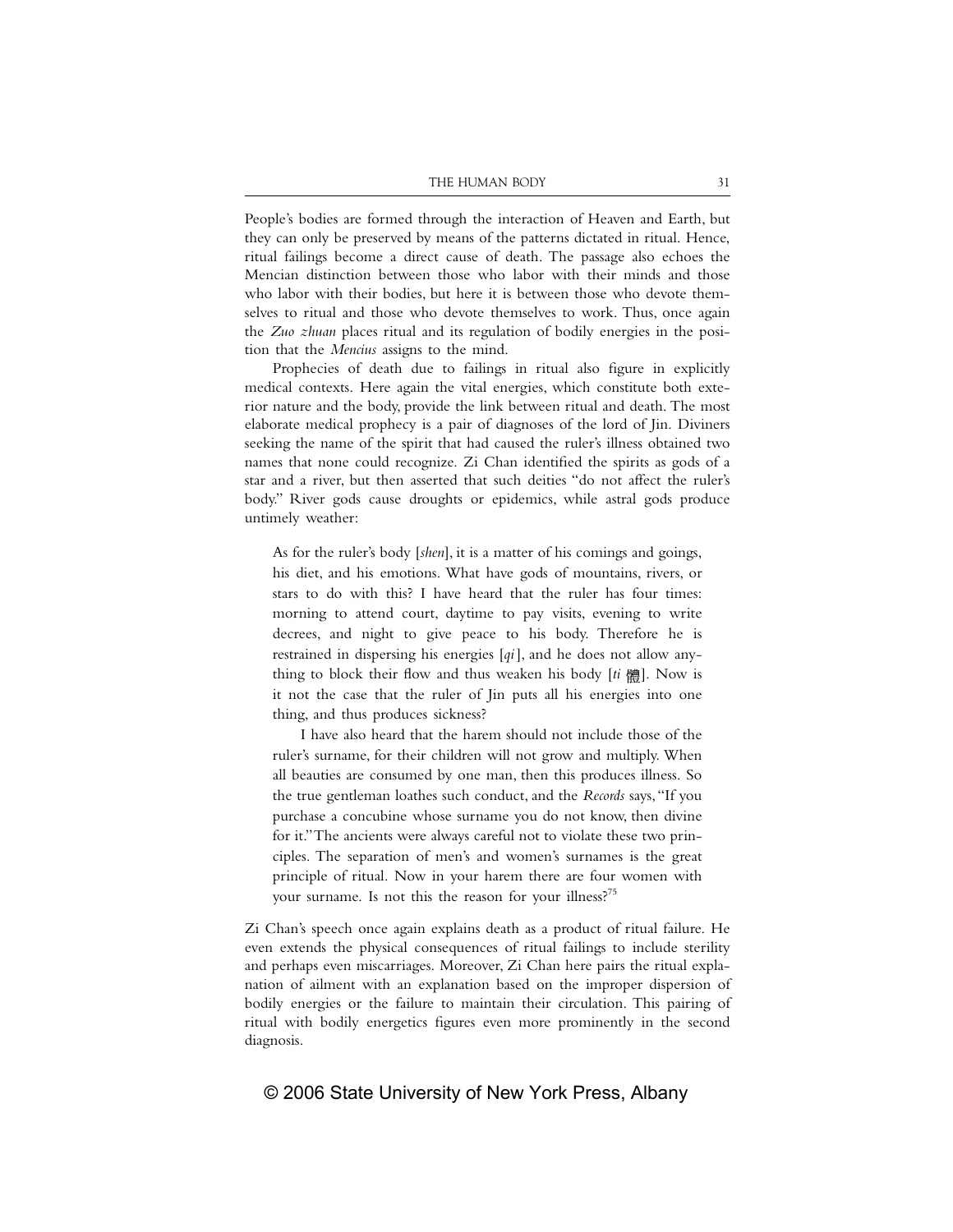People's bodies are formed through the interaction of Heaven and Earth, but they can only be preserved by means of the patterns dictated in ritual. Hence, ritual failings become a direct cause of death. The passage also echoes the Mencian distinction between those who labor with their minds and those who labor with their bodies, but here it is between those who devote themselves to ritual and those who devote themselves to work. Thus, once again the *Zuo zhuan* places ritual and its regulation of bodily energies in the position that the *Mencius* assigns to the mind.

Prophecies of death due to failings in ritual also figure in explicitly medical contexts. Here again the vital energies, which constitute both exterior nature and the body, provide the link between ritual and death. The most elaborate medical prophecy is a pair of diagnoses of the lord of Jin. Diviners seeking the name of the spirit that had caused the ruler's illness obtained two names that none could recognize. Zi Chan identified the spirits as gods of a star and a river, but then asserted that such deities "do not affect the ruler's body." River gods cause droughts or epidemics, while astral gods produce untimely weather:

> As for the ruler's body [*shen*], it is a matter of his comings and goings, his diet, and his emotions. What have gods of mountains, rivers, or stars to do with this? I have heard that the ruler has four times: morning to attend court, daytime to pay visits, evening to write decrees, and night to give peace to his body. Therefore he is restrained in dispersing his energies [*qi*], and he does not allow anything to block their flow and thus weaken his body [*ti* 體]. Now is it not the case that the ruler of Jin puts all his energies into one thing, and thus produces sickness?
>
> I have also heard that the harem should not include those of the ruler's surname, for their children will not grow and multiply. When all beauties are consumed by one man, then this produces illness. So the true gentleman loathes such conduct, and the *Records* says, "If you purchase a concubine whose surname you do not know, then divine for it." The ancients were always careful not to violate these two principles. The separation of men's and women's surnames is the great principle of ritual. Now in your harem there are four women with your surname. Is not this the reason for your illness?[75]

Zi Chan's speech once again explains death as a product of ritual failure. He even extends the physical consequences of ritual failings to include sterility and perhaps even miscarriages. Moreover, Zi Chan here pairs the ritual explanation of ailment with an explanation based on the improper dispersion of bodily energies or the failure to maintain their circulation. This pairing of ritual with bodily energetics figures even more prominently in the second diagnosis.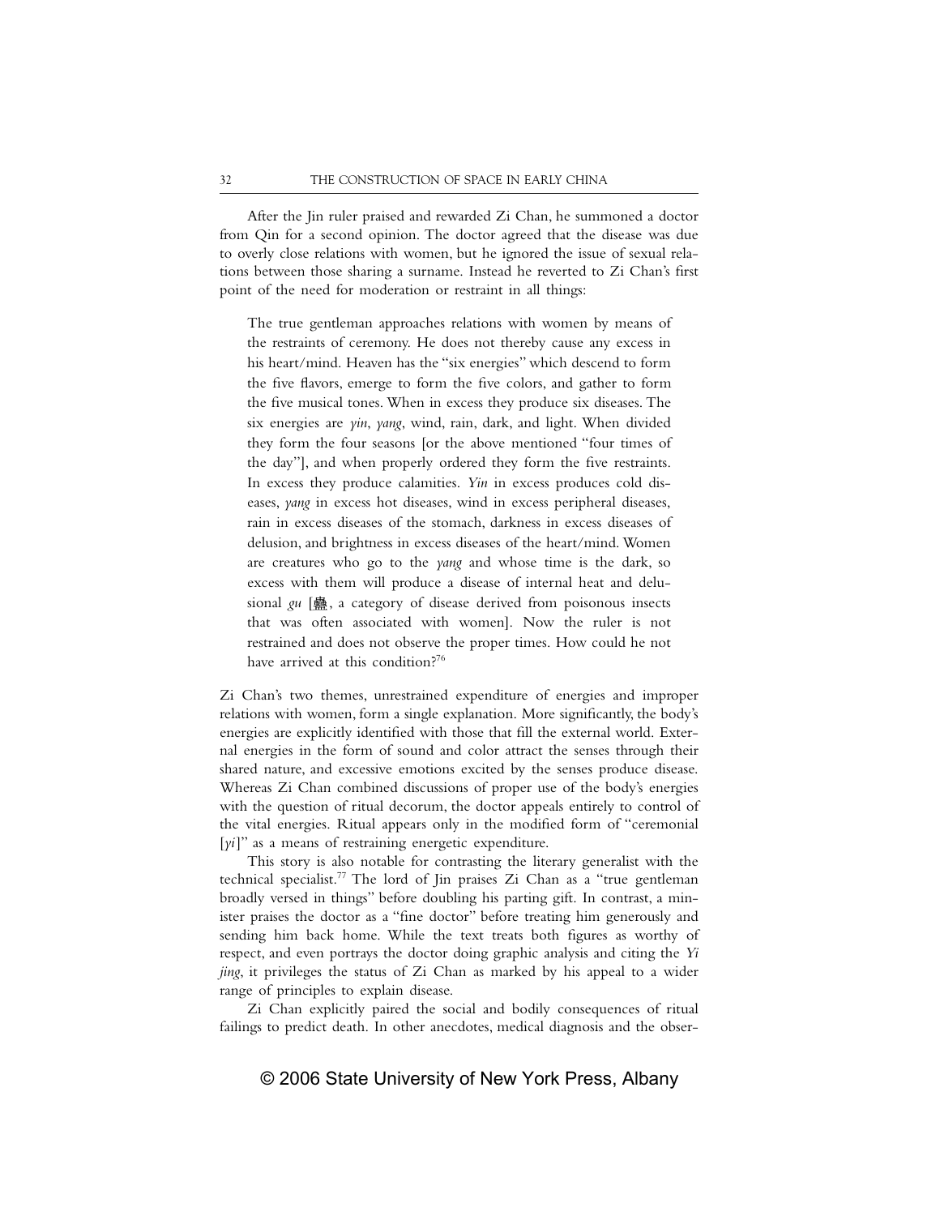After the Jin ruler praised and rewarded Zi Chan, he summoned a doctor from Qin for a second opinion. The doctor agreed that the disease was due to overly close relations with women, but he ignored the issue of sexual relations between those sharing a surname. Instead he reverted to Zi Chan's first point of the need for moderation or restraint in all things:

> The true gentleman approaches relations with women by means of the restraints of ceremony. He does not thereby cause any excess in his heart/mind. Heaven has the "six energies" which descend to form the five flavors, emerge to form the five colors, and gather to form the five musical tones. When in excess they produce six diseases. The six energies are *yin*, *yang*, wind, rain, dark, and light. When divided they form the four seasons [or the above mentioned "four times of the day"], and when properly ordered they form the five restraints. In excess they produce calamities. *Yin* in excess produces cold diseases, *yang* in excess hot diseases, wind in excess peripheral diseases, rain in excess diseases of the stomach, darkness in excess diseases of delusion, and brightness in excess diseases of the heart/mind. Women are creatures who go to the *yang* and whose time is the dark, so excess with them will produce a disease of internal heat and delusional *gu* [蠱, a category of disease derived from poisonous insects that was often associated with women]. Now the ruler is not restrained and does not observe the proper times. How could he not have arrived at this condition?[76]

Zi Chan's two themes, unrestrained expenditure of energies and improper relations with women, form a single explanation. More significantly, the body's energies are explicitly identified with those that fill the external world. External energies in the form of sound and color attract the senses through their shared nature, and excessive emotions excited by the senses produce disease. Whereas Zi Chan combined discussions of proper use of the body's energies with the question of ritual decorum, the doctor appeals entirely to control of the vital energies. Ritual appears only in the modified form of "ceremonial [*yi*]" as a means of restraining energetic expenditure.

This story is also notable for contrasting the literary generalist with the technical specialist.[77] The lord of Jin praises Zi Chan as a "true gentleman broadly versed in things" before doubling his parting gift. In contrast, a minister praises the doctor as a "fine doctor" before treating him generously and sending him back home. While the text treats both figures as worthy of respect, and even portrays the doctor doing graphic analysis and citing the *Yi jing*, it privileges the status of Zi Chan as marked by his appeal to a wider range of principles to explain disease.

Zi Chan explicitly paired the social and bodily consequences of ritual failings to predict death. In other anecdotes, medical diagnosis and the obser-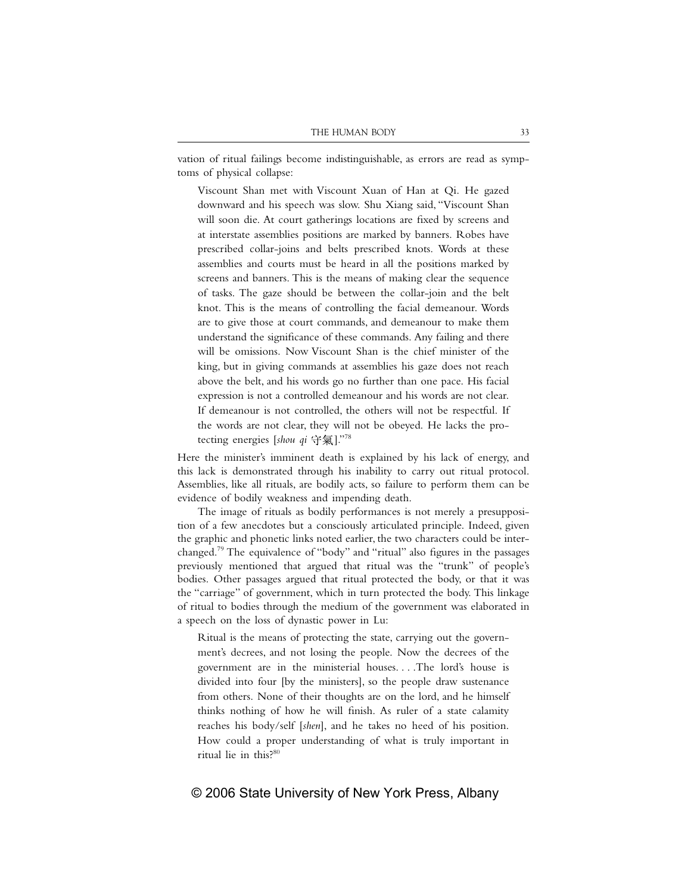vation of ritual failings become indistinguishable, as errors are read as symptoms of physical collapse:

> Viscount Shan met with Viscount Xuan of Han at Qi. He gazed downward and his speech was slow. Shu Xiang said, "Viscount Shan will soon die. At court gatherings locations are fixed by screens and at interstate assemblies positions are marked by banners. Robes have prescribed collar-joins and belts prescribed knots. Words at these assemblies and courts must be heard in all the positions marked by screens and banners. This is the means of making clear the sequence of tasks. The gaze should be between the collar-join and the belt knot. This is the means of controlling the facial demeanour. Words are to give those at court commands, and demeanour to make them understand the significance of these commands. Any failing and there will be omissions. Now Viscount Shan is the chief minister of the king, but in giving commands at assemblies his gaze does not reach above the belt, and his words go no further than one pace. His facial expression is not a controlled demeanour and his words are not clear. If demeanour is not controlled, the others will not be respectful. If the words are not clear, they will not be obeyed. He lacks the protecting energies [*shou qi* 守氣]."[78]

Here the minister's imminent death is explained by his lack of energy, and this lack is demonstrated through his inability to carry out ritual protocol. Assemblies, like all rituals, are bodily acts, so failure to perform them can be evidence of bodily weakness and impending death.

The image of rituals as bodily performances is not merely a presupposition of a few anecdotes but a consciously articulated principle. Indeed, given the graphic and phonetic links noted earlier, the two characters could be interchanged.[79] The equivalence of "body" and "ritual" also figures in the passages previously mentioned that argued that ritual was the "trunk" of people's bodies. Other passages argued that ritual protected the body, or that it was the "carriage" of government, which in turn protected the body. This linkage of ritual to bodies through the medium of the government was elaborated in a speech on the loss of dynastic power in Lu:

> Ritual is the means of protecting the state, carrying out the government's decrees, and not losing the people. Now the decrees of the government are in the ministerial houses. . . .The lord's house is divided into four [by the ministers], so the people draw sustenance from others. None of their thoughts are on the lord, and he himself thinks nothing of how he will finish. As ruler of a state calamity reaches his body/self [*shen*], and he takes no heed of his position. How could a proper understanding of what is truly important in ritual lie in this?[80]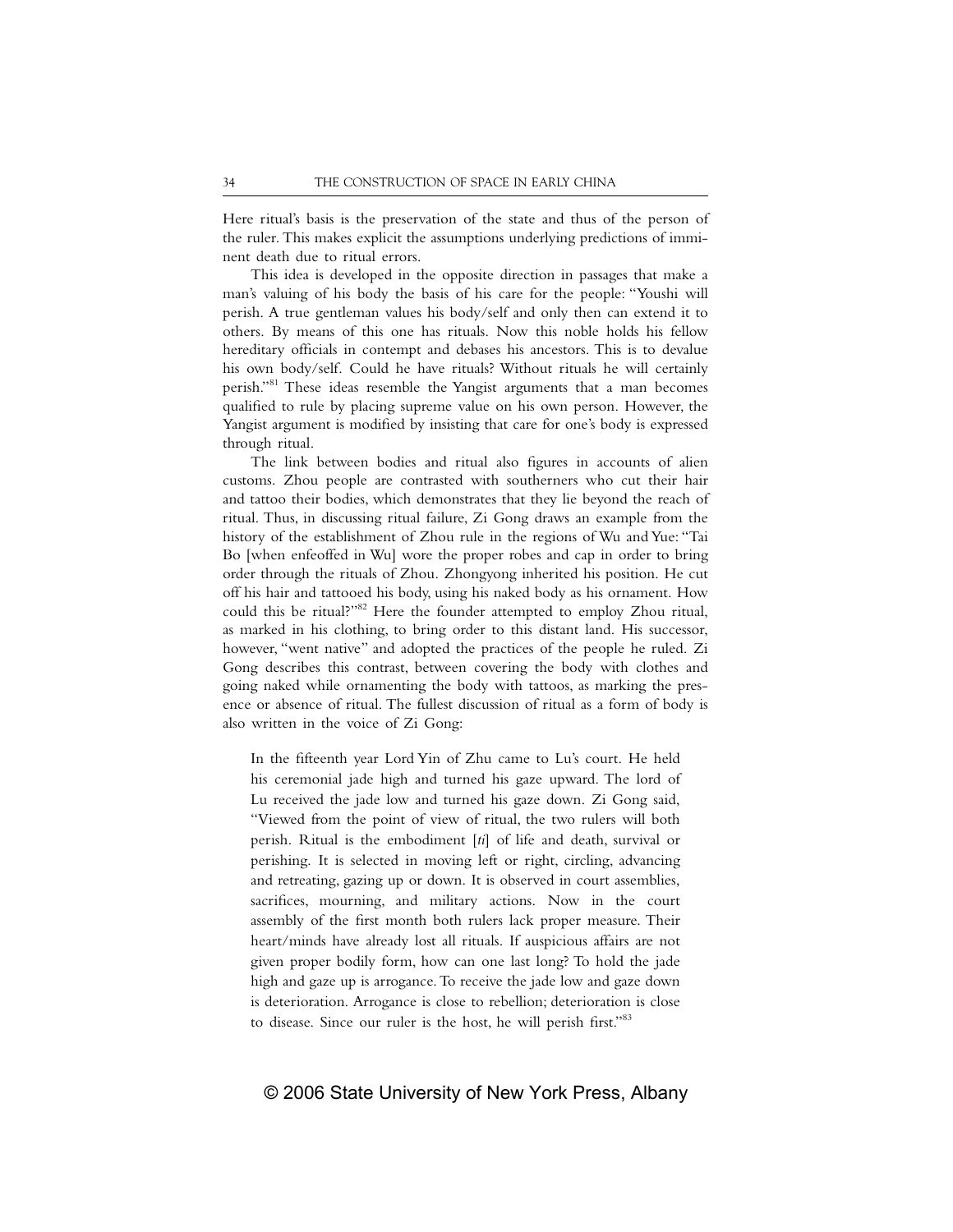Here ritual's basis is the preservation of the state and thus of the person of the ruler. This makes explicit the assumptions underlying predictions of imminent death due to ritual errors.

This idea is developed in the opposite direction in passages that make a man's valuing of his body the basis of his care for the people: "Youshi will perish. A true gentleman values his body/self and only then can extend it to others. By means of this one has rituals. Now this noble holds his fellow hereditary officials in contempt and debases his ancestors. This is to devalue his own body/self. Could he have rituals? Without rituals he will certainly perish."[81] These ideas resemble the Yangist arguments that a man becomes qualified to rule by placing supreme value on his own person. However, the Yangist argument is modified by insisting that care for one's body is expressed through ritual.

The link between bodies and ritual also figures in accounts of alien customs. Zhou people are contrasted with southerners who cut their hair and tattoo their bodies, which demonstrates that they lie beyond the reach of ritual. Thus, in discussing ritual failure, Zi Gong draws an example from the history of the establishment of Zhou rule in the regions of Wu and Yue: "Tai Bo [when enfeoffed in Wu] wore the proper robes and cap in order to bring order through the rituals of Zhou. Zhongyong inherited his position. He cut off his hair and tattooed his body, using his naked body as his ornament. How could this be ritual?"[82] Here the founder attempted to employ Zhou ritual, as marked in his clothing, to bring order to this distant land. His successor, however, "went native" and adopted the practices of the people he ruled. Zi Gong describes this contrast, between covering the body with clothes and going naked while ornamenting the body with tattoos, as marking the presence or absence of ritual. The fullest discussion of ritual as a form of body is also written in the voice of Zi Gong:

> In the fifteenth year Lord Yin of Zhu came to Lu's court. He held his ceremonial jade high and turned his gaze upward. The lord of Lu received the jade low and turned his gaze down. Zi Gong said, "Viewed from the point of view of ritual, the two rulers will both perish. Ritual is the embodiment [*ti*] of life and death, survival or perishing. It is selected in moving left or right, circling, advancing and retreating, gazing up or down. It is observed in court assemblies, sacrifices, mourning, and military actions. Now in the court assembly of the first month both rulers lack proper measure. Their heart/minds have already lost all rituals. If auspicious affairs are not given proper bodily form, how can one last long? To hold the jade high and gaze up is arrogance. To receive the jade low and gaze down is deterioration. Arrogance is close to rebellion; deterioration is close to disease. Since our ruler is the host, he will perish first."[83]

© 2006 State University of New York Press, Albany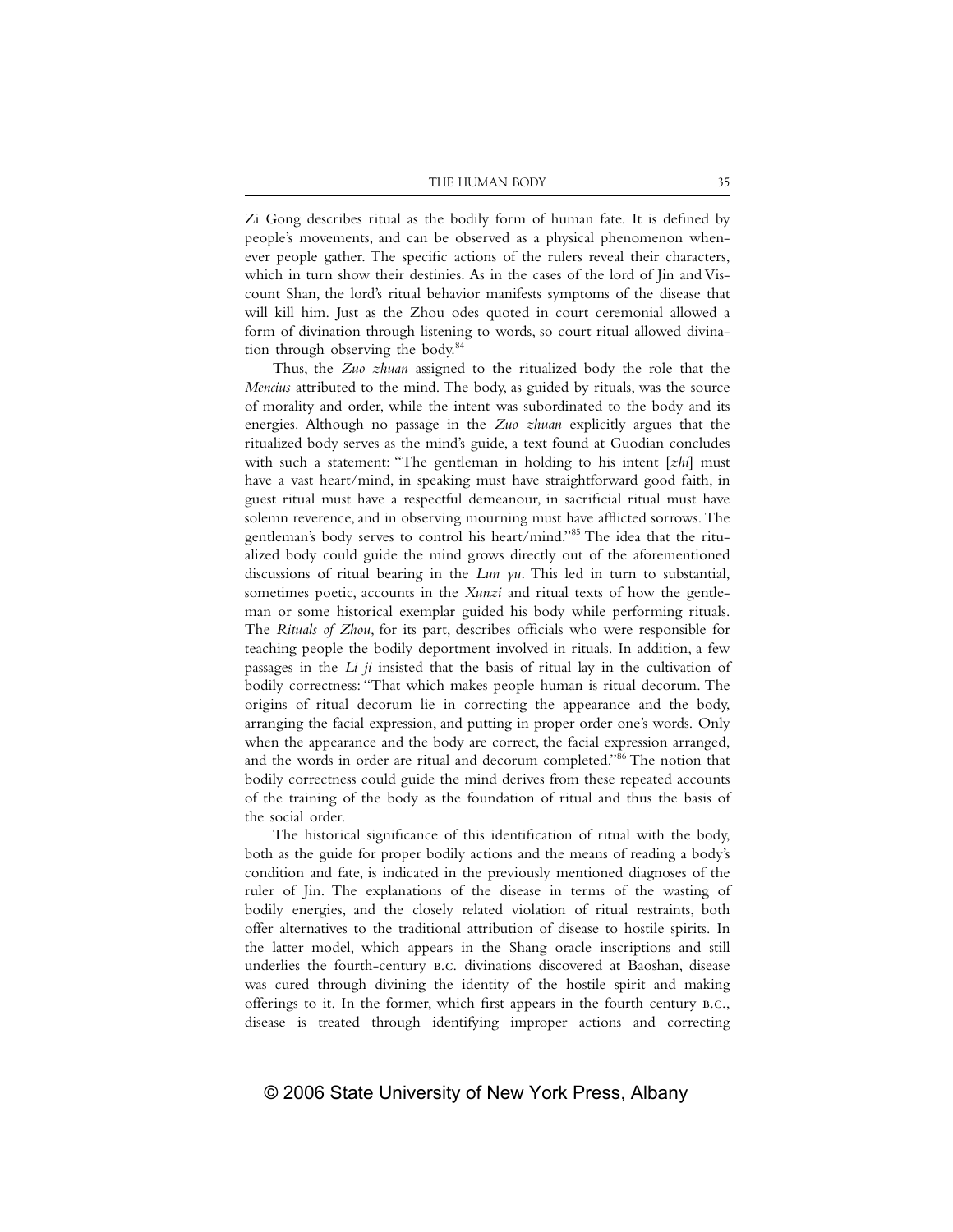Zi Gong describes ritual as the bodily form of human fate. It is defined by people's movements, and can be observed as a physical phenomenon whenever people gather. The specific actions of the rulers reveal their characters, which in turn show their destinies. As in the cases of the lord of Jin and Viscount Shan, the lord's ritual behavior manifests symptoms of the disease that will kill him. Just as the Zhou odes quoted in court ceremonial allowed a form of divination through listening to words, so court ritual allowed divination through observing the body.[84]

Thus, the *Zuo zhuan* assigned to the ritualized body the role that the *Mencius* attributed to the mind. The body, as guided by rituals, was the source of morality and order, while the intent was subordinated to the body and its energies. Although no passage in the *Zuo zhuan* explicitly argues that the ritualized body serves as the mind's guide, a text found at Guodian concludes with such a statement: "The gentleman in holding to his intent [*zhi*] must have a vast heart/mind, in speaking must have straightforward good faith, in guest ritual must have a respectful demeanour, in sacrificial ritual must have solemn reverence, and in observing mourning must have afflicted sorrows. The gentleman's body serves to control his heart/mind."[85] The idea that the ritualized body could guide the mind grows directly out of the aforementioned discussions of ritual bearing in the *Lun yu*. This led in turn to substantial, sometimes poetic, accounts in the *Xunzi* and ritual texts of how the gentleman or some historical exemplar guided his body while performing rituals. The *Rituals of Zhou*, for its part, describes officials who were responsible for teaching people the bodily deportment involved in rituals. In addition, a few passages in the *Li ji* insisted that the basis of ritual lay in the cultivation of bodily correctness: "That which makes people human is ritual decorum. The origins of ritual decorum lie in correcting the appearance and the body, arranging the facial expression, and putting in proper order one's words. Only when the appearance and the body are correct, the facial expression arranged, and the words in order are ritual and decorum completed."[86] The notion that bodily correctness could guide the mind derives from these repeated accounts of the training of the body as the foundation of ritual and thus the basis of the social order.

The historical significance of this identification of ritual with the body, both as the guide for proper bodily actions and the means of reading a body's condition and fate, is indicated in the previously mentioned diagnoses of the ruler of Jin. The explanations of the disease in terms of the wasting of bodily energies, and the closely related violation of ritual restraints, both offer alternatives to the traditional attribution of disease to hostile spirits. In the latter model, which appears in the Shang oracle inscriptions and still underlies the fourth-century B.C. divinations discovered at Baoshan, disease was cured through divining the identity of the hostile spirit and making offerings to it. In the former, which first appears in the fourth century B.C., disease is treated through identifying improper actions and correcting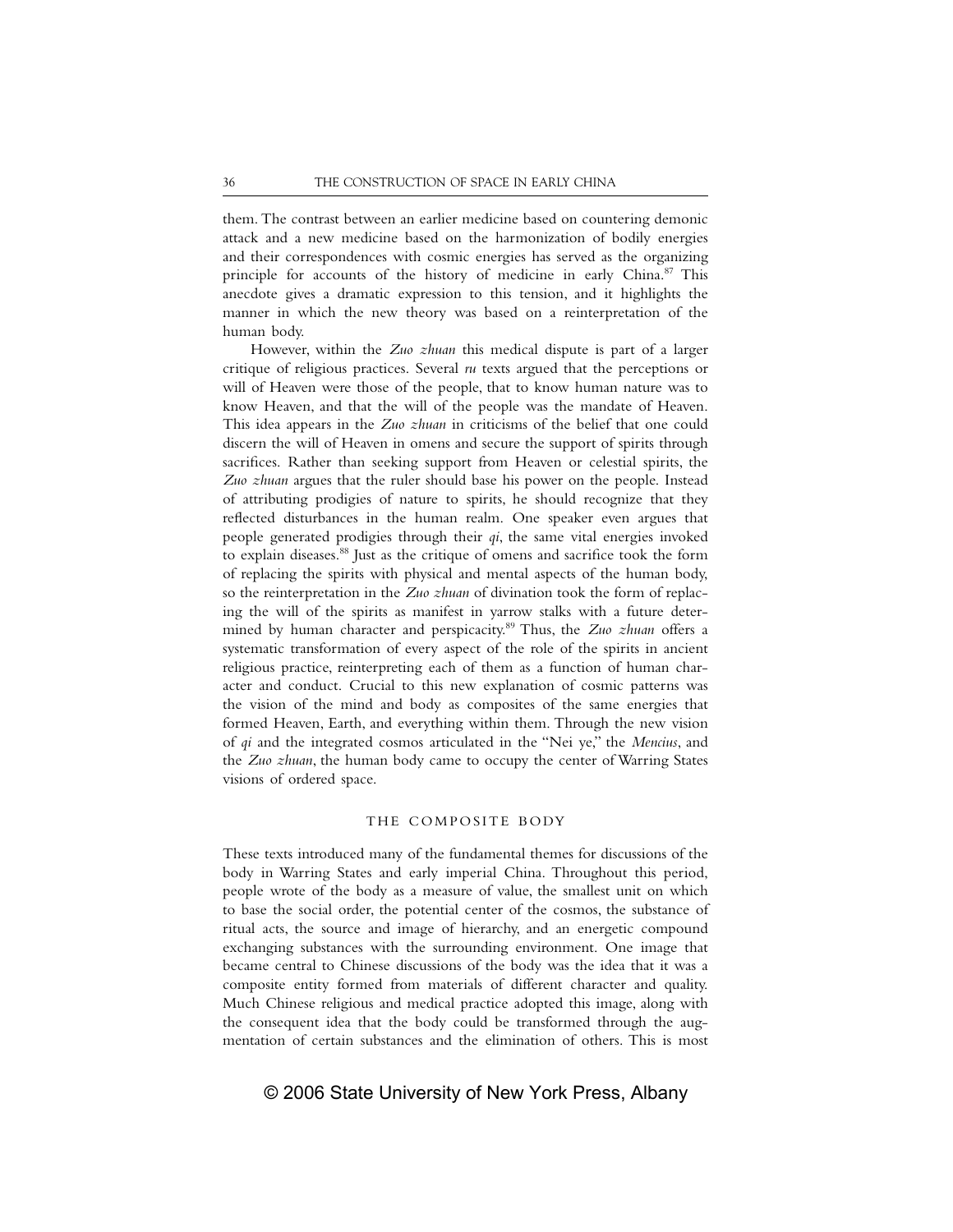them. The contrast between an earlier medicine based on countering demonic attack and a new medicine based on the harmonization of bodily energies and their correspondences with cosmic energies has served as the organizing principle for accounts of the history of medicine in early China.[87] This anecdote gives a dramatic expression to this tension, and it highlights the manner in which the new theory was based on a reinterpretation of the human body.

However, within the *Zuo zhuan* this medical dispute is part of a larger critique of religious practices. Several *ru* texts argued that the perceptions or will of Heaven were those of the people, that to know human nature was to know Heaven, and that the will of the people was the mandate of Heaven. This idea appears in the *Zuo zhuan* in criticisms of the belief that one could discern the will of Heaven in omens and secure the support of spirits through sacrifices. Rather than seeking support from Heaven or celestial spirits, the *Zuo zhuan* argues that the ruler should base his power on the people. Instead of attributing prodigies of nature to spirits, he should recognize that they reflected disturbances in the human realm. One speaker even argues that people generated prodigies through their *qi*, the same vital energies invoked to explain diseases.[88] Just as the critique of omens and sacrifice took the form of replacing the spirits with physical and mental aspects of the human body, so the reinterpretation in the *Zuo zhuan* of divination took the form of replacing the will of the spirits as manifest in yarrow stalks with a future determined by human character and perspicacity.[89] Thus, the *Zuo zhuan* offers a systematic transformation of every aspect of the role of the spirits in ancient religious practice, reinterpreting each of them as a function of human character and conduct. Crucial to this new explanation of cosmic patterns was the vision of the mind and body as composites of the same energies that formed Heaven, Earth, and everything within them. Through the new vision of *qi* and the integrated cosmos articulated in the "Nei ye," the *Mencius*, and the *Zuo zhuan*, the human body came to occupy the center of Warring States visions of ordered space.

## THE COMPOSITE BODY

These texts introduced many of the fundamental themes for discussions of the body in Warring States and early imperial China. Throughout this period, people wrote of the body as a measure of value, the smallest unit on which to base the social order, the potential center of the cosmos, the substance of ritual acts, the source and image of hierarchy, and an energetic compound exchanging substances with the surrounding environment. One image that became central to Chinese discussions of the body was the idea that it was a composite entity formed from materials of different character and quality. Much Chinese religious and medical practice adopted this image, along with the consequent idea that the body could be transformed through the augmentation of certain substances and the elimination of others. This is most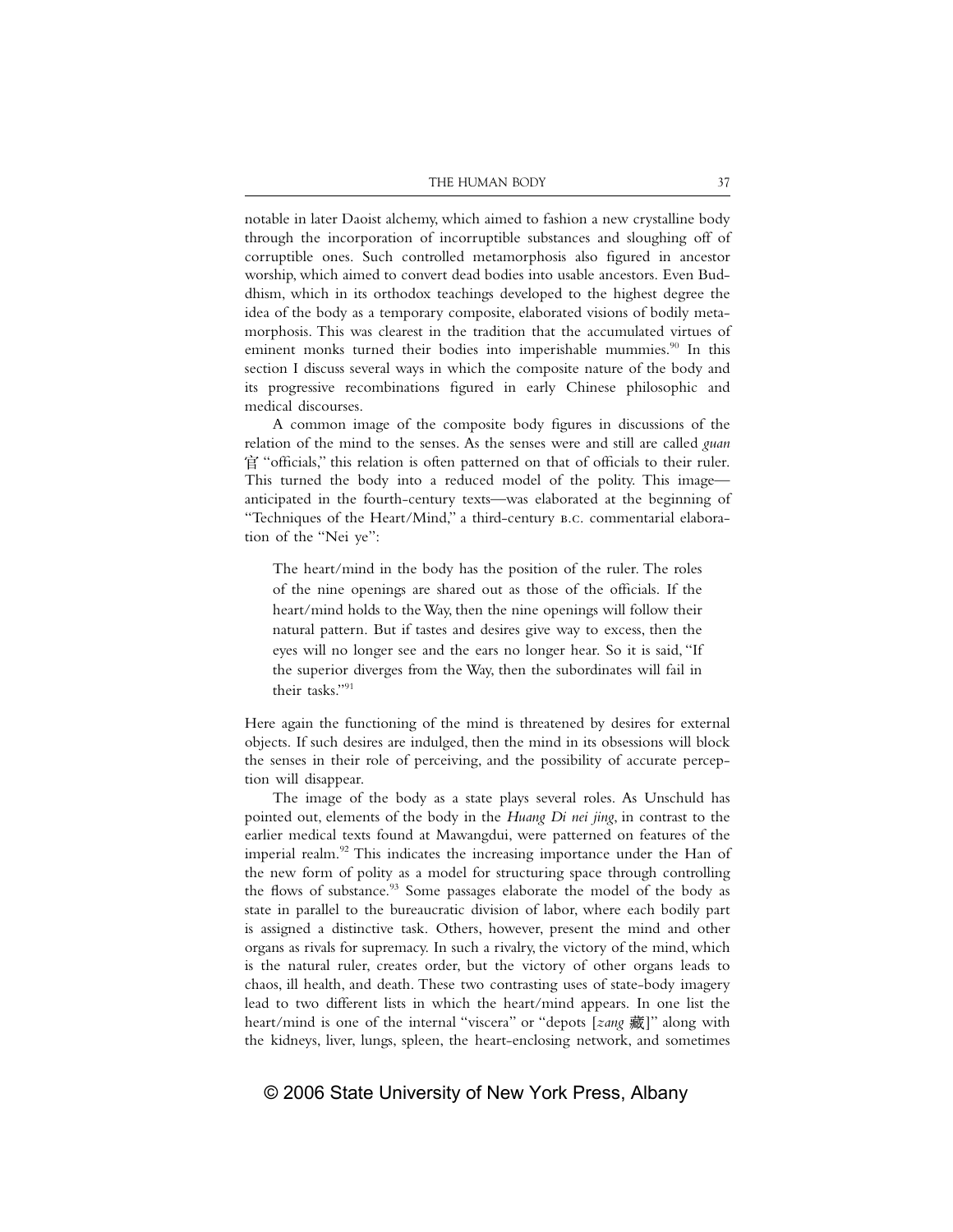notable in later Daoist alchemy, which aimed to fashion a new crystalline body through the incorporation of incorruptible substances and sloughing off of corruptible ones. Such controlled metamorphosis also figured in ancestor worship, which aimed to convert dead bodies into usable ancestors. Even Buddhism, which in its orthodox teachings developed to the highest degree the idea of the body as a temporary composite, elaborated visions of bodily metamorphosis. This was clearest in the tradition that the accumulated virtues of eminent monks turned their bodies into imperishable mummies.[90] In this section I discuss several ways in which the composite nature of the body and its progressive recombinations figured in early Chinese philosophic and medical discourses.

A common image of the composite body figures in discussions of the relation of the mind to the senses. As the senses were and still are called *guan* 官 "officials," this relation is often patterned on that of officials to their ruler. This turned the body into a reduced model of the polity. This image—anticipated in the fourth-century texts—was elaborated at the beginning of "Techniques of the Heart/Mind," a third-century B.C. commentarial elaboration of the "Nei ye":

> The heart/mind in the body has the position of the ruler. The roles of the nine openings are shared out as those of the officials. If the heart/mind holds to the Way, then the nine openings will follow their natural pattern. But if tastes and desires give way to excess, then the eyes will no longer see and the ears no longer hear. So it is said, "If the superior diverges from the Way, then the subordinates will fail in their tasks."[91]

Here again the functioning of the mind is threatened by desires for external objects. If such desires are indulged, then the mind in its obsessions will block the senses in their role of perceiving, and the possibility of accurate perception will disappear.

The image of the body as a state plays several roles. As Unschuld has pointed out, elements of the body in the *Huang Di nei jing*, in contrast to the earlier medical texts found at Mawangdui, were patterned on features of the imperial realm.[92] This indicates the increasing importance under the Han of the new form of polity as a model for structuring space through controlling the flows of substance.[93] Some passages elaborate the model of the body as state in parallel to the bureaucratic division of labor, where each bodily part is assigned a distinctive task. Others, however, present the mind and other organs as rivals for supremacy. In such a rivalry, the victory of the mind, which is the natural ruler, creates order, but the victory of other organs leads to chaos, ill health, and death. These two contrasting uses of state-body imagery lead to two different lists in which the heart/mind appears. In one list the heart/mind is one of the internal "viscera" or "depots [*zang* 藏]" along with the kidneys, liver, lungs, spleen, the heart-enclosing network, and sometimes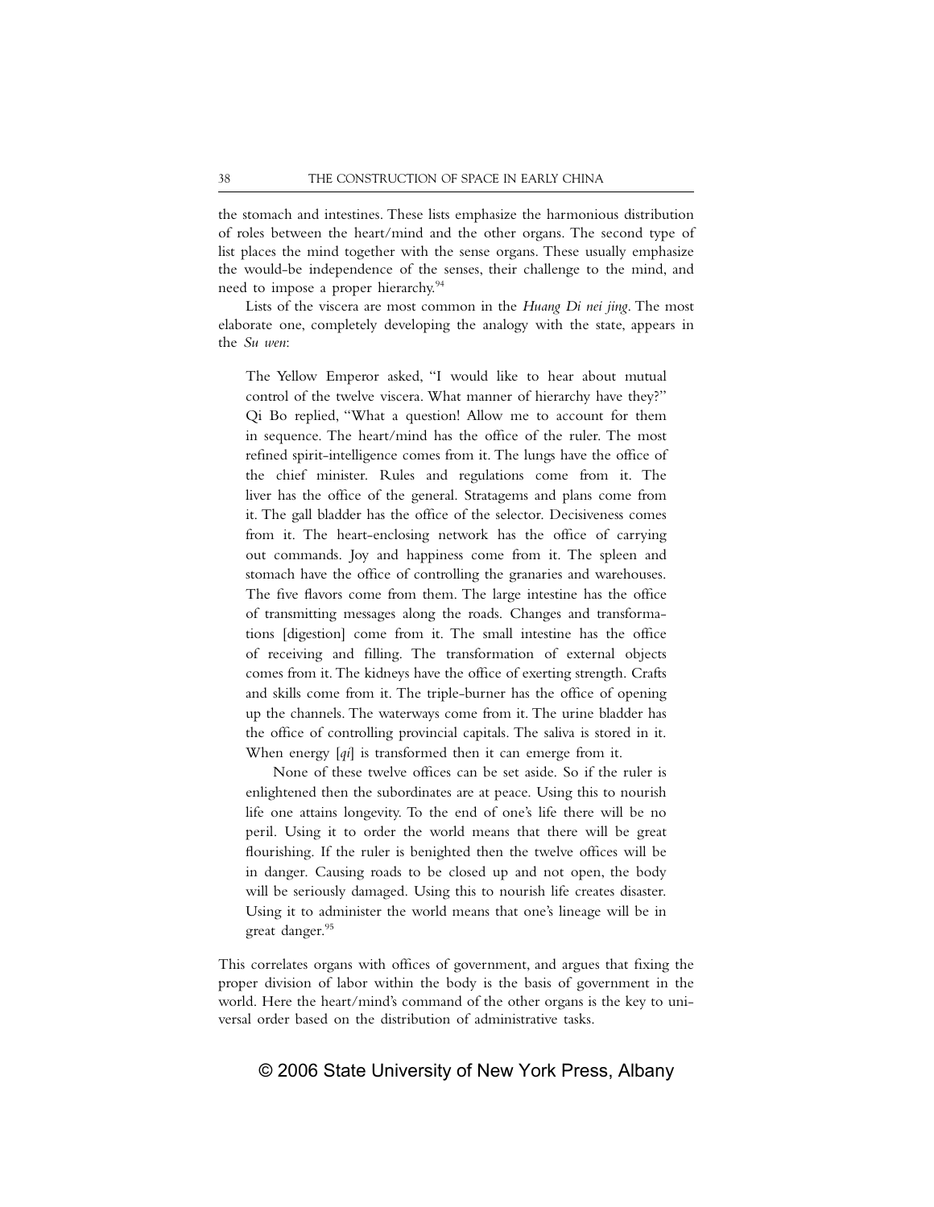the stomach and intestines. These lists emphasize the harmonious distribution of roles between the heart/mind and the other organs. The second type of list places the mind together with the sense organs. These usually emphasize the would-be independence of the senses, their challenge to the mind, and need to impose a proper hierarchy.[94]

Lists of the viscera are most common in the *Huang Di nei jing*. The most elaborate one, completely developing the analogy with the state, appears in the *Su wen*:

> The Yellow Emperor asked, "I would like to hear about mutual control of the twelve viscera. What manner of hierarchy have they?" Qi Bo replied, "What a question! Allow me to account for them in sequence. The heart/mind has the office of the ruler. The most refined spirit-intelligence comes from it. The lungs have the office of the chief minister. Rules and regulations come from it. The liver has the office of the general. Stratagems and plans come from it. The gall bladder has the office of the selector. Decisiveness comes from it. The heart-enclosing network has the office of carrying out commands. Joy and happiness come from it. The spleen and stomach have the office of controlling the granaries and warehouses. The five flavors come from them. The large intestine has the office of transmitting messages along the roads. Changes and transformations [digestion] come from it. The small intestine has the office of receiving and filling. The transformation of external objects comes from it. The kidneys have the office of exerting strength. Crafts and skills come from it. The triple-burner has the office of opening up the channels. The waterways come from it. The urine bladder has the office of controlling provincial capitals. The saliva is stored in it. When energy [*qi*] is transformed then it can emerge from it.
>
> None of these twelve offices can be set aside. So if the ruler is enlightened then the subordinates are at peace. Using this to nourish life one attains longevity. To the end of one's life there will be no peril. Using it to order the world means that there will be great flourishing. If the ruler is benighted then the twelve offices will be in danger. Causing roads to be closed up and not open, the body will be seriously damaged. Using this to nourish life creates disaster. Using it to administer the world means that one's lineage will be in great danger.[95]

This correlates organs with offices of government, and argues that fixing the proper division of labor within the body is the basis of government in the world. Here the heart/mind's command of the other organs is the key to universal order based on the distribution of administrative tasks.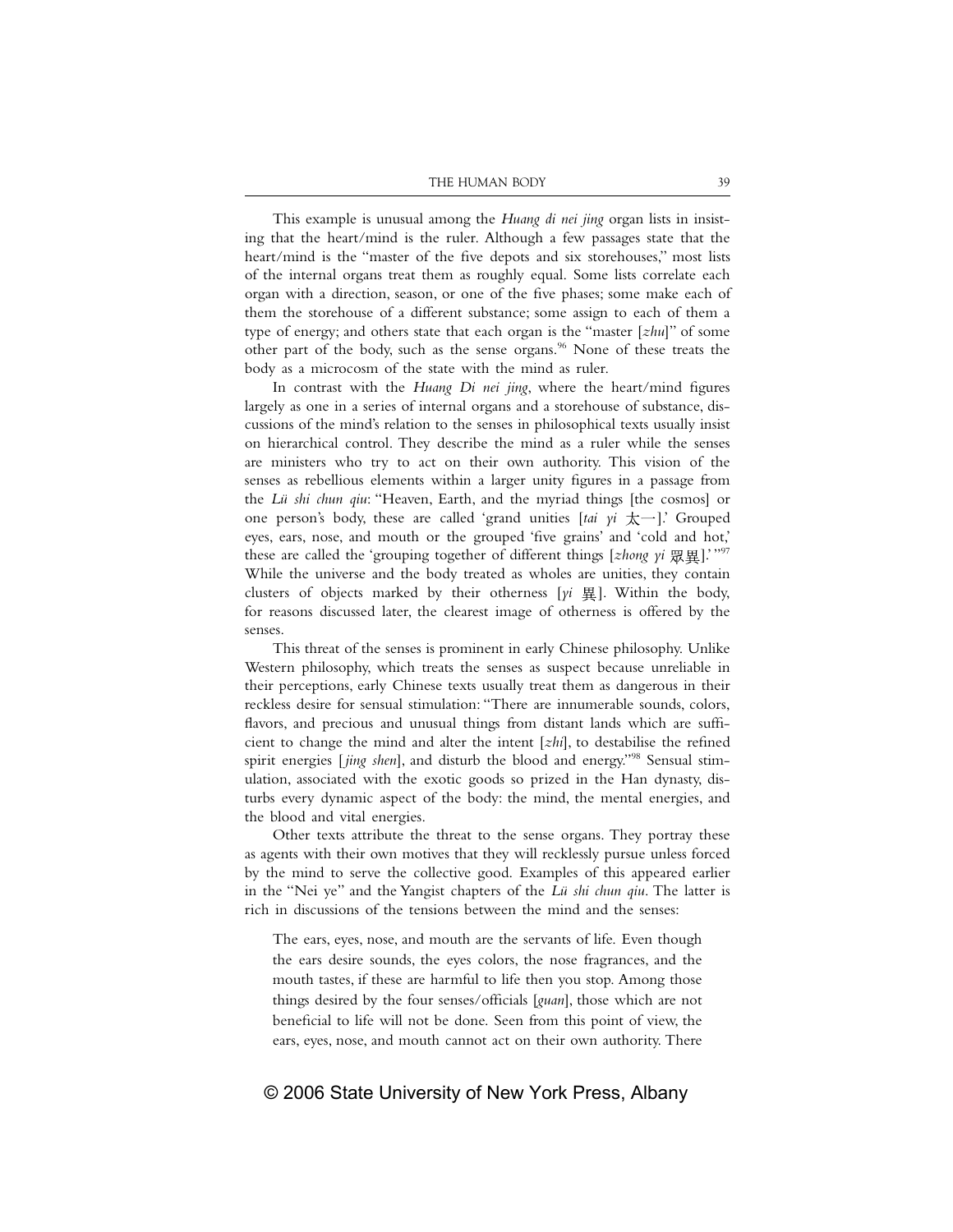This example is unusual among the *Huang di nei jing* organ lists in insisting that the heart/mind is the ruler. Although a few passages state that the heart/mind is the "master of the five depots and six storehouses," most lists of the internal organs treat them as roughly equal. Some lists correlate each organ with a direction, season, or one of the five phases; some make each of them the storehouse of a different substance; some assign to each of them a type of energy; and others state that each organ is the "master [*zhu*]" of some other part of the body, such as the sense organs.[96] None of these treats the body as a microcosm of the state with the mind as ruler.

In contrast with the *Huang Di nei jing*, where the heart/mind figures largely as one in a series of internal organs and a storehouse of substance, discussions of the mind's relation to the senses in philosophical texts usually insist on hierarchical control. They describe the mind as a ruler while the senses are ministers who try to act on their own authority. This vision of the senses as rebellious elements within a larger unity figures in a passage from the *Lü shi chun qiu*: "Heaven, Earth, and the myriad things [the cosmos] or one person's body, these are called 'grand unities [*tai yi* 太一].' Grouped eyes, ears, nose, and mouth or the grouped 'five grains' and 'cold and hot,' these are called the 'grouping together of different things [*zhong yi* 眾異].'"[97] While the universe and the body treated as wholes are unities, they contain clusters of objects marked by their otherness [*yi* 異]. Within the body, for reasons discussed later, the clearest image of otherness is offered by the senses.

This threat of the senses is prominent in early Chinese philosophy. Unlike Western philosophy, which treats the senses as suspect because unreliable in their perceptions, early Chinese texts usually treat them as dangerous in their reckless desire for sensual stimulation: "There are innumerable sounds, colors, flavors, and precious and unusual things from distant lands which are sufficient to change the mind and alter the intent [*zhi*], to destabilise the refined spirit energies [*jing shen*], and disturb the blood and energy."[98] Sensual stimulation, associated with the exotic goods so prized in the Han dynasty, disturbs every dynamic aspect of the body: the mind, the mental energies, and the blood and vital energies.

Other texts attribute the threat to the sense organs. They portray these as agents with their own motives that they will recklessly pursue unless forced by the mind to serve the collective good. Examples of this appeared earlier in the "Nei ye" and the Yangist chapters of the *Lü shi chun qiu*. The latter is rich in discussions of the tensions between the mind and the senses:

> The ears, eyes, nose, and mouth are the servants of life. Even though the ears desire sounds, the eyes colors, the nose fragrances, and the mouth tastes, if these are harmful to life then you stop. Among those things desired by the four senses/officials [*guan*], those which are not beneficial to life will not be done. Seen from this point of view, the ears, eyes, nose, and mouth cannot act on their own authority. There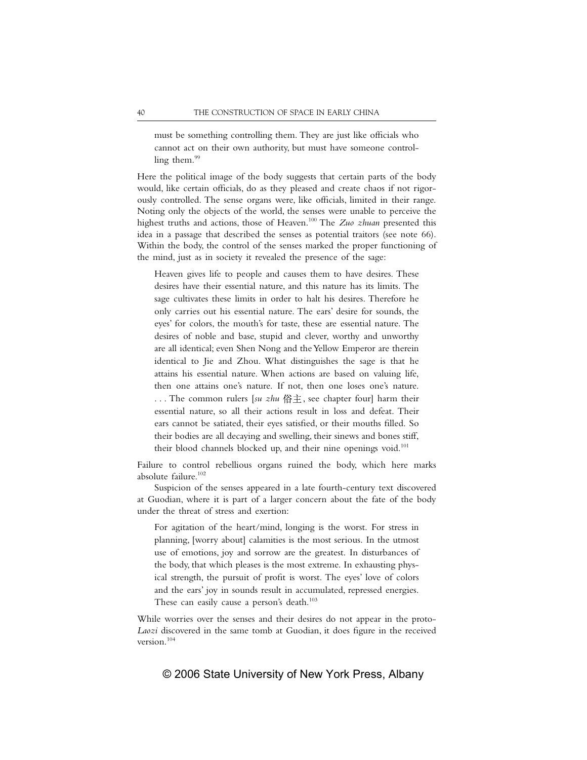> must be something controlling them. They are just like officials who cannot act on their own authority, but must have someone controlling them.[99]

Here the political image of the body suggests that certain parts of the body would, like certain officials, do as they pleased and create chaos if not rigorously controlled. The sense organs were, like officials, limited in their range. Noting only the objects of the world, the senses were unable to perceive the highest truths and actions, those of Heaven.[100] The *Zuo zhuan* presented this idea in a passage that described the senses as potential traitors (see note 66). Within the body, the control of the senses marked the proper functioning of the mind, just as in society it revealed the presence of the sage:

> Heaven gives life to people and causes them to have desires. These desires have their essential nature, and this nature has its limits. The sage cultivates these limits in order to halt his desires. Therefore he only carries out his essential nature. The ears' desire for sounds, the eyes' for colors, the mouth's for taste, these are essential nature. The desires of noble and base, stupid and clever, worthy and unworthy are all identical; even Shen Nong and the Yellow Emperor are therein identical to Jie and Zhou. What distinguishes the sage is that he attains his essential nature. When actions are based on valuing life, then one attains one's nature. If not, then one loses one's nature. . . . The common rulers [*su zhu* 俗主, see chapter four] harm their essential nature, so all their actions result in loss and defeat. Their ears cannot be satiated, their eyes satisfied, or their mouths filled. So their bodies are all decaying and swelling, their sinews and bones stiff, their blood channels blocked up, and their nine openings void.[101]

Failure to control rebellious organs ruined the body, which here marks absolute failure.[102]

Suspicion of the senses appeared in a late fourth-century text discovered at Guodian, where it is part of a larger concern about the fate of the body under the threat of stress and exertion:

> For agitation of the heart/mind, longing is the worst. For stress in planning, [worry about] calamities is the most serious. In the utmost use of emotions, joy and sorrow are the greatest. In disturbances of the body, that which pleases is the most extreme. In exhausting physical strength, the pursuit of profit is worst. The eyes' love of colors and the ears' joy in sounds result in accumulated, repressed energies. These can easily cause a person's death.[103]

While worries over the senses and their desires do not appear in the proto-*Laozi* discovered in the same tomb at Guodian, it does figure in the received version.[104]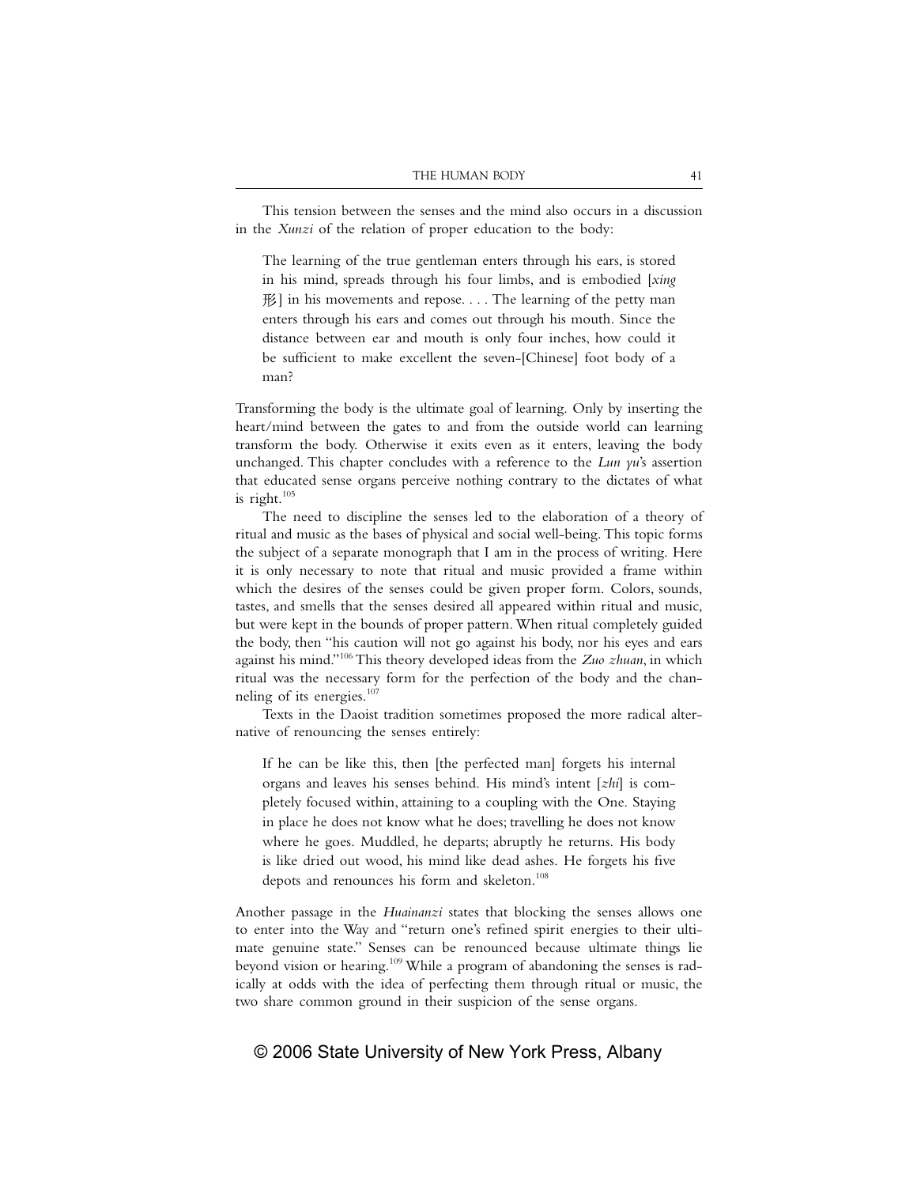This tension between the senses and the mind also occurs in a discussion in the *Xunzi* of the relation of proper education to the body:

> The learning of the true gentleman enters through his ears, is stored in his mind, spreads through his four limbs, and is embodied [*xing* 形] in his movements and repose. . . . The learning of the petty man enters through his ears and comes out through his mouth. Since the distance between ear and mouth is only four inches, how could it be sufficient to make excellent the seven-[Chinese] foot body of a man?

Transforming the body is the ultimate goal of learning. Only by inserting the heart/mind between the gates to and from the outside world can learning transform the body. Otherwise it exits even as it enters, leaving the body unchanged. This chapter concludes with a reference to the *Lun yu*'s assertion that educated sense organs perceive nothing contrary to the dictates of what is right.[105]

The need to discipline the senses led to the elaboration of a theory of ritual and music as the bases of physical and social well-being. This topic forms the subject of a separate monograph that I am in the process of writing. Here it is only necessary to note that ritual and music provided a frame within which the desires of the senses could be given proper form. Colors, sounds, tastes, and smells that the senses desired all appeared within ritual and music, but were kept in the bounds of proper pattern. When ritual completely guided the body, then "his caution will not go against his body, nor his eyes and ears against his mind."[106] This theory developed ideas from the *Zuo zhuan*, in which ritual was the necessary form for the perfection of the body and the channeling of its energies.[107]

Texts in the Daoist tradition sometimes proposed the more radical alternative of renouncing the senses entirely:

> If he can be like this, then [the perfected man] forgets his internal organs and leaves his senses behind. His mind's intent [*zhi*] is completely focused within, attaining to a coupling with the One. Staying in place he does not know what he does; travelling he does not know where he goes. Muddled, he departs; abruptly he returns. His body is like dried out wood, his mind like dead ashes. He forgets his five depots and renounces his form and skeleton.[108]

Another passage in the *Huainanzi* states that blocking the senses allows one to enter into the Way and "return one's refined spirit energies to their ultimate genuine state." Senses can be renounced because ultimate things lie beyond vision or hearing.[109] While a program of abandoning the senses is radically at odds with the idea of perfecting them through ritual or music, the two share common ground in their suspicion of the sense organs.

© 2006 State University of New York Press, Albany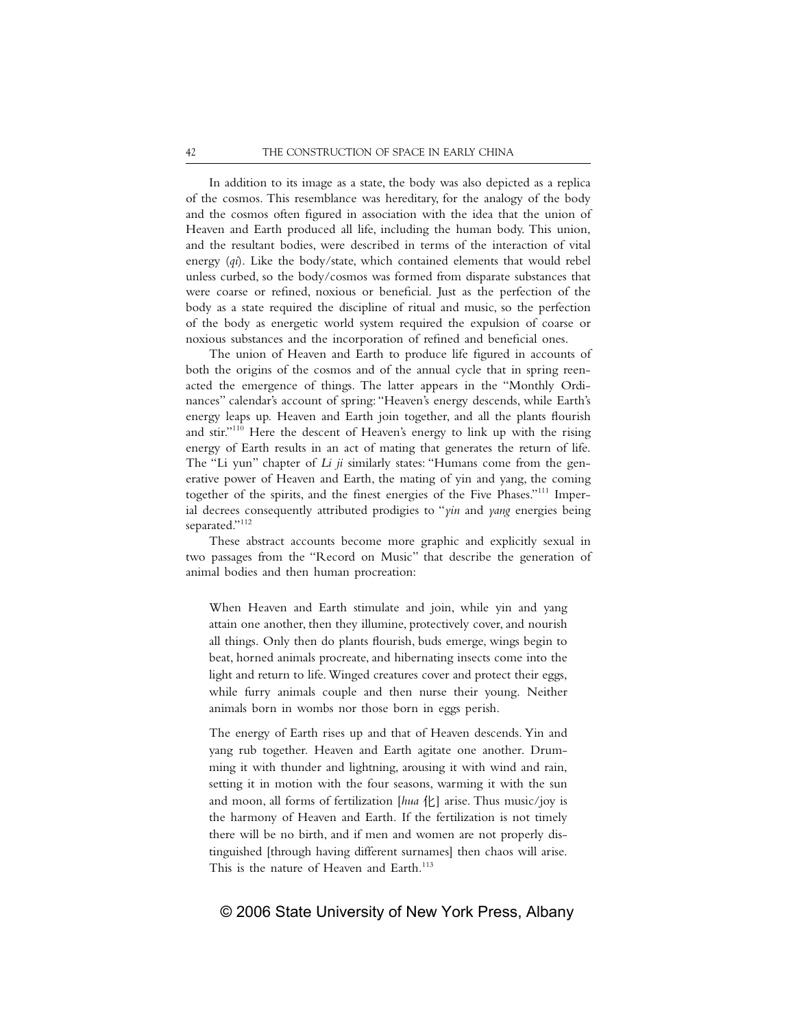In addition to its image as a state, the body was also depicted as a replica of the cosmos. This resemblance was hereditary, for the analogy of the body and the cosmos often figured in association with the idea that the union of Heaven and Earth produced all life, including the human body. This union, and the resultant bodies, were described in terms of the interaction of vital energy (*qi*). Like the body/state, which contained elements that would rebel unless curbed, so the body/cosmos was formed from disparate substances that were coarse or refined, noxious or beneficial. Just as the perfection of the body as a state required the discipline of ritual and music, so the perfection of the body as energetic world system required the expulsion of coarse or noxious substances and the incorporation of refined and beneficial ones.

The union of Heaven and Earth to produce life figured in accounts of both the origins of the cosmos and of the annual cycle that in spring reenacted the emergence of things. The latter appears in the "Monthly Ordinances" calendar's account of spring: "Heaven's energy descends, while Earth's energy leaps up. Heaven and Earth join together, and all the plants flourish and stir."[110] Here the descent of Heaven's energy to link up with the rising energy of Earth results in an act of mating that generates the return of life. The "Li yun" chapter of *Li ji* similarly states: "Humans come from the generative power of Heaven and Earth, the mating of yin and yang, the coming together of the spirits, and the finest energies of the Five Phases."[111] Imperial decrees consequently attributed prodigies to "*yin* and *yang* energies being separated."[112]

These abstract accounts become more graphic and explicitly sexual in two passages from the "Record on Music" that describe the generation of animal bodies and then human procreation:

> When Heaven and Earth stimulate and join, while yin and yang attain one another, then they illumine, protectively cover, and nourish all things. Only then do plants flourish, buds emerge, wings begin to beat, horned animals procreate, and hibernating insects come into the light and return to life. Winged creatures cover and protect their eggs, while furry animals couple and then nurse their young. Neither animals born in wombs nor those born in eggs perish.
>
> The energy of Earth rises up and that of Heaven descends. Yin and yang rub together. Heaven and Earth agitate one another. Drumming it with thunder and lightning, arousing it with wind and rain, setting it in motion with the four seasons, warming it with the sun and moon, all forms of fertilization [*hua* 化] arise. Thus music/joy is the harmony of Heaven and Earth. If the fertilization is not timely there will be no birth, and if men and women are not properly distinguished [through having different surnames] then chaos will arise. This is the nature of Heaven and Earth.[113]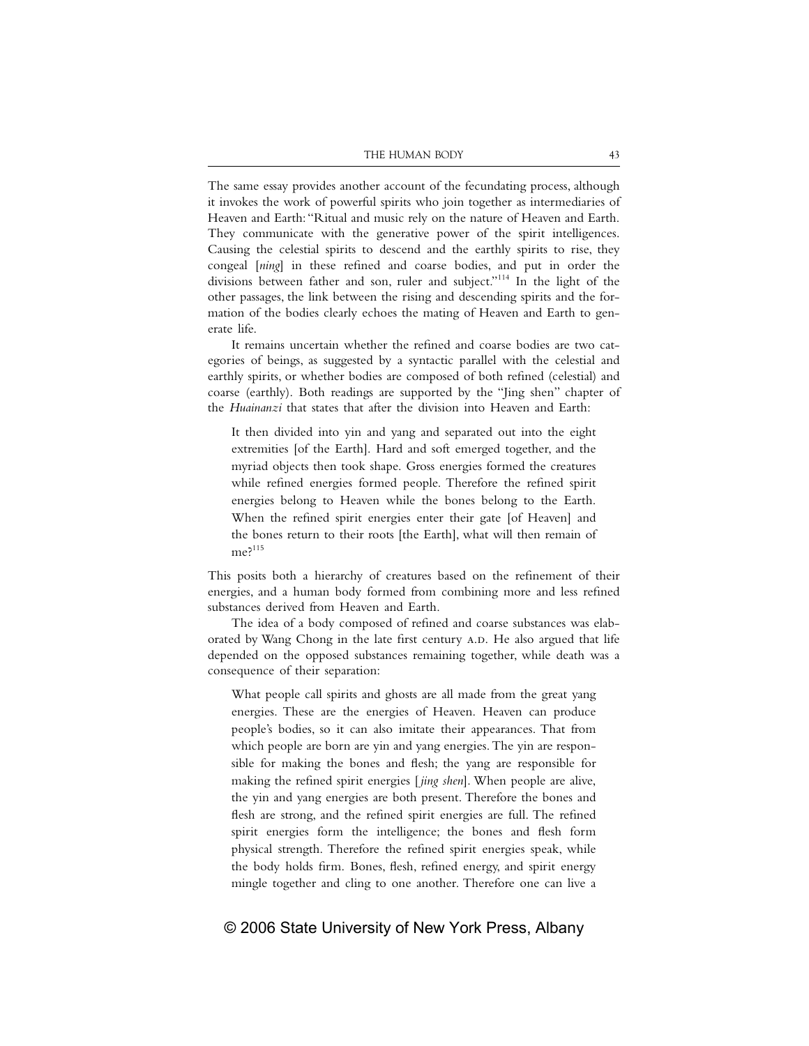The same essay provides another account of the fecundating process, although it invokes the work of powerful spirits who join together as intermediaries of Heaven and Earth: "Ritual and music rely on the nature of Heaven and Earth. They communicate with the generative power of the spirit intelligences. Causing the celestial spirits to descend and the earthly spirits to rise, they congeal [*ning*] in these refined and coarse bodies, and put in order the divisions between father and son, ruler and subject."[114] In the light of the other passages, the link between the rising and descending spirits and the formation of the bodies clearly echoes the mating of Heaven and Earth to generate life.

It remains uncertain whether the refined and coarse bodies are two categories of beings, as suggested by a syntactic parallel with the celestial and earthly spirits, or whether bodies are composed of both refined (celestial) and coarse (earthly). Both readings are supported by the "Jing shen" chapter of the *Huainanzi* that states that after the division into Heaven and Earth:

> It then divided into yin and yang and separated out into the eight extremities [of the Earth]. Hard and soft emerged together, and the myriad objects then took shape. Gross energies formed the creatures while refined energies formed people. Therefore the refined spirit energies belong to Heaven while the bones belong to the Earth. When the refined spirit energies enter their gate [of Heaven] and the bones return to their roots [the Earth], what will then remain of me?[115]

This posits both a hierarchy of creatures based on the refinement of their energies, and a human body formed from combining more and less refined substances derived from Heaven and Earth.

The idea of a body composed of refined and coarse substances was elaborated by Wang Chong in the late first century A.D. He also argued that life depended on the opposed substances remaining together, while death was a consequence of their separation:

> What people call spirits and ghosts are all made from the great yang energies. These are the energies of Heaven. Heaven can produce people's bodies, so it can also imitate their appearances. That from which people are born are yin and yang energies. The yin are responsible for making the bones and flesh; the yang are responsible for making the refined spirit energies [*jing shen*]. When people are alive, the yin and yang energies are both present. Therefore the bones and flesh are strong, and the refined spirit energies are full. The refined spirit energies form the intelligence; the bones and flesh form physical strength. Therefore the refined spirit energies speak, while the body holds firm. Bones, flesh, refined energy, and spirit energy mingle together and cling to one another. Therefore one can live a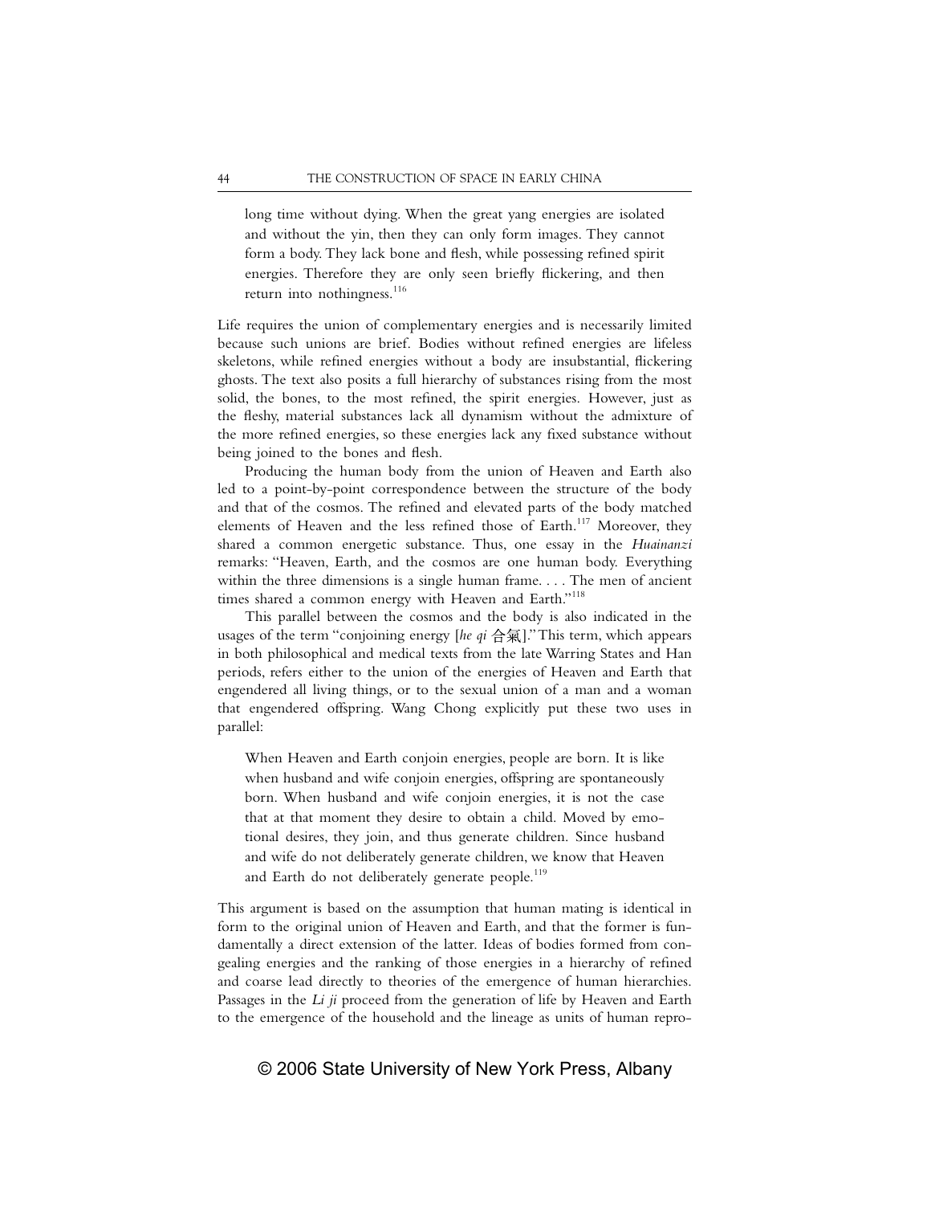> long time without dying. When the great yang energies are isolated and without the yin, then they can only form images. They cannot form a body. They lack bone and flesh, while possessing refined spirit energies. Therefore they are only seen briefly flickering, and then return into nothingness.[116]

Life requires the union of complementary energies and is necessarily limited because such unions are brief. Bodies without refined energies are lifeless skeletons, while refined energies without a body are insubstantial, flickering ghosts. The text also posits a full hierarchy of substances rising from the most solid, the bones, to the most refined, the spirit energies. However, just as the fleshy, material substances lack all dynamism without the admixture of the more refined energies, so these energies lack any fixed substance without being joined to the bones and flesh.

Producing the human body from the union of Heaven and Earth also led to a point-by-point correspondence between the structure of the body and that of the cosmos. The refined and elevated parts of the body matched elements of Heaven and the less refined those of Earth.[117] Moreover, they shared a common energetic substance. Thus, one essay in the *Huainanzi* remarks: "Heaven, Earth, and the cosmos are one human body. Everything within the three dimensions is a single human frame. . . . The men of ancient times shared a common energy with Heaven and Earth."[118]

This parallel between the cosmos and the body is also indicated in the usages of the term "conjoining energy [*he qi* 合氣]." This term, which appears in both philosophical and medical texts from the late Warring States and Han periods, refers either to the union of the energies of Heaven and Earth that engendered all living things, or to the sexual union of a man and a woman that engendered offspring. Wang Chong explicitly put these two uses in parallel:

> When Heaven and Earth conjoin energies, people are born. It is like when husband and wife conjoin energies, offspring are spontaneously born. When husband and wife conjoin energies, it is not the case that at that moment they desire to obtain a child. Moved by emotional desires, they join, and thus generate children. Since husband and wife do not deliberately generate children, we know that Heaven and Earth do not deliberately generate people.[119]

This argument is based on the assumption that human mating is identical in form to the original union of Heaven and Earth, and that the former is fundamentally a direct extension of the latter. Ideas of bodies formed from congealing energies and the ranking of those energies in a hierarchy of refined and coarse lead directly to theories of the emergence of human hierarchies. Passages in the *Li ji* proceed from the generation of life by Heaven and Earth to the emergence of the household and the lineage as units of human repro-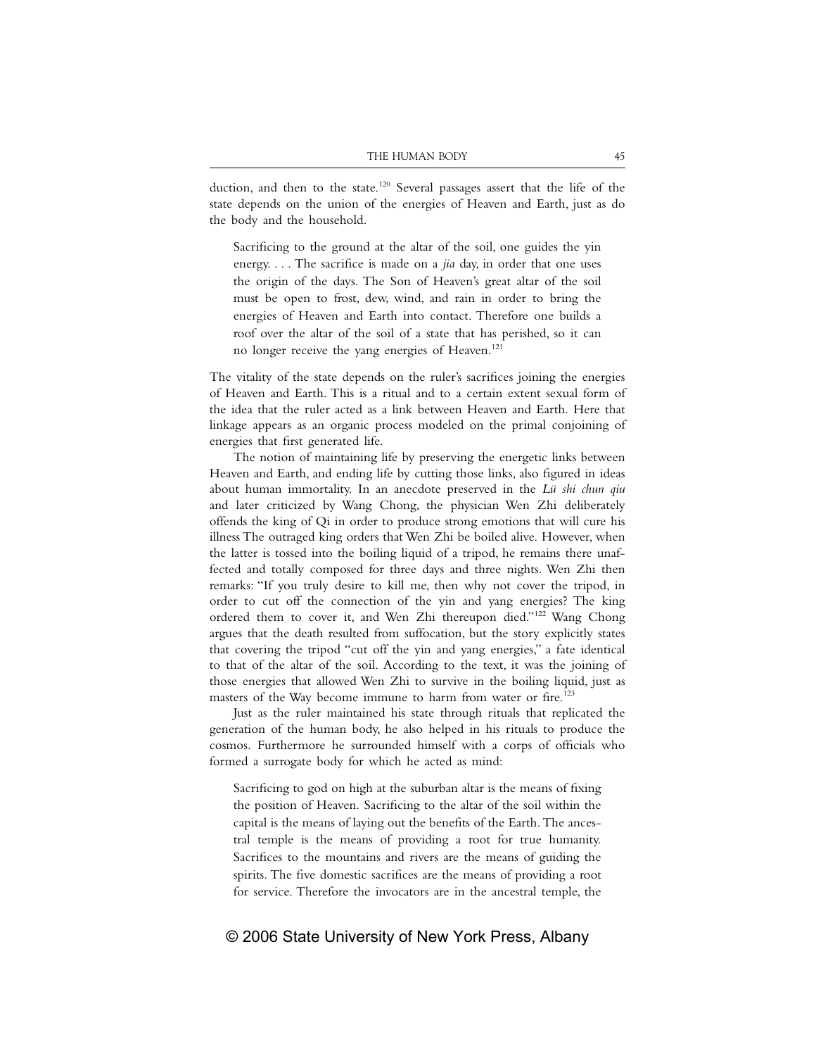duction, and then to the state.[120] Several passages assert that the life of the state depends on the union of the energies of Heaven and Earth, just as do the body and the household.

> Sacrificing to the ground at the altar of the soil, one guides the yin energy. . . . The sacrifice is made on a *jia* day, in order that one uses the origin of the days. The Son of Heaven's great altar of the soil must be open to frost, dew, wind, and rain in order to bring the energies of Heaven and Earth into contact. Therefore one builds a roof over the altar of the soil of a state that has perished, so it can no longer receive the yang energies of Heaven.[121]

The vitality of the state depends on the ruler's sacrifices joining the energies of Heaven and Earth. This is a ritual and to a certain extent sexual form of the idea that the ruler acted as a link between Heaven and Earth. Here that linkage appears as an organic process modeled on the primal conjoining of energies that first generated life.

The notion of maintaining life by preserving the energetic links between Heaven and Earth, and ending life by cutting those links, also figured in ideas about human immortality. In an anecdote preserved in the *Lü shi chun qiu* and later criticized by Wang Chong, the physician Wen Zhi deliberately offends the king of Qi in order to produce strong emotions that will cure his illness The outraged king orders that Wen Zhi be boiled alive. However, when the latter is tossed into the boiling liquid of a tripod, he remains there unaffected and totally composed for three days and three nights. Wen Zhi then remarks: "If you truly desire to kill me, then why not cover the tripod, in order to cut off the connection of the yin and yang energies? The king ordered them to cover it, and Wen Zhi thereupon died."[122] Wang Chong argues that the death resulted from suffocation, but the story explicitly states that covering the tripod "cut off the yin and yang energies," a fate identical to that of the altar of the soil. According to the text, it was the joining of those energies that allowed Wen Zhi to survive in the boiling liquid, just as masters of the Way become immune to harm from water or fire.[123]

Just as the ruler maintained his state through rituals that replicated the generation of the human body, he also helped in his rituals to produce the cosmos. Furthermore he surrounded himself with a corps of officials who formed a surrogate body for which he acted as mind:

> Sacrificing to god on high at the suburban altar is the means of fixing the position of Heaven. Sacrificing to the altar of the soil within the capital is the means of laying out the benefits of the Earth. The ancestral temple is the means of providing a root for true humanity. Sacrifices to the mountains and rivers are the means of guiding the spirits. The five domestic sacrifices are the means of providing a root for service. Therefore the invocators are in the ancestral temple, the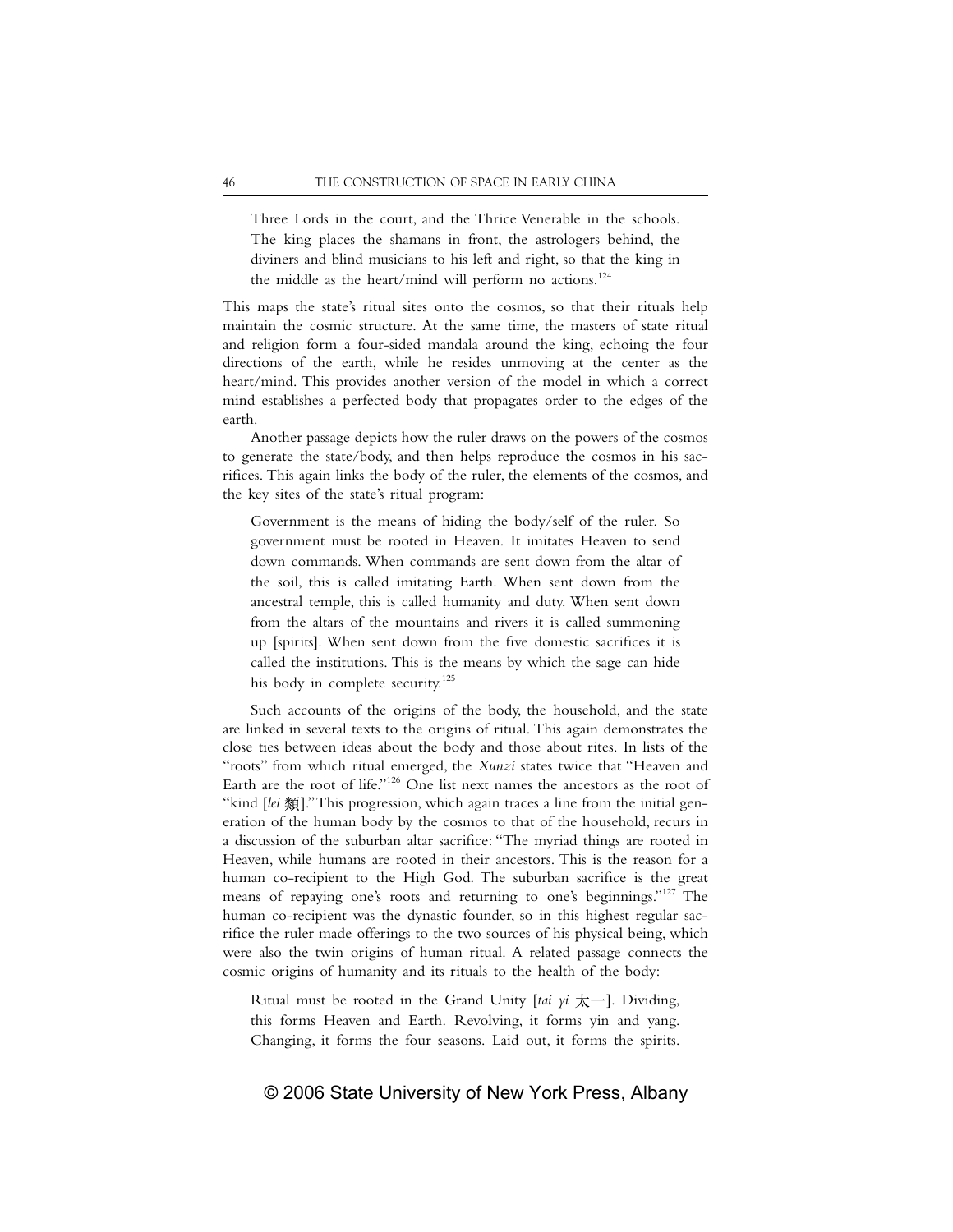Three Lords in the court, and the Thrice Venerable in the schools. The king places the shamans in front, the astrologers behind, the diviners and blind musicians to his left and right, so that the king in the middle as the heart/mind will perform no actions.[124]

This maps the state's ritual sites onto the cosmos, so that their rituals help maintain the cosmic structure. At the same time, the masters of state ritual and religion form a four-sided mandala around the king, echoing the four directions of the earth, while he resides unmoving at the center as the heart/mind. This provides another version of the model in which a correct mind establishes a perfected body that propagates order to the edges of the earth.

Another passage depicts how the ruler draws on the powers of the cosmos to generate the state/body, and then helps reproduce the cosmos in his sacrifices. This again links the body of the ruler, the elements of the cosmos, and the key sites of the state's ritual program:

> Government is the means of hiding the body/self of the ruler. So government must be rooted in Heaven. It imitates Heaven to send down commands. When commands are sent down from the altar of the soil, this is called imitating Earth. When sent down from the ancestral temple, this is called humanity and duty. When sent down from the altars of the mountains and rivers it is called summoning up [spirits]. When sent down from the five domestic sacrifices it is called the institutions. This is the means by which the sage can hide his body in complete security.[125]

Such accounts of the origins of the body, the household, and the state are linked in several texts to the origins of ritual. This again demonstrates the close ties between ideas about the body and those about rites. In lists of the "roots" from which ritual emerged, the *Xunzi* states twice that "Heaven and Earth are the root of life."[126] One list next names the ancestors as the root of "kind [*lei* 類]." This progression, which again traces a line from the initial generation of the human body by the cosmos to that of the household, recurs in a discussion of the suburban altar sacrifice: "The myriad things are rooted in Heaven, while humans are rooted in their ancestors. This is the reason for a human co-recipient to the High God. The suburban sacrifice is the great means of repaying one's roots and returning to one's beginnings."[127] The human co-recipient was the dynastic founder, so in this highest regular sacrifice the ruler made offerings to the two sources of his physical being, which were also the twin origins of human ritual. A related passage connects the cosmic origins of humanity and its rituals to the health of the body:

> Ritual must be rooted in the Grand Unity [*tai yi* 太一]. Dividing, this forms Heaven and Earth. Revolving, it forms yin and yang. Changing, it forms the four seasons. Laid out, it forms the spirits.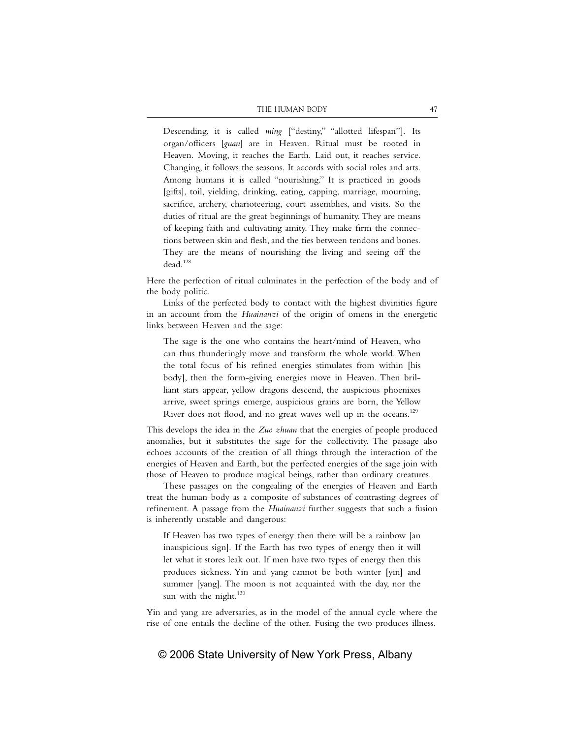> Descending, it is called *ming* ["destiny," "allotted lifespan"]. Its organ/officers [*guan*] are in Heaven. Ritual must be rooted in Heaven. Moving, it reaches the Earth. Laid out, it reaches service. Changing, it follows the seasons. It accords with social roles and arts. Among humans it is called "nourishing." It is practiced in goods [gifts], toil, yielding, drinking, eating, capping, marriage, mourning, sacrifice, archery, charioteering, court assemblies, and visits. So the duties of ritual are the great beginnings of humanity. They are means of keeping faith and cultivating amity. They make firm the connections between skin and flesh, and the ties between tendons and bones. They are the means of nourishing the living and seeing off the dead.[128]

Here the perfection of ritual culminates in the perfection of the body and of the body politic.

Links of the perfected body to contact with the highest divinities figure in an account from the *Huainanzi* of the origin of omens in the energetic links between Heaven and the sage:

> The sage is the one who contains the heart/mind of Heaven, who can thus thunderingly move and transform the whole world. When the total focus of his refined energies stimulates from within [his body], then the form-giving energies move in Heaven. Then brilliant stars appear, yellow dragons descend, the auspicious phoenixes arrive, sweet springs emerge, auspicious grains are born, the Yellow River does not flood, and no great waves well up in the oceans.[129]

This develops the idea in the *Zuo zhuan* that the energies of people produced anomalies, but it substitutes the sage for the collectivity. The passage also echoes accounts of the creation of all things through the interaction of the energies of Heaven and Earth, but the perfected energies of the sage join with those of Heaven to produce magical beings, rather than ordinary creatures.

These passages on the congealing of the energies of Heaven and Earth treat the human body as a composite of substances of contrasting degrees of refinement. A passage from the *Huainanzi* further suggests that such a fusion is inherently unstable and dangerous:

> If Heaven has two types of energy then there will be a rainbow [an inauspicious sign]. If the Earth has two types of energy then it will let what it stores leak out. If men have two types of energy then this produces sickness. Yin and yang cannot be both winter [yin] and summer [yang]. The moon is not acquainted with the day, nor the sun with the night.[130]

Yin and yang are adversaries, as in the model of the annual cycle where the rise of one entails the decline of the other. Fusing the two produces illness.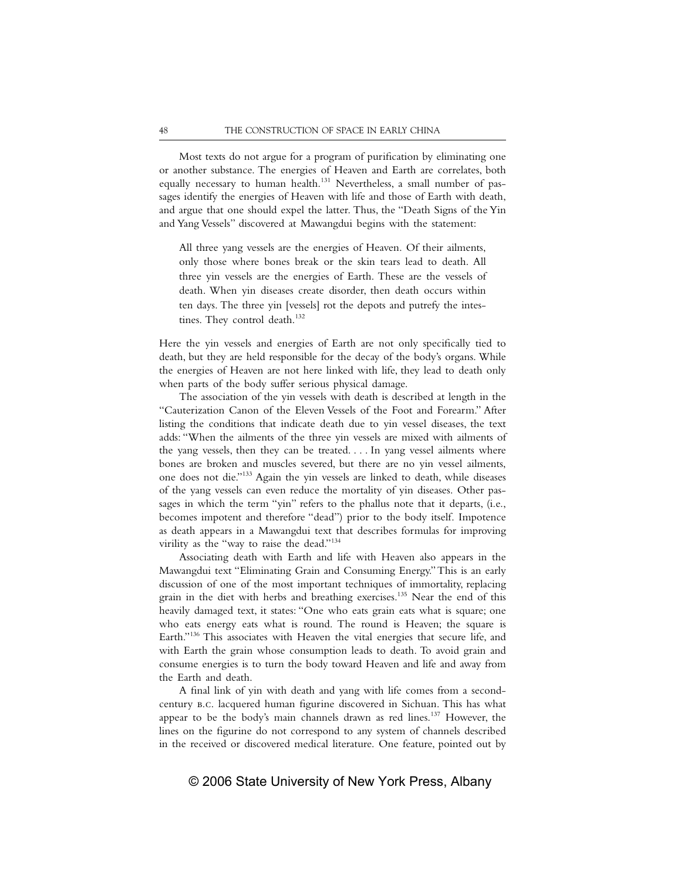Most texts do not argue for a program of purification by eliminating one or another substance. The energies of Heaven and Earth are correlates, both equally necessary to human health.[131] Nevertheless, a small number of passages identify the energies of Heaven with life and those of Earth with death, and argue that one should expel the latter. Thus, the "Death Signs of the Yin and Yang Vessels" discovered at Mawangdui begins with the statement:

> All three yang vessels are the energies of Heaven. Of their ailments, only those where bones break or the skin tears lead to death. All three yin vessels are the energies of Earth. These are the vessels of death. When yin diseases create disorder, then death occurs within ten days. The three yin [vessels] rot the depots and putrefy the intestines. They control death.[132]

Here the yin vessels and energies of Earth are not only specifically tied to death, but they are held responsible for the decay of the body's organs. While the energies of Heaven are not here linked with life, they lead to death only when parts of the body suffer serious physical damage.

The association of the yin vessels with death is described at length in the "Cauterization Canon of the Eleven Vessels of the Foot and Forearm." After listing the conditions that indicate death due to yin vessel diseases, the text adds: "When the ailments of the three yin vessels are mixed with ailments of the yang vessels, then they can be treated. . . . In yang vessel ailments where bones are broken and muscles severed, but there are no yin vessel ailments, one does not die."[133] Again the yin vessels are linked to death, while diseases of the yang vessels can even reduce the mortality of yin diseases. Other passages in which the term "yin" refers to the phallus note that it departs, (i.e., becomes impotent and therefore "dead") prior to the body itself. Impotence as death appears in a Mawangdui text that describes formulas for improving virility as the "way to raise the dead."[134]

Associating death with Earth and life with Heaven also appears in the Mawangdui text "Eliminating Grain and Consuming Energy." This is an early discussion of one of the most important techniques of immortality, replacing grain in the diet with herbs and breathing exercises.[135] Near the end of this heavily damaged text, it states: "One who eats grain eats what is square; one who eats energy eats what is round. The round is Heaven; the square is Earth."[136] This associates with Heaven the vital energies that secure life, and with Earth the grain whose consumption leads to death. To avoid grain and consume energies is to turn the body toward Heaven and life and away from the Earth and death.

A final link of yin with death and yang with life comes from a second-century B.C. lacquered human figurine discovered in Sichuan. This has what appear to be the body's main channels drawn as red lines.[137] However, the lines on the figurine do not correspond to any system of channels described in the received or discovered medical literature. One feature, pointed out by

© 2006 State University of New York Press, Albany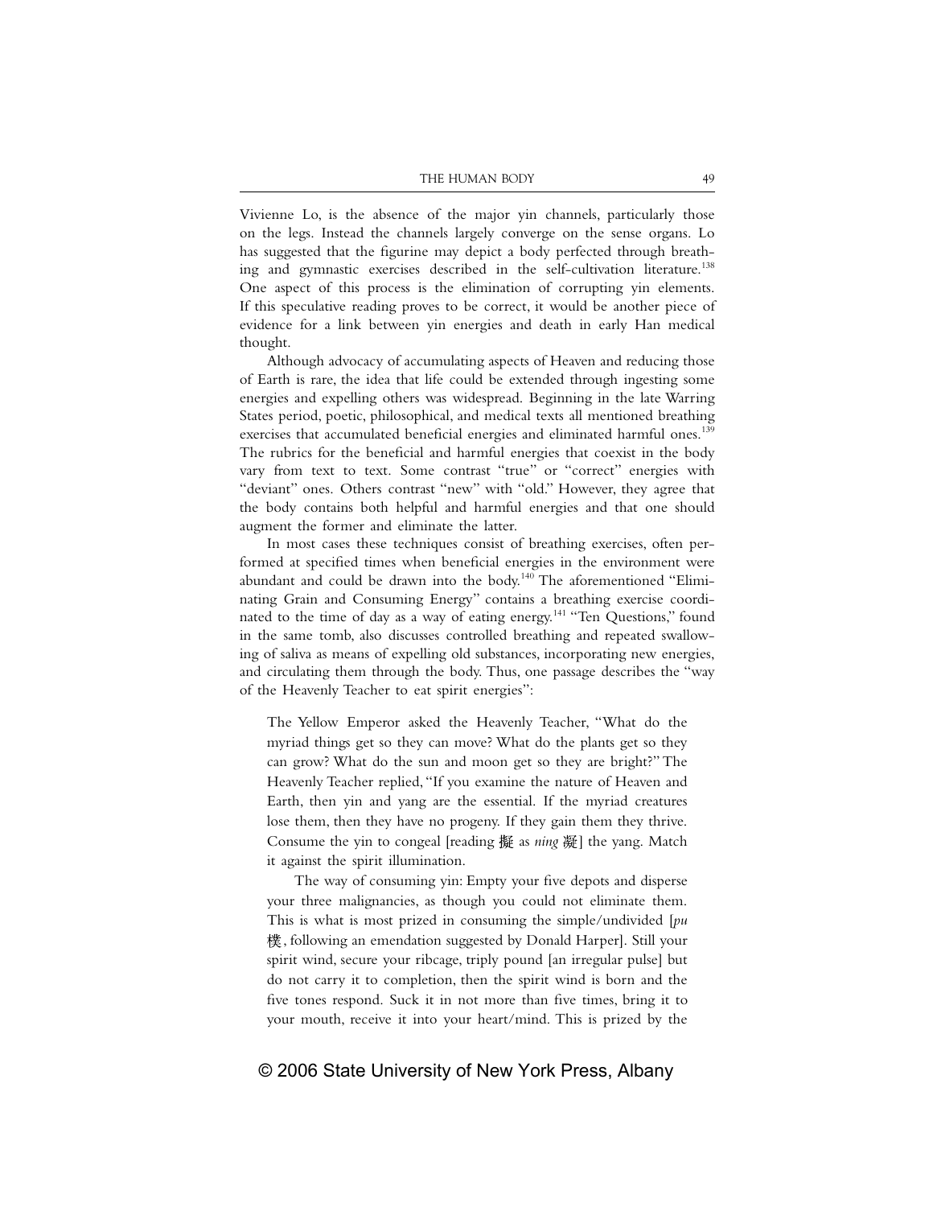Vivienne Lo, is the absence of the major yin channels, particularly those on the legs. Instead the channels largely converge on the sense organs. Lo has suggested that the figurine may depict a body perfected through breathing and gymnastic exercises described in the self-cultivation literature.[138] One aspect of this process is the elimination of corrupting yin elements. If this speculative reading proves to be correct, it would be another piece of evidence for a link between yin energies and death in early Han medical thought.

Although advocacy of accumulating aspects of Heaven and reducing those of Earth is rare, the idea that life could be extended through ingesting some energies and expelling others was widespread. Beginning in the late Warring States period, poetic, philosophical, and medical texts all mentioned breathing exercises that accumulated beneficial energies and eliminated harmful ones.[139] The rubrics for the beneficial and harmful energies that coexist in the body vary from text to text. Some contrast "true" or "correct" energies with "deviant" ones. Others contrast "new" with "old." However, they agree that the body contains both helpful and harmful energies and that one should augment the former and eliminate the latter.

In most cases these techniques consist of breathing exercises, often performed at specified times when beneficial energies in the environment were abundant and could be drawn into the body.[140] The aforementioned "Eliminating Grain and Consuming Energy" contains a breathing exercise coordinated to the time of day as a way of eating energy.[141] "Ten Questions," found in the same tomb, also discusses controlled breathing and repeated swallowing of saliva as means of expelling old substances, incorporating new energies, and circulating them through the body. Thus, one passage describes the "way of the Heavenly Teacher to eat spirit energies":

> The Yellow Emperor asked the Heavenly Teacher, "What do the myriad things get so they can move? What do the plants get so they can grow? What do the sun and moon get so they are bright?" The Heavenly Teacher replied, "If you examine the nature of Heaven and Earth, then yin and yang are the essential. If the myriad creatures lose them, then they have no progeny. If they gain them they thrive. Consume the yin to congeal [reading 擬 as *ning* 凝] the yang. Match it against the spirit illumination.
>
> The way of consuming yin: Empty your five depots and disperse your three malignancies, as though you could not eliminate them. This is what is most prized in consuming the simple/undivided [*pu* 樸, following an emendation suggested by Donald Harper]. Still your spirit wind, secure your ribcage, triply pound [an irregular pulse] but do not carry it to completion, then the spirit wind is born and the five tones respond. Suck it in not more than five times, bring it to your mouth, receive it into your heart/mind. This is prized by the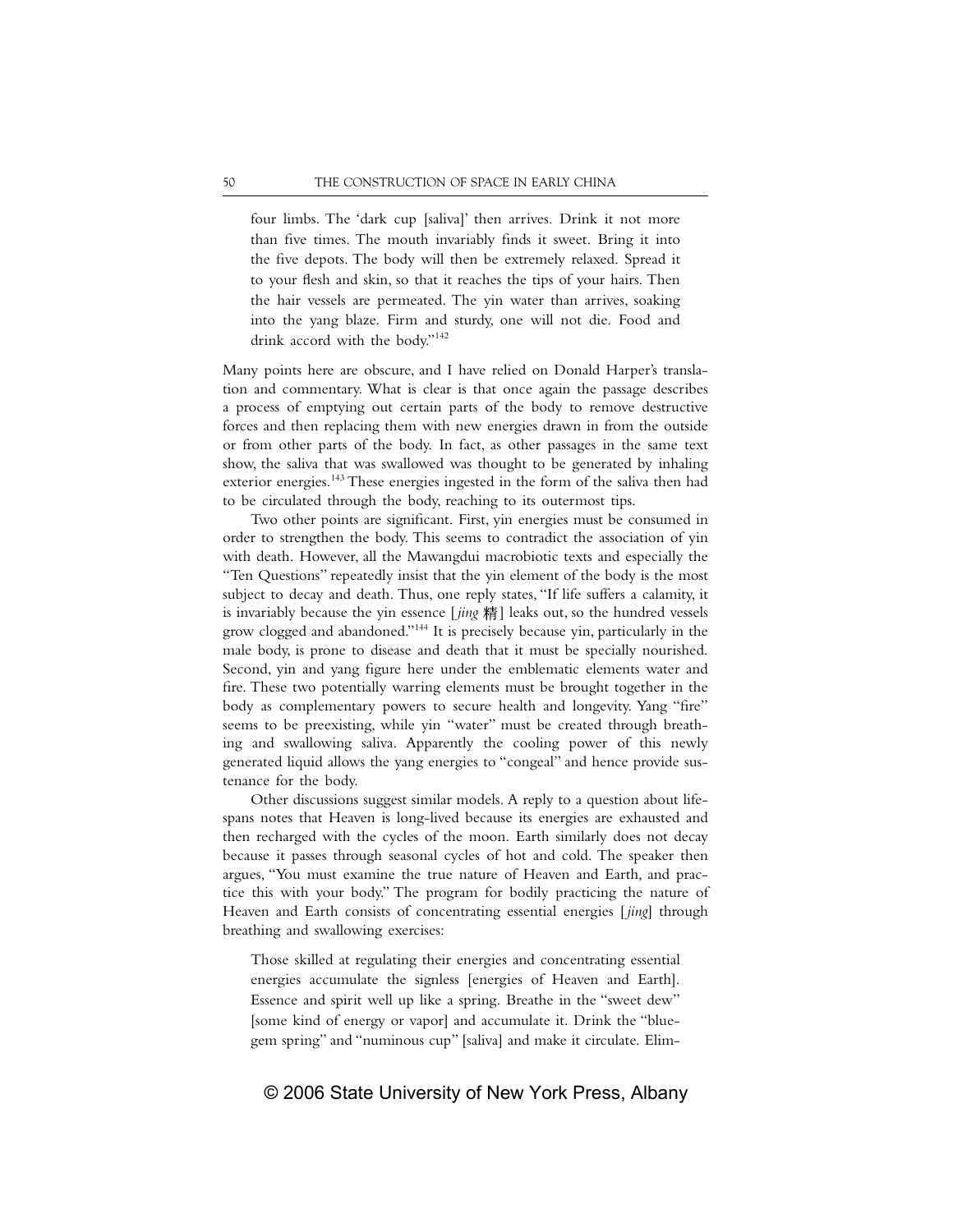> four limbs. The 'dark cup [saliva]' then arrives. Drink it not more than five times. The mouth invariably finds it sweet. Bring it into the five depots. The body will then be extremely relaxed. Spread it to your flesh and skin, so that it reaches the tips of your hairs. Then the hair vessels are permeated. The yin water than arrives, soaking into the yang blaze. Firm and sturdy, one will not die. Food and drink accord with the body."[142]

Many points here are obscure, and I have relied on Donald Harper's translation and commentary. What is clear is that once again the passage describes a process of emptying out certain parts of the body to remove destructive forces and then replacing them with new energies drawn in from the outside or from other parts of the body. In fact, as other passages in the same text show, the saliva that was swallowed was thought to be generated by inhaling exterior energies.[143] These energies ingested in the form of the saliva then had to be circulated through the body, reaching to its outermost tips.

Two other points are significant. First, yin energies must be consumed in order to strengthen the body. This seems to contradict the association of yin with death. However, all the Mawangdui macrobiotic texts and especially the "Ten Questions" repeatedly insist that the yin element of the body is the most subject to decay and death. Thus, one reply states, "If life suffers a calamity, it is invariably because the yin essence [*jing* 精] leaks out, so the hundred vessels grow clogged and abandoned."[144] It is precisely because yin, particularly in the male body, is prone to disease and death that it must be specially nourished. Second, yin and yang figure here under the emblematic elements water and fire. These two potentially warring elements must be brought together in the body as complementary powers to secure health and longevity. Yang "fire" seems to be preexisting, while yin "water" must be created through breathing and swallowing saliva. Apparently the cooling power of this newly generated liquid allows the yang energies to "congeal" and hence provide sustenance for the body.

Other discussions suggest similar models. A reply to a question about lifespans notes that Heaven is long-lived because its energies are exhausted and then recharged with the cycles of the moon. Earth similarly does not decay because it passes through seasonal cycles of hot and cold. The speaker then argues, "You must examine the true nature of Heaven and Earth, and practice this with your body." The program for bodily practicing the nature of Heaven and Earth consists of concentrating essential energies [*jing*] through breathing and swallowing exercises:

> Those skilled at regulating their energies and concentrating essential energies accumulate the signless [energies of Heaven and Earth]. Essence and spirit well up like a spring. Breathe in the "sweet dew" [some kind of energy or vapor] and accumulate it. Drink the "blue-gem spring" and "numinous cup" [saliva] and make it circulate. Elim-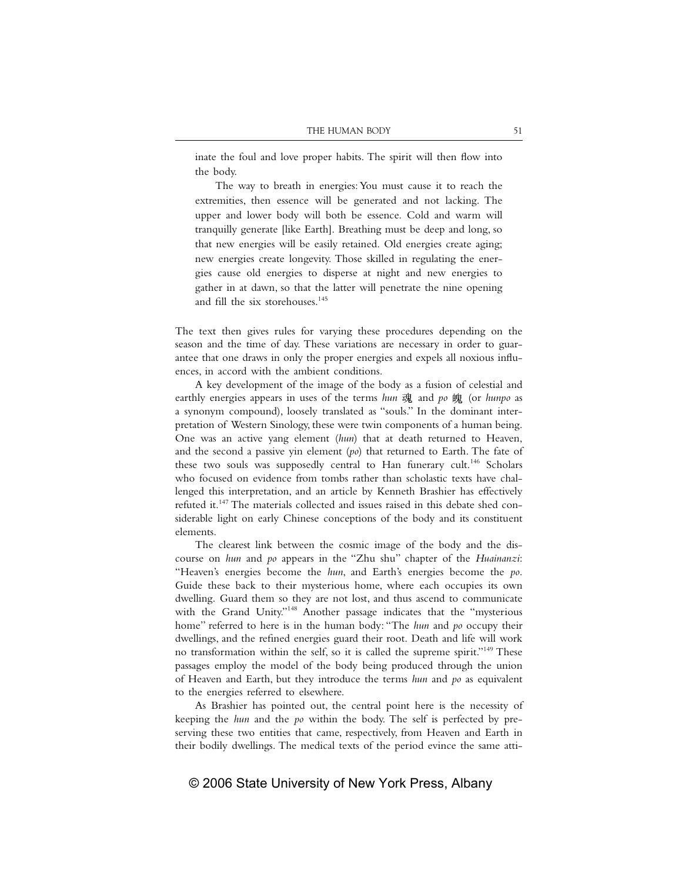inate the foul and love proper habits. The spirit will then flow into the body.

The way to breath in energies: You must cause it to reach the extremities, then essence will be generated and not lacking. The upper and lower body will both be essence. Cold and warm will tranquilly generate [like Earth]. Breathing must be deep and long, so that new energies will be easily retained. Old energies create aging; new energies create longevity. Those skilled in regulating the energies cause old energies to disperse at night and new energies to gather in at dawn, so that the latter will penetrate the nine opening and fill the six storehouses.[145]

The text then gives rules for varying these procedures depending on the season and the time of day. These variations are necessary in order to guarantee that one draws in only the proper energies and expels all noxious influences, in accord with the ambient conditions.

A key development of the image of the body as a fusion of celestial and earthly energies appears in uses of the terms *hun* 魂 and *po* 魄 (or *hunpo* as a synonym compound), loosely translated as "souls." In the dominant interpretation of Western Sinology, these were twin components of a human being. One was an active yang element (*hun*) that at death returned to Heaven, and the second a passive yin element (*po*) that returned to Earth. The fate of these two souls was supposedly central to Han funerary cult.[146] Scholars who focused on evidence from tombs rather than scholastic texts have challenged this interpretation, and an article by Kenneth Brashier has effectively refuted it.[147] The materials collected and issues raised in this debate shed considerable light on early Chinese conceptions of the body and its constituent elements.

The clearest link between the cosmic image of the body and the discourse on *hun* and *po* appears in the "Zhu shu" chapter of the *Huainanzi*: "Heaven's energies become the *hun*, and Earth's energies become the *po*. Guide these back to their mysterious home, where each occupies its own dwelling. Guard them so they are not lost, and thus ascend to communicate with the Grand Unity."[148] Another passage indicates that the "mysterious home" referred to here is in the human body: "The *hun* and *po* occupy their dwellings, and the refined energies guard their root. Death and life will work no transformation within the self, so it is called the supreme spirit."[149] These passages employ the model of the body being produced through the union of Heaven and Earth, but they introduce the terms *hun* and *po* as equivalent to the energies referred to elsewhere.

As Brashier has pointed out, the central point here is the necessity of keeping the *hun* and the *po* within the body. The self is perfected by preserving these two entities that came, respectively, from Heaven and Earth in their bodily dwellings. The medical texts of the period evince the same atti-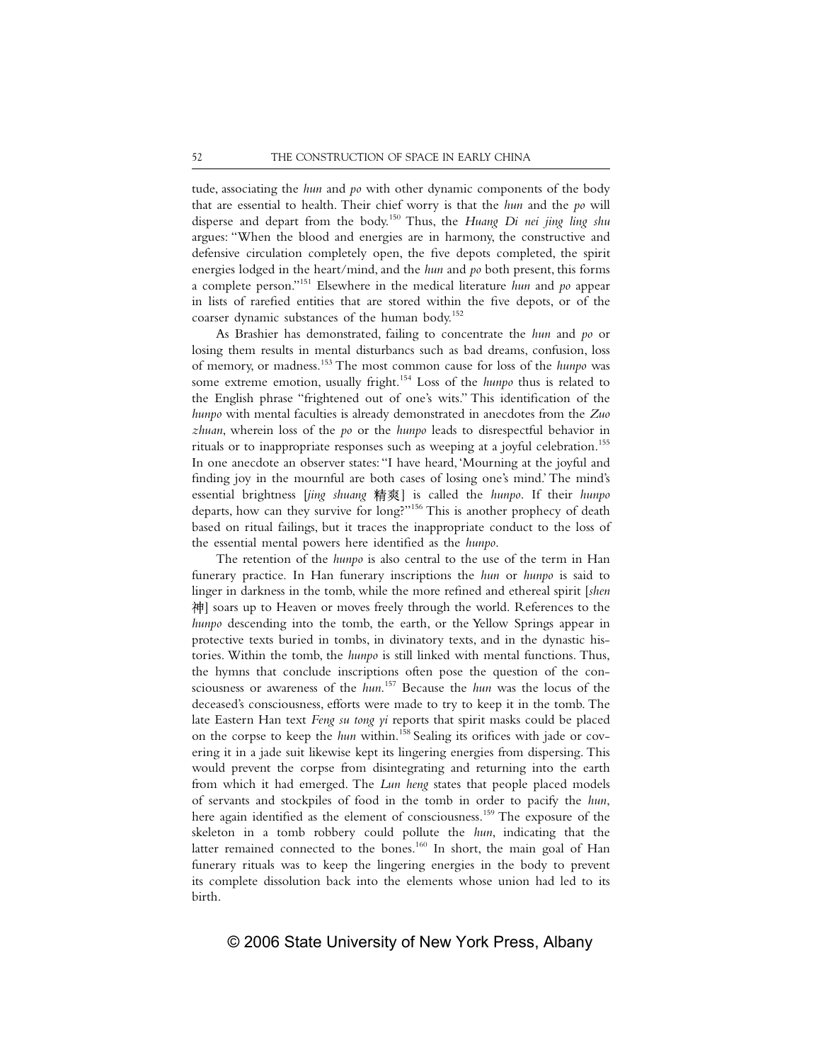tude, associating the *hun* and *po* with other dynamic components of the body that are essential to health. Their chief worry is that the *hun* and the *po* will disperse and depart from the body.[150] Thus, the *Huang Di nei jing ling shu* argues: "When the blood and energies are in harmony, the constructive and defensive circulation completely open, the five depots completed, the spirit energies lodged in the heart/mind, and the *hun* and *po* both present, this forms a complete person."[151] Elsewhere in the medical literature *hun* and *po* appear in lists of rarefied entities that are stored within the five depots, or of the coarser dynamic substances of the human body.[152]

As Brashier has demonstrated, failing to concentrate the *hun* and *po* or losing them results in mental disturbancs such as bad dreams, confusion, loss of memory, or madness.[153] The most common cause for loss of the *hunpo* was some extreme emotion, usually fright.[154] Loss of the *hunpo* thus is related to the English phrase "frightened out of one's wits." This identification of the *hunpo* with mental faculties is already demonstrated in anecdotes from the *Zuo zhuan*, wherein loss of the *po* or the *hunpo* leads to disrespectful behavior in rituals or to inappropriate responses such as weeping at a joyful celebration.[155] In one anecdote an observer states: "I have heard, 'Mourning at the joyful and finding joy in the mournful are both cases of losing one's mind.' The mind's essential brightness [*jing shuang* 精爽] is called the *hunpo*. If their *hunpo* departs, how can they survive for long?"[156] This is another prophecy of death based on ritual failings, but it traces the inappropriate conduct to the loss of the essential mental powers here identified as the *hunpo*.

The retention of the *hunpo* is also central to the use of the term in Han funerary practice. In Han funerary inscriptions the *hun* or *hunpo* is said to linger in darkness in the tomb, while the more refined and ethereal spirit [*shen* 神] soars up to Heaven or moves freely through the world. References to the *hunpo* descending into the tomb, the earth, or the Yellow Springs appear in protective texts buried in tombs, in divinatory texts, and in the dynastic histories. Within the tomb, the *hunpo* is still linked with mental functions. Thus, the hymns that conclude inscriptions often pose the question of the consciousness or awareness of the *hun*.[157] Because the *hun* was the locus of the deceased's consciousness, efforts were made to try to keep it in the tomb. The late Eastern Han text *Feng su tong yi* reports that spirit masks could be placed on the corpse to keep the *hun* within.[158] Sealing its orifices with jade or covering it in a jade suit likewise kept its lingering energies from dispersing. This would prevent the corpse from disintegrating and returning into the earth from which it had emerged. The *Lun heng* states that people placed models of servants and stockpiles of food in the tomb in order to pacify the *hun*, here again identified as the element of consciousness.[159] The exposure of the skeleton in a tomb robbery could pollute the *hun*, indicating that the latter remained connected to the bones.[160] In short, the main goal of Han funerary rituals was to keep the lingering energies in the body to prevent its complete dissolution back into the elements whose union had led to its birth.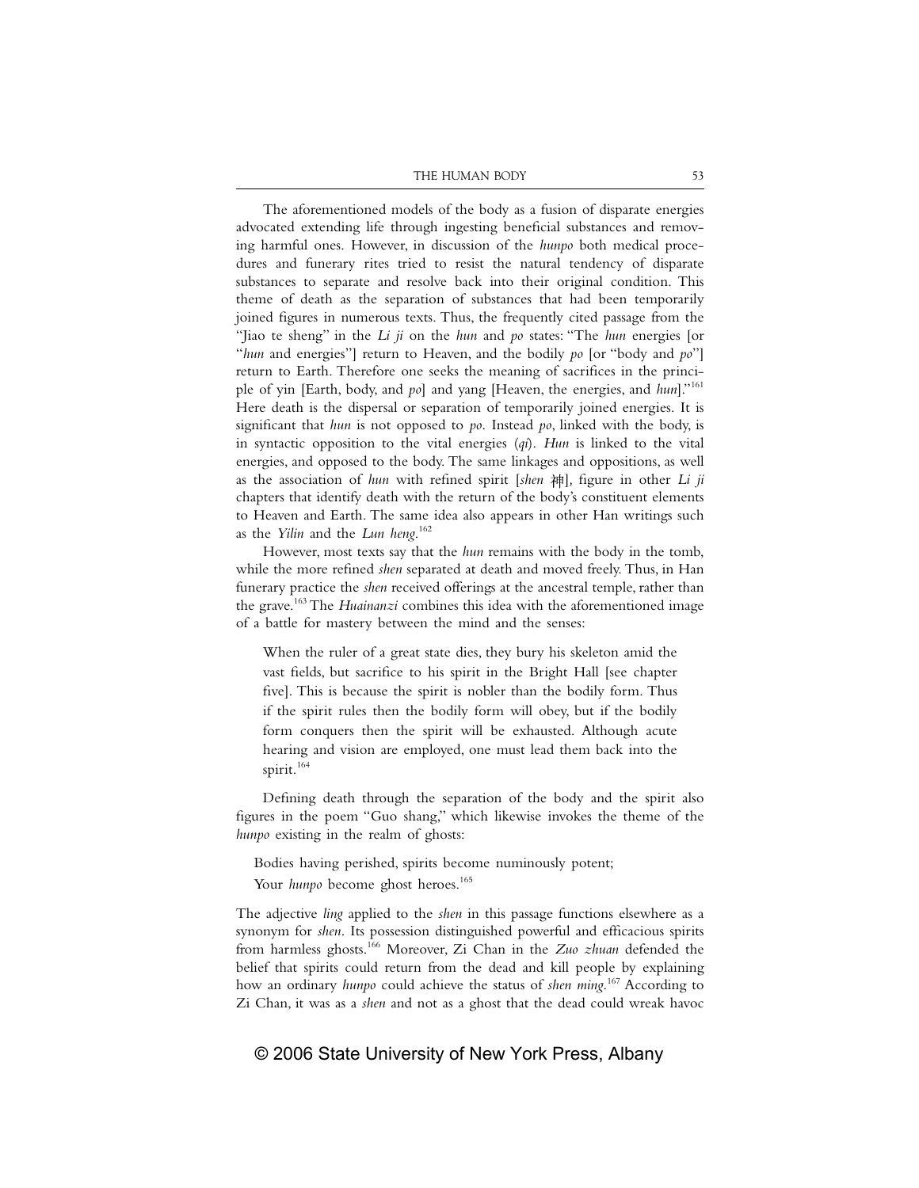The aforementioned models of the body as a fusion of disparate energies advocated extending life through ingesting beneficial substances and removing harmful ones. However, in discussion of the *hunpo* both medical procedures and funerary rites tried to resist the natural tendency of disparate substances to separate and resolve back into their original condition. This theme of death as the separation of substances that had been temporarily joined figures in numerous texts. Thus, the frequently cited passage from the "Jiao te sheng" in the *Li ji* on the *hun* and *po* states: "The *hun* energies [or "*hun* and energies"] return to Heaven, and the bodily *po* [or "body and *po*"] return to Earth. Therefore one seeks the meaning of sacrifices in the principle of yin [Earth, body, and *po*] and yang [Heaven, the energies, and *hun*]."[161] Here death is the dispersal or separation of temporarily joined energies. It is significant that *hun* is not opposed to *po*. Instead *po*, linked with the body, is in syntactic opposition to the vital energies (*qi*). *Hun* is linked to the vital energies, and opposed to the body. The same linkages and oppositions, as well as the association of *hun* with refined spirit [*shen* 神], figure in other *Li ji* chapters that identify death with the return of the body's constituent elements to Heaven and Earth. The same idea also appears in other Han writings such as the *Yilin* and the *Lun heng*.[162]

However, most texts say that the *hun* remains with the body in the tomb, while the more refined *shen* separated at death and moved freely. Thus, in Han funerary practice the *shen* received offerings at the ancestral temple, rather than the grave.[163] The *Huainanzi* combines this idea with the aforementioned image of a battle for mastery between the mind and the senses:

> When the ruler of a great state dies, they bury his skeleton amid the vast fields, but sacrifice to his spirit in the Bright Hall [see chapter five]. This is because the spirit is nobler than the bodily form. Thus if the spirit rules then the bodily form will obey, but if the bodily form conquers then the spirit will be exhausted. Although acute hearing and vision are employed, one must lead them back into the spirit.[164]

Defining death through the separation of the body and the spirit also figures in the poem "Guo shang," which likewise invokes the theme of the *hunpo* existing in the realm of ghosts:

> Bodies having perished, spirits become numinously potent;
> Your *hunpo* become ghost heroes.[165]

The adjective *ling* applied to the *shen* in this passage functions elsewhere as a synonym for *shen*. Its possession distinguished powerful and efficacious spirits from harmless ghosts.[166] Moreover, Zi Chan in the *Zuo zhuan* defended the belief that spirits could return from the dead and kill people by explaining how an ordinary *hunpo* could achieve the status of *shen ming*.[167] According to Zi Chan, it was as a *shen* and not as a ghost that the dead could wreak havoc

© 2006 State University of New York Press, Albany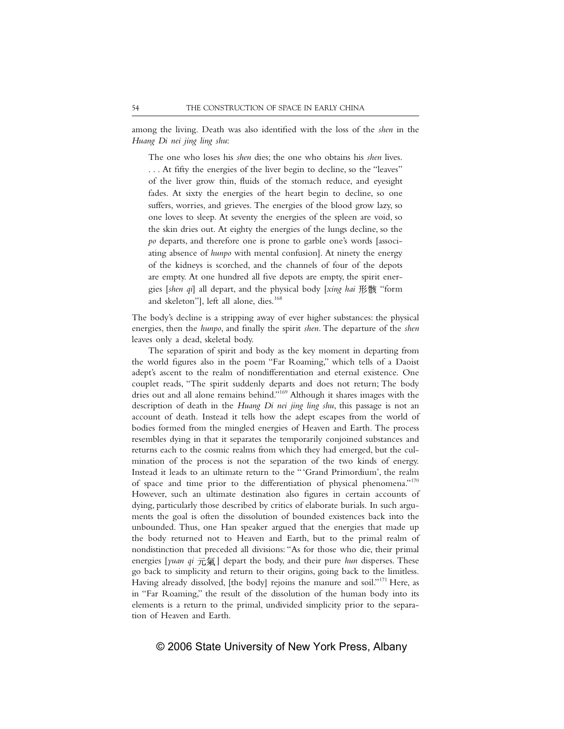among the living. Death was also identified with the loss of the *shen* in the *Huang Di nei jing ling shu*:

> The one who loses his *shen* dies; the one who obtains his *shen* lives. . . . At fifty the energies of the liver begin to decline, so the "leaves" of the liver grow thin, fluids of the stomach reduce, and eyesight fades. At sixty the energies of the heart begin to decline, so one suffers, worries, and grieves. The energies of the blood grow lazy, so one loves to sleep. At seventy the energies of the spleen are void, so the skin dries out. At eighty the energies of the lungs decline, so the *po* departs, and therefore one is prone to garble one's words [associating absence of *hunpo* with mental confusion]. At ninety the energy of the kidneys is scorched, and the channels of four of the depots are empty. At one hundred all five depots are empty, the spirit energies [*shen qi*] all depart, and the physical body [*xing hai* 形骸 "form and skeleton"], left all alone, dies.[168]

The body's decline is a stripping away of ever higher substances: the physical energies, then the *hunpo*, and finally the spirit *shen*. The departure of the *shen* leaves only a dead, skeletal body.

The separation of spirit and body as the key moment in departing from the world figures also in the poem "Far Roaming," which tells of a Daoist adept's ascent to the realm of nondifferentiation and eternal existence. One couplet reads, "The spirit suddenly departs and does not return; The body dries out and all alone remains behind."[169] Although it shares images with the description of death in the *Huang Di nei jing ling shu*, this passage is not an account of death. Instead it tells how the adept escapes from the world of bodies formed from the mingled energies of Heaven and Earth. The process resembles dying in that it separates the temporarily conjoined substances and returns each to the cosmic realms from which they had emerged, but the culmination of the process is not the separation of the two kinds of energy. Instead it leads to an ultimate return to the "'Grand Primordium', the realm of space and time prior to the differentiation of physical phenomena."[170] However, such an ultimate destination also figures in certain accounts of dying, particularly those described by critics of elaborate burials. In such arguments the goal is often the dissolution of bounded existences back into the unbounded. Thus, one Han speaker argued that the energies that made up the body returned not to Heaven and Earth, but to the primal realm of nondistinction that preceded all divisions: "As for those who die, their primal energies [*yuan qi* 元氣] depart the body, and their pure *hun* disperses. These go back to simplicity and return to their origins, going back to the limitless. Having already dissolved, [the body] rejoins the manure and soil."[171] Here, as in "Far Roaming," the result of the dissolution of the human body into its elements is a return to the primal, undivided simplicity prior to the separation of Heaven and Earth.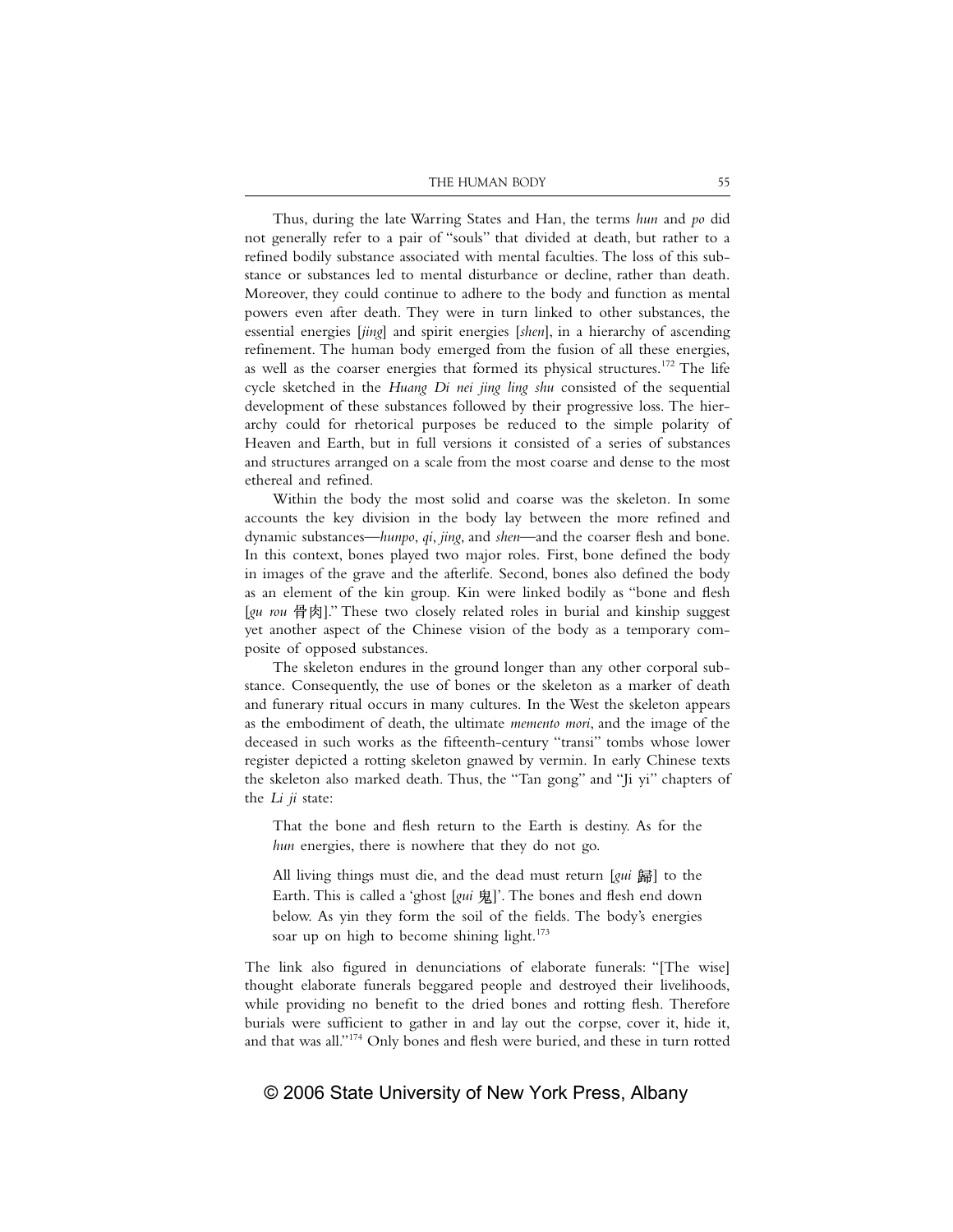Thus, during the late Warring States and Han, the terms *hun* and *po* did not generally refer to a pair of "souls" that divided at death, but rather to a refined bodily substance associated with mental faculties. The loss of this substance or substances led to mental disturbance or decline, rather than death. Moreover, they could continue to adhere to the body and function as mental powers even after death. They were in turn linked to other substances, the essential energies [*jing*] and spirit energies [*shen*], in a hierarchy of ascending refinement. The human body emerged from the fusion of all these energies, as well as the coarser energies that formed its physical structures.[172] The life cycle sketched in the *Huang Di nei jing ling shu* consisted of the sequential development of these substances followed by their progressive loss. The hierarchy could for rhetorical purposes be reduced to the simple polarity of Heaven and Earth, but in full versions it consisted of a series of substances and structures arranged on a scale from the most coarse and dense to the most ethereal and refined.

Within the body the most solid and coarse was the skeleton. In some accounts the key division in the body lay between the more refined and dynamic substances—*hunpo*, *qi*, *jing*, and *shen*—and the coarser flesh and bone. In this context, bones played two major roles. First, bone defined the body in images of the grave and the afterlife. Second, bones also defined the body as an element of the kin group. Kin were linked bodily as "bone and flesh [*gu rou* 骨肉]." These two closely related roles in burial and kinship suggest yet another aspect of the Chinese vision of the body as a temporary composite of opposed substances.

The skeleton endures in the ground longer than any other corporal substance. Consequently, the use of bones or the skeleton as a marker of death and funerary ritual occurs in many cultures. In the West the skeleton appears as the embodiment of death, the ultimate *memento mori*, and the image of the deceased in such works as the fifteenth-century "transi" tombs whose lower register depicted a rotting skeleton gnawed by vermin. In early Chinese texts the skeleton also marked death. Thus, the "Tan gong" and "Ji yi" chapters of the *Li ji* state:

> That the bone and flesh return to the Earth is destiny. As for the *hun* energies, there is nowhere that they do not go.
>
> All living things must die, and the dead must return [*gui* 歸] to the Earth. This is called a 'ghost [*gui* 鬼]'. The bones and flesh end down below. As yin they form the soil of the fields. The body's energies soar up on high to become shining light.[173]

The link also figured in denunciations of elaborate funerals: "[The wise] thought elaborate funerals beggared people and destroyed their livelihoods, while providing no benefit to the dried bones and rotting flesh. Therefore burials were sufficient to gather in and lay out the corpse, cover it, hide it, and that was all."[174] Only bones and flesh were buried, and these in turn rotted

© 2006 State University of New York Press, Albany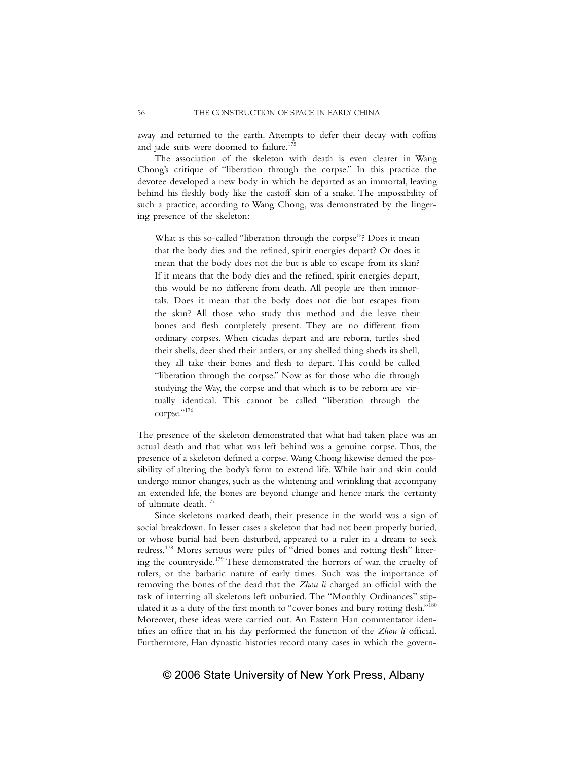away and returned to the earth. Attempts to defer their decay with coffins and jade suits were doomed to failure.[175]

The association of the skeleton with death is even clearer in Wang Chong's critique of "liberation through the corpse." In this practice the devotee developed a new body in which he departed as an immortal, leaving behind his fleshly body like the castoff skin of a snake. The impossibility of such a practice, according to Wang Chong, was demonstrated by the lingering presence of the skeleton:

> What is this so-called "liberation through the corpse"? Does it mean that the body dies and the refined, spirit energies depart? Or does it mean that the body does not die but is able to escape from its skin? If it means that the body dies and the refined, spirit energies depart, this would be no different from death. All people are then immortals. Does it mean that the body does not die but escapes from the skin? All those who study this method and die leave their bones and flesh completely present. They are no different from ordinary corpses. When cicadas depart and are reborn, turtles shed their shells, deer shed their antlers, or any shelled thing sheds its shell, they all take their bones and flesh to depart. This could be called "liberation through the corpse." Now as for those who die through studying the Way, the corpse and that which is to be reborn are virtually identical. This cannot be called "liberation through the corpse."[176]

The presence of the skeleton demonstrated that what had taken place was an actual death and that what was left behind was a genuine corpse. Thus, the presence of a skeleton defined a corpse. Wang Chong likewise denied the possibility of altering the body's form to extend life. While hair and skin could undergo minor changes, such as the whitening and wrinkling that accompany an extended life, the bones are beyond change and hence mark the certainty of ultimate death.[177]

Since skeletons marked death, their presence in the world was a sign of social breakdown. In lesser cases a skeleton that had not been properly buried, or whose burial had been disturbed, appeared to a ruler in a dream to seek redress.[178] Mores serious were piles of "dried bones and rotting flesh" littering the countryside.[179] These demonstrated the horrors of war, the cruelty of rulers, or the barbaric nature of early times. Such was the importance of removing the bones of the dead that the *Zhou li* charged an official with the task of interring all skeletons left unburied. The "Monthly Ordinances" stipulated it as a duty of the first month to "cover bones and bury rotting flesh."[180] Moreover, these ideas were carried out. An Eastern Han commentator identifies an office that in his day performed the function of the *Zhou li* official. Furthermore, Han dynastic histories record many cases in which the govern-

© 2006 State University of New York Press, Albany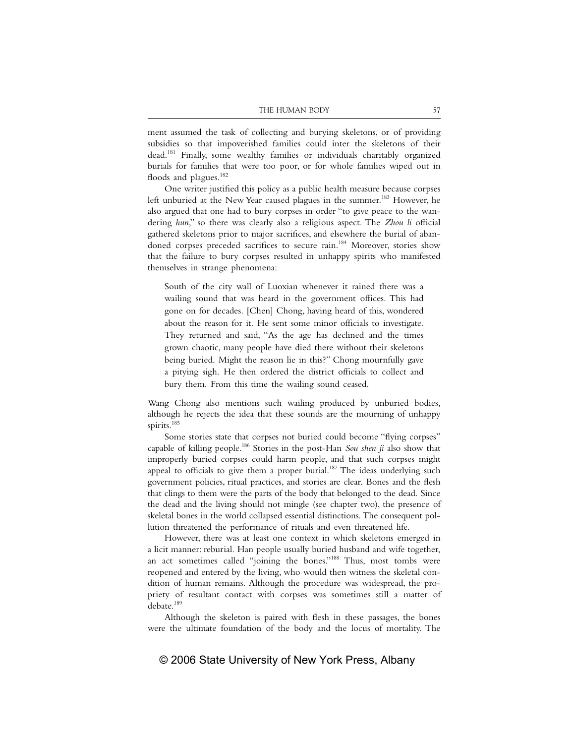ment assumed the task of collecting and burying skeletons, or of providing subsidies so that impoverished families could inter the skeletons of their dead.[181] Finally, some wealthy families or individuals charitably organized burials for families that were too poor, or for whole families wiped out in floods and plagues.[182]

One writer justified this policy as a public health measure because corpses left unburied at the New Year caused plagues in the summer.[183] However, he also argued that one had to bury corpses in order "to give peace to the wandering *hun*," so there was clearly also a religious aspect. The *Zhou li* official gathered skeletons prior to major sacrifices, and elsewhere the burial of abandoned corpses preceded sacrifices to secure rain.[184] Moreover, stories show that the failure to bury corpses resulted in unhappy spirits who manifested themselves in strange phenomena:

> South of the city wall of Luoxian whenever it rained there was a wailing sound that was heard in the government offices. This had gone on for decades. [Chen] Chong, having heard of this, wondered about the reason for it. He sent some minor officials to investigate. They returned and said, "As the age has declined and the times grown chaotic, many people have died there without their skeletons being buried. Might the reason lie in this?" Chong mournfully gave a pitying sigh. He then ordered the district officials to collect and bury them. From this time the wailing sound ceased.

Wang Chong also mentions such wailing produced by unburied bodies, although he rejects the idea that these sounds are the mourning of unhappy spirits.[185]

Some stories state that corpses not buried could become "flying corpses" capable of killing people.[186] Stories in the post-Han *Sou shen ji* also show that improperly buried corpses could harm people, and that such corpses might appeal to officials to give them a proper burial.[187] The ideas underlying such government policies, ritual practices, and stories are clear. Bones and the flesh that clings to them were the parts of the body that belonged to the dead. Since the dead and the living should not mingle (see chapter two), the presence of skeletal bones in the world collapsed essential distinctions. The consequent pollution threatened the performance of rituals and even threatened life.

However, there was at least one context in which skeletons emerged in a licit manner: reburial. Han people usually buried husband and wife together, an act sometimes called "joining the bones."[188] Thus, most tombs were reopened and entered by the living, who would then witness the skeletal condition of human remains. Although the procedure was widespread, the propriety of resultant contact with corpses was sometimes still a matter of debate.[189]

Although the skeleton is paired with flesh in these passages, the bones were the ultimate foundation of the body and the locus of mortality. The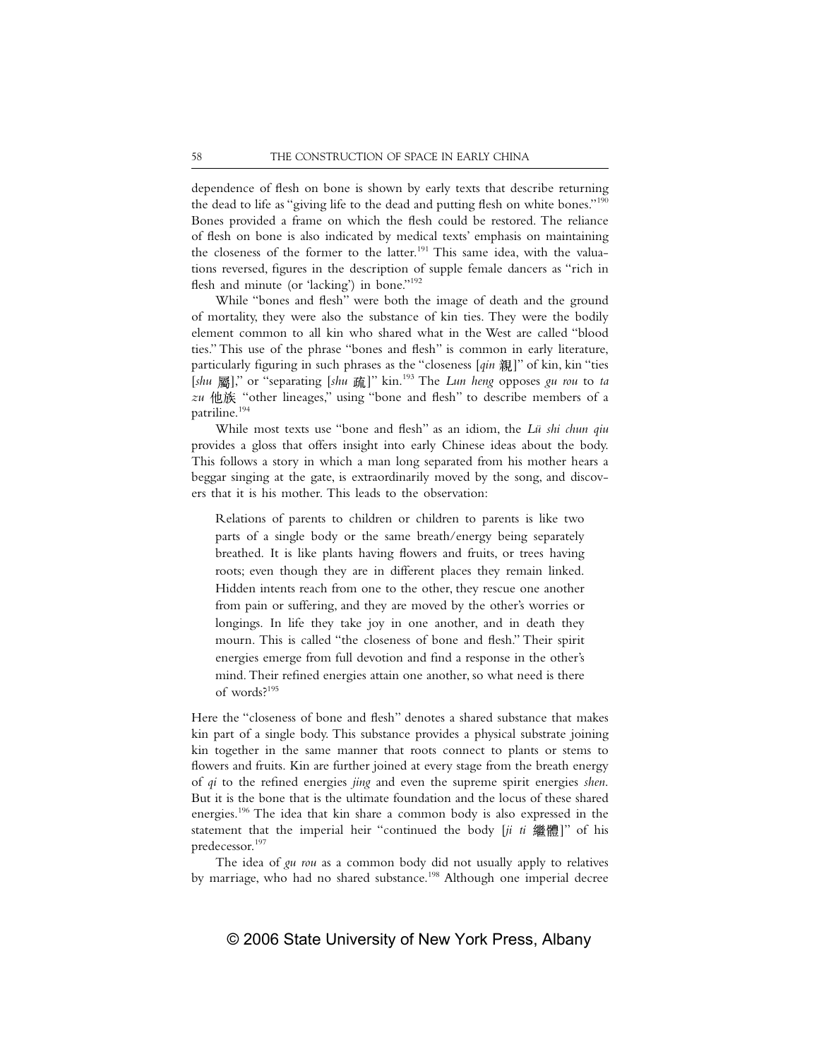dependence of flesh on bone is shown by early texts that describe returning the dead to life as "giving life to the dead and putting flesh on white bones."[190] Bones provided a frame on which the flesh could be restored. The reliance of flesh on bone is also indicated by medical texts' emphasis on maintaining the closeness of the former to the latter.[191] This same idea, with the valuations reversed, figures in the description of supple female dancers as "rich in flesh and minute (or 'lacking') in bone."[192]

While "bones and flesh" were both the image of death and the ground of mortality, they were also the substance of kin ties. They were the bodily element common to all kin who shared what in the West are called "blood ties." This use of the phrase "bones and flesh" is common in early literature, particularly figuring in such phrases as the "closeness [*qin* 親]" of kin, kin "ties [*shu* 屬]," or "separating [*shu* 疏]" kin.[193] The *Lun heng* opposes *gu rou* to *ta zu* 他族 "other lineages," using "bone and flesh" to describe members of a patriline.[194]

While most texts use "bone and flesh" as an idiom, the *Lü shi chun qiu* provides a gloss that offers insight into early Chinese ideas about the body. This follows a story in which a man long separated from his mother hears a beggar singing at the gate, is extraordinarily moved by the song, and discovers that it is his mother. This leads to the observation:

> Relations of parents to children or children to parents is like two parts of a single body or the same breath/energy being separately breathed. It is like plants having flowers and fruits, or trees having roots; even though they are in different places they remain linked. Hidden intents reach from one to the other, they rescue one another from pain or suffering, and they are moved by the other's worries or longings. In life they take joy in one another, and in death they mourn. This is called "the closeness of bone and flesh." Their spirit energies emerge from full devotion and find a response in the other's mind. Their refined energies attain one another, so what need is there of words?[195]

Here the "closeness of bone and flesh" denotes a shared substance that makes kin part of a single body. This substance provides a physical substrate joining kin together in the same manner that roots connect to plants or stems to flowers and fruits. Kin are further joined at every stage from the breath energy of *qi* to the refined energies *jing* and even the supreme spirit energies *shen*. But it is the bone that is the ultimate foundation and the locus of these shared energies.[196] The idea that kin share a common body is also expressed in the statement that the imperial heir "continued the body [*ji ti* 繼體]" of his predecessor.[197]

The idea of *gu rou* as a common body did not usually apply to relatives by marriage, who had no shared substance.[198] Although one imperial decree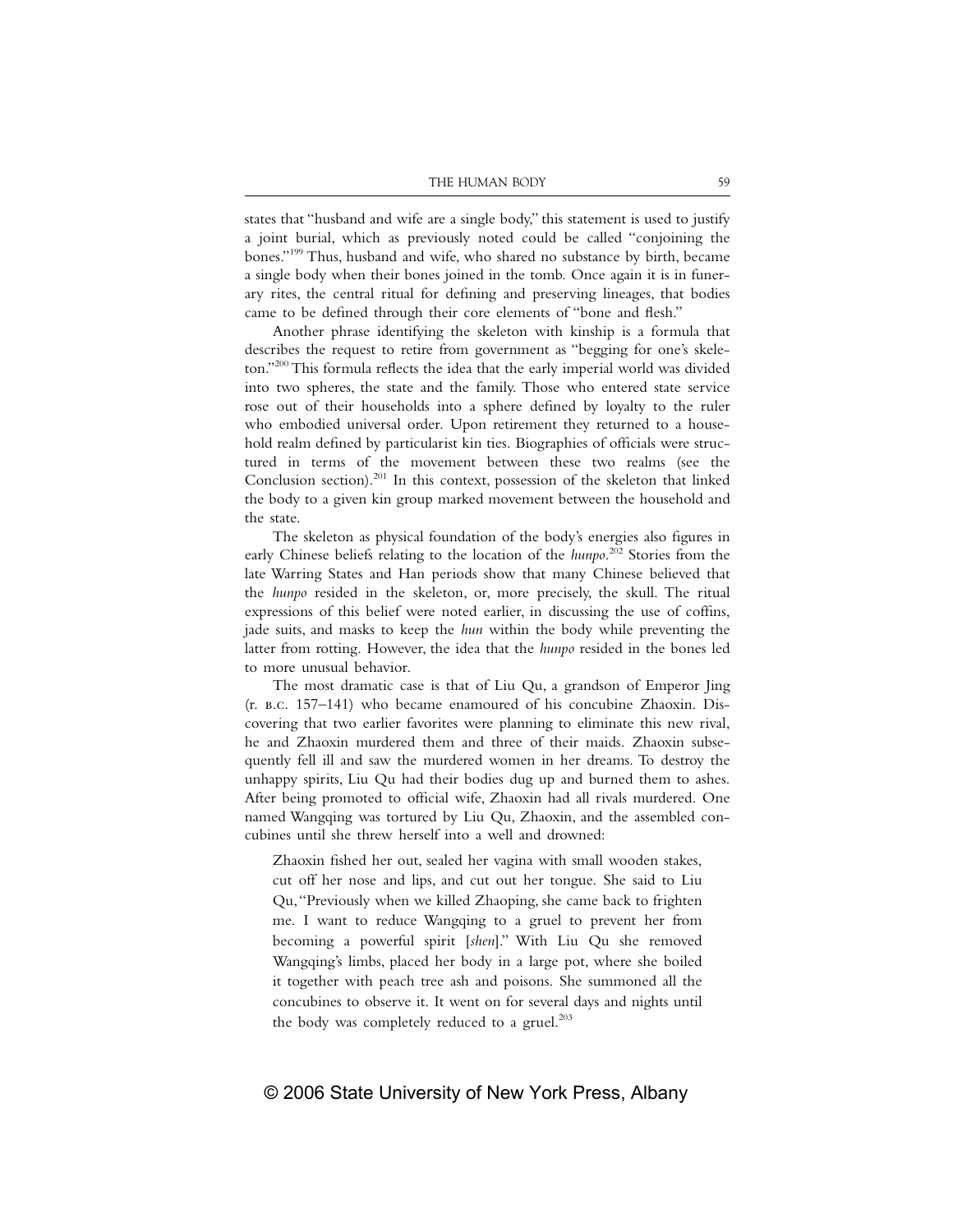states that "husband and wife are a single body," this statement is used to justify a joint burial, which as previously noted could be called "conjoining the bones."[199] Thus, husband and wife, who shared no substance by birth, became a single body when their bones joined in the tomb. Once again it is in funerary rites, the central ritual for defining and preserving lineages, that bodies came to be defined through their core elements of "bone and flesh."

Another phrase identifying the skeleton with kinship is a formula that describes the request to retire from government as "begging for one's skeleton."[200] This formula reflects the idea that the early imperial world was divided into two spheres, the state and the family. Those who entered state service rose out of their households into a sphere defined by loyalty to the ruler who embodied universal order. Upon retirement they returned to a household realm defined by particularist kin ties. Biographies of officials were structured in terms of the movement between these two realms (see the Conclusion section).[201] In this context, possession of the skeleton that linked the body to a given kin group marked movement between the household and the state.

The skeleton as physical foundation of the body's energies also figures in early Chinese beliefs relating to the location of the *hunpo*.[202] Stories from the late Warring States and Han periods show that many Chinese believed that the *hunpo* resided in the skeleton, or, more precisely, the skull. The ritual expressions of this belief were noted earlier, in discussing the use of coffins, jade suits, and masks to keep the *hun* within the body while preventing the latter from rotting. However, the idea that the *hunpo* resided in the bones led to more unusual behavior.

The most dramatic case is that of Liu Qu, a grandson of Emperor Jing (r. B.C. 157–141) who became enamoured of his concubine Zhaoxin. Discovering that two earlier favorites were planning to eliminate this new rival, he and Zhaoxin murdered them and three of their maids. Zhaoxin subsequently fell ill and saw the murdered women in her dreams. To destroy the unhappy spirits, Liu Qu had their bodies dug up and burned them to ashes. After being promoted to official wife, Zhaoxin had all rivals murdered. One named Wangqing was tortured by Liu Qu, Zhaoxin, and the assembled concubines until she threw herself into a well and drowned:

> Zhaoxin fished her out, sealed her vagina with small wooden stakes, cut off her nose and lips, and cut out her tongue. She said to Liu Qu, "Previously when we killed Zhaoping, she came back to frighten me. I want to reduce Wangqing to a gruel to prevent her from becoming a powerful spirit [*shen*]." With Liu Qu she removed Wangqing's limbs, placed her body in a large pot, where she boiled it together with peach tree ash and poisons. She summoned all the concubines to observe it. It went on for several days and nights until the body was completely reduced to a gruel.[203]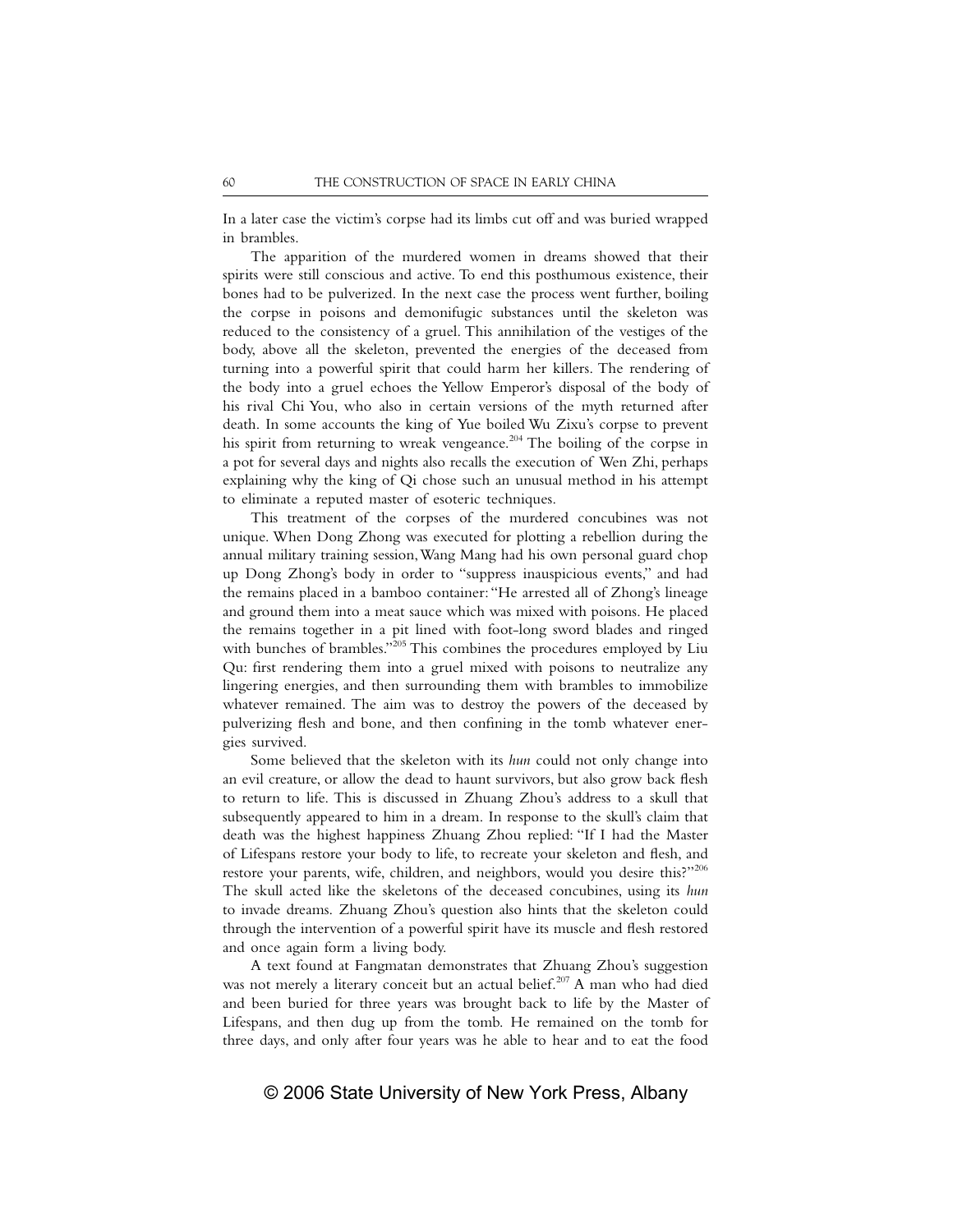In a later case the victim's corpse had its limbs cut off and was buried wrapped in brambles.

The apparition of the murdered women in dreams showed that their spirits were still conscious and active. To end this posthumous existence, their bones had to be pulverized. In the next case the process went further, boiling the corpse in poisons and demonifugic substances until the skeleton was reduced to the consistency of a gruel. This annihilation of the vestiges of the body, above all the skeleton, prevented the energies of the deceased from turning into a powerful spirit that could harm her killers. The rendering of the body into a gruel echoes the Yellow Emperor's disposal of the body of his rival Chi You, who also in certain versions of the myth returned after death. In some accounts the king of Yue boiled Wu Zixu's corpse to prevent his spirit from returning to wreak vengeance.[204] The boiling of the corpse in a pot for several days and nights also recalls the execution of Wen Zhi, perhaps explaining why the king of Qi chose such an unusual method in his attempt to eliminate a reputed master of esoteric techniques.

This treatment of the corpses of the murdered concubines was not unique. When Dong Zhong was executed for plotting a rebellion during the annual military training session, Wang Mang had his own personal guard chop up Dong Zhong's body in order to "suppress inauspicious events," and had the remains placed in a bamboo container: "He arrested all of Zhong's lineage and ground them into a meat sauce which was mixed with poisons. He placed the remains together in a pit lined with foot-long sword blades and ringed with bunches of brambles."[205] This combines the procedures employed by Liu Qu: first rendering them into a gruel mixed with poisons to neutralize any lingering energies, and then surrounding them with brambles to immobilize whatever remained. The aim was to destroy the powers of the deceased by pulverizing flesh and bone, and then confining in the tomb whatever energies survived.

Some believed that the skeleton with its *hun* could not only change into an evil creature, or allow the dead to haunt survivors, but also grow back flesh to return to life. This is discussed in Zhuang Zhou's address to a skull that subsequently appeared to him in a dream. In response to the skull's claim that death was the highest happiness Zhuang Zhou replied: "If I had the Master of Lifespans restore your body to life, to recreate your skeleton and flesh, and restore your parents, wife, children, and neighbors, would you desire this?"[206] The skull acted like the skeletons of the deceased concubines, using its *hun* to invade dreams. Zhuang Zhou's question also hints that the skeleton could through the intervention of a powerful spirit have its muscle and flesh restored and once again form a living body.

A text found at Fangmatan demonstrates that Zhuang Zhou's suggestion was not merely a literary conceit but an actual belief.[207] A man who had died and been buried for three years was brought back to life by the Master of Lifespans, and then dug up from the tomb. He remained on the tomb for three days, and only after four years was he able to hear and to eat the food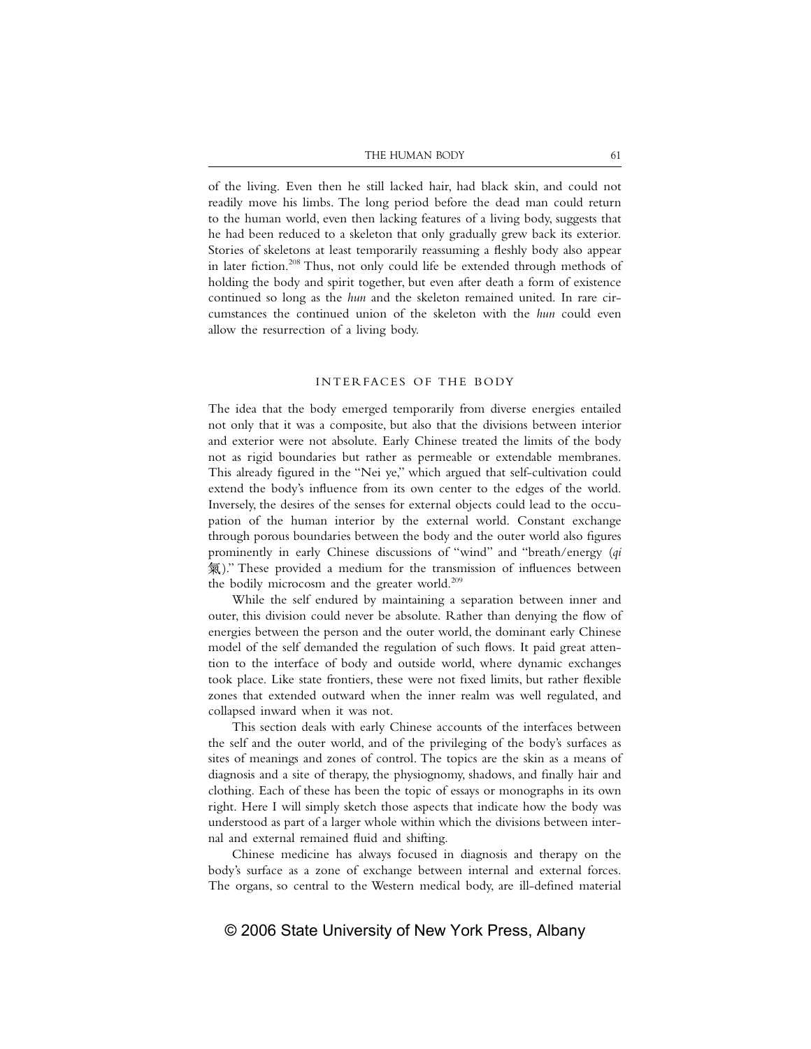of the living. Even then he still lacked hair, had black skin, and could not readily move his limbs. The long period before the dead man could return to the human world, even then lacking features of a living body, suggests that he had been reduced to a skeleton that only gradually grew back its exterior. Stories of skeletons at least temporarily reassuming a fleshly body also appear in later fiction.[208] Thus, not only could life be extended through methods of holding the body and spirit together, but even after death a form of existence continued so long as the *hun* and the skeleton remained united. In rare circumstances the continued union of the skeleton with the *hun* could even allow the resurrection of a living body.

## INTERFACES OF THE BODY

The idea that the body emerged temporarily from diverse energies entailed not only that it was a composite, but also that the divisions between interior and exterior were not absolute. Early Chinese treated the limits of the body not as rigid boundaries but rather as permeable or extendable membranes. This already figured in the "Nei ye," which argued that self-cultivation could extend the body's influence from its own center to the edges of the world. Inversely, the desires of the senses for external objects could lead to the occupation of the human interior by the external world. Constant exchange through porous boundaries between the body and the outer world also figures prominently in early Chinese discussions of "wind" and "breath/energy (*qi* 氣)." These provided a medium for the transmission of influences between the bodily microcosm and the greater world.[209]

While the self endured by maintaining a separation between inner and outer, this division could never be absolute. Rather than denying the flow of energies between the person and the outer world, the dominant early Chinese model of the self demanded the regulation of such flows. It paid great attention to the interface of body and outside world, where dynamic exchanges took place. Like state frontiers, these were not fixed limits, but rather flexible zones that extended outward when the inner realm was well regulated, and collapsed inward when it was not.

This section deals with early Chinese accounts of the interfaces between the self and the outer world, and of the privileging of the body's surfaces as sites of meanings and zones of control. The topics are the skin as a means of diagnosis and a site of therapy, the physiognomy, shadows, and finally hair and clothing. Each of these has been the topic of essays or monographs in its own right. Here I will simply sketch those aspects that indicate how the body was understood as part of a larger whole within which the divisions between internal and external remained fluid and shifting.

Chinese medicine has always focused in diagnosis and therapy on the body's surface as a zone of exchange between internal and external forces. The organs, so central to the Western medical body, are ill-defined material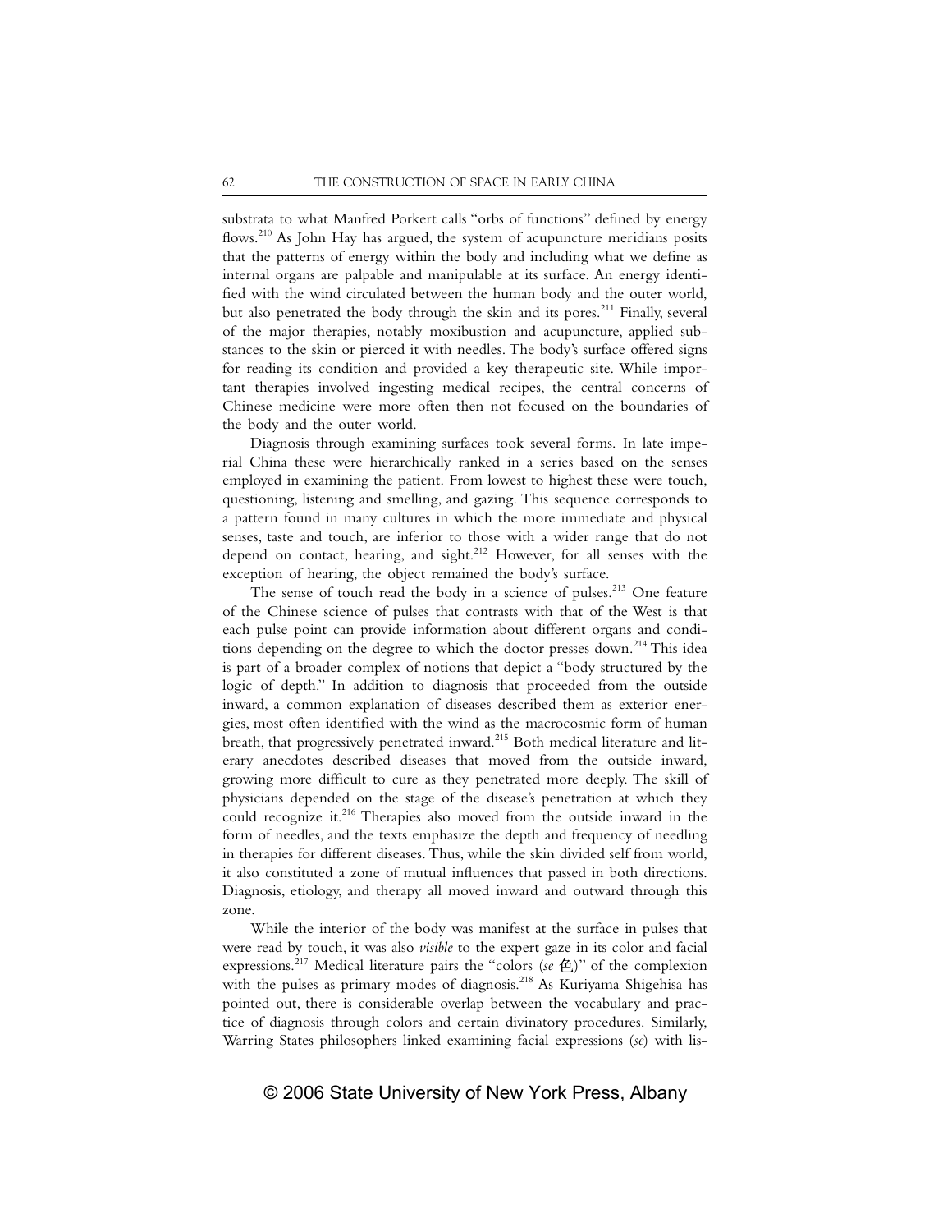substrata to what Manfred Porkert calls "orbs of functions" defined by energy flows.[210] As John Hay has argued, the system of acupuncture meridians posits that the patterns of energy within the body and including what we define as internal organs are palpable and manipulable at its surface. An energy identified with the wind circulated between the human body and the outer world, but also penetrated the body through the skin and its pores.[211] Finally, several of the major therapies, notably moxibustion and acupuncture, applied substances to the skin or pierced it with needles. The body's surface offered signs for reading its condition and provided a key therapeutic site. While important therapies involved ingesting medical recipes, the central concerns of Chinese medicine were more often then not focused on the boundaries of the body and the outer world.

Diagnosis through examining surfaces took several forms. In late imperial China these were hierarchically ranked in a series based on the senses employed in examining the patient. From lowest to highest these were touch, questioning, listening and smelling, and gazing. This sequence corresponds to a pattern found in many cultures in which the more immediate and physical senses, taste and touch, are inferior to those with a wider range that do not depend on contact, hearing, and sight.[212] However, for all senses with the exception of hearing, the object remained the body's surface.

The sense of touch read the body in a science of pulses.[213] One feature of the Chinese science of pulses that contrasts with that of the West is that each pulse point can provide information about different organs and conditions depending on the degree to which the doctor presses down.[214] This idea is part of a broader complex of notions that depict a "body structured by the logic of depth." In addition to diagnosis that proceeded from the outside inward, a common explanation of diseases described them as exterior energies, most often identified with the wind as the macrocosmic form of human breath, that progressively penetrated inward.[215] Both medical literature and literary anecdotes described diseases that moved from the outside inward, growing more difficult to cure as they penetrated more deeply. The skill of physicians depended on the stage of the disease's penetration at which they could recognize it.[216] Therapies also moved from the outside inward in the form of needles, and the texts emphasize the depth and frequency of needling in therapies for different diseases. Thus, while the skin divided self from world, it also constituted a zone of mutual influences that passed in both directions. Diagnosis, etiology, and therapy all moved inward and outward through this zone.

While the interior of the body was manifest at the surface in pulses that were read by touch, it was also *visible* to the expert gaze in its color and facial expressions.[217] Medical literature pairs the "colors (*se* 色)" of the complexion with the pulses as primary modes of diagnosis.[218] As Kuriyama Shigehisa has pointed out, there is considerable overlap between the vocabulary and practice of diagnosis through colors and certain divinatory procedures. Similarly, Warring States philosophers linked examining facial expressions (*se*) with lis-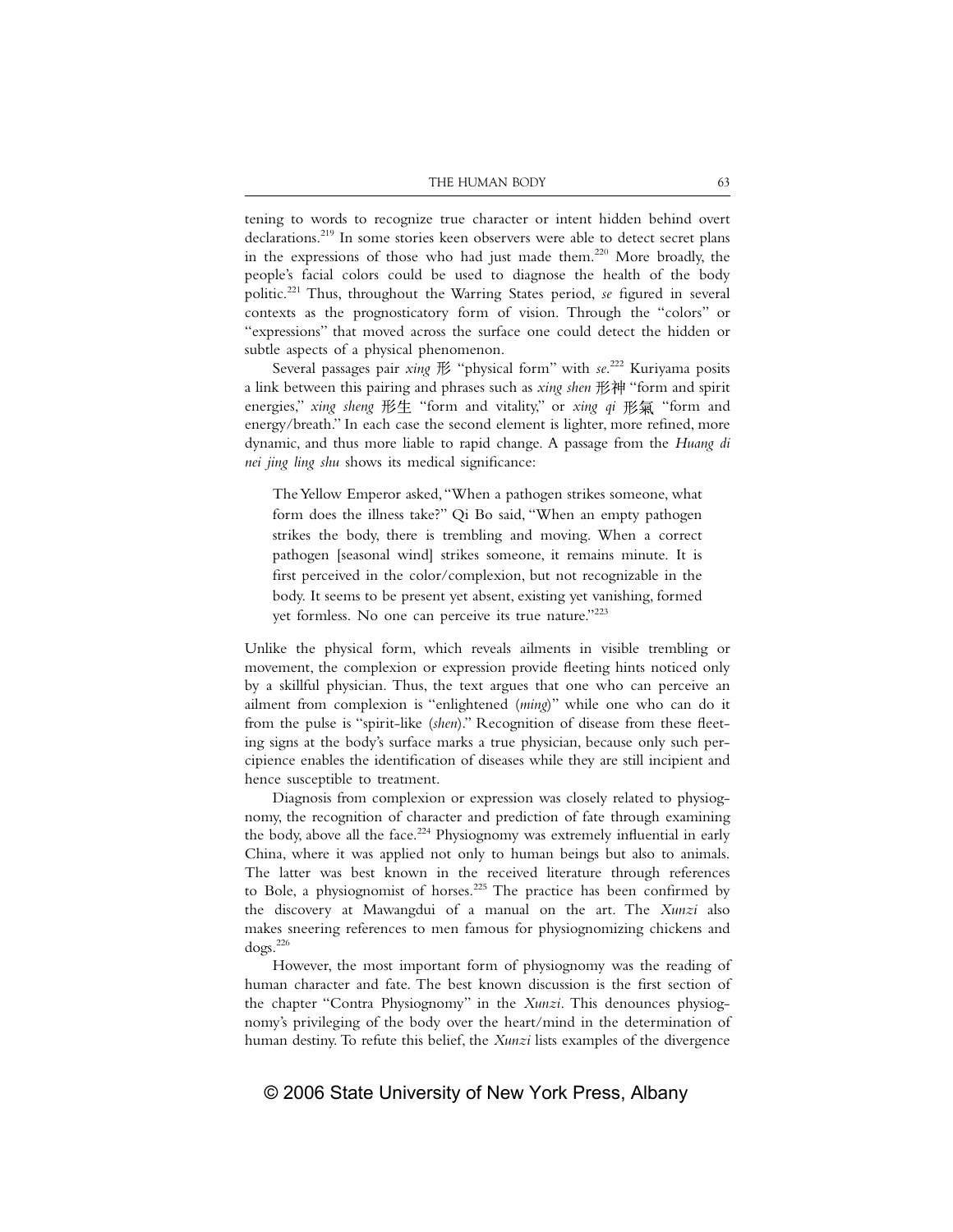tening to words to recognize true character or intent hidden behind overt declarations.[219] In some stories keen observers were able to detect secret plans in the expressions of those who had just made them.[220] More broadly, the people's facial colors could be used to diagnose the health of the body politic.[221] Thus, throughout the Warring States period, *se* figured in several contexts as the prognosticatory form of vision. Through the "colors" or "expressions" that moved across the surface one could detect the hidden or subtle aspects of a physical phenomenon.

Several passages pair *xing* 形 "physical form" with *se*.[222] Kuriyama posits a link between this pairing and phrases such as *xing shen* 形神 "form and spirit energies," *xing sheng* 形生 "form and vitality," or *xing qi* 形氣 "form and energy/breath." In each case the second element is lighter, more refined, more dynamic, and thus more liable to rapid change. A passage from the *Huang di nei jing ling shu* shows its medical significance:

> The Yellow Emperor asked, "When a pathogen strikes someone, what form does the illness take?" Qi Bo said, "When an empty pathogen strikes the body, there is trembling and moving. When a correct pathogen [seasonal wind] strikes someone, it remains minute. It is first perceived in the color/complexion, but not recognizable in the body. It seems to be present yet absent, existing yet vanishing, formed yet formless. No one can perceive its true nature."[223]

Unlike the physical form, which reveals ailments in visible trembling or movement, the complexion or expression provide fleeting hints noticed only by a skillful physician. Thus, the text argues that one who can perceive an ailment from complexion is "enlightened (*ming*)" while one who can do it from the pulse is "spirit-like (*shen*)." Recognition of disease from these fleeting signs at the body's surface marks a true physician, because only such percipience enables the identification of diseases while they are still incipient and hence susceptible to treatment.

Diagnosis from complexion or expression was closely related to physiognomy, the recognition of character and prediction of fate through examining the body, above all the face.[224] Physiognomy was extremely influential in early China, where it was applied not only to human beings but also to animals. The latter was best known in the received literature through references to Bole, a physiognomist of horses.[225] The practice has been confirmed by the discovery at Mawangdui of a manual on the art. The *Xunzi* also makes sneering references to men famous for physiognomizing chickens and dogs.[226]

However, the most important form of physiognomy was the reading of human character and fate. The best known discussion is the first section of the chapter "Contra Physiognomy" in the *Xunzi*. This denounces physiognomy's privileging of the body over the heart/mind in the determination of human destiny. To refute this belief, the *Xunzi* lists examples of the divergence

© 2006 State University of New York Press, Albany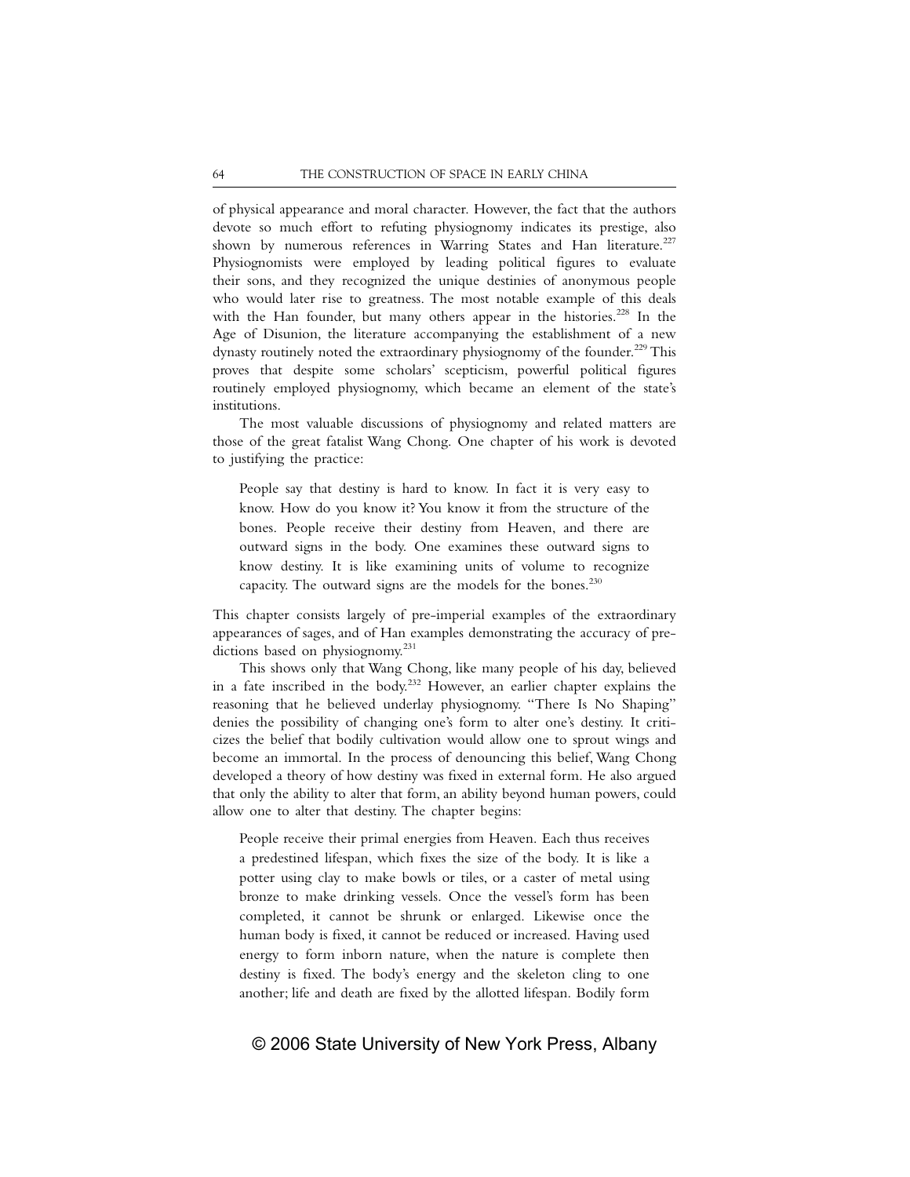of physical appearance and moral character. However, the fact that the authors devote so much effort to refuting physiognomy indicates its prestige, also shown by numerous references in Warring States and Han literature.[227] Physiognomists were employed by leading political figures to evaluate their sons, and they recognized the unique destinies of anonymous people who would later rise to greatness. The most notable example of this deals with the Han founder, but many others appear in the histories.[228] In the Age of Disunion, the literature accompanying the establishment of a new dynasty routinely noted the extraordinary physiognomy of the founder.[229] This proves that despite some scholars' scepticism, powerful political figures routinely employed physiognomy, which became an element of the state's institutions.

The most valuable discussions of physiognomy and related matters are those of the great fatalist Wang Chong. One chapter of his work is devoted to justifying the practice:

> People say that destiny is hard to know. In fact it is very easy to know. How do you know it? You know it from the structure of the bones. People receive their destiny from Heaven, and there are outward signs in the body. One examines these outward signs to know destiny. It is like examining units of volume to recognize capacity. The outward signs are the models for the bones.[230]

This chapter consists largely of pre-imperial examples of the extraordinary appearances of sages, and of Han examples demonstrating the accuracy of predictions based on physiognomy.[231]

This shows only that Wang Chong, like many people of his day, believed in a fate inscribed in the body.[232] However, an earlier chapter explains the reasoning that he believed underlay physiognomy. "There Is No Shaping" denies the possibility of changing one's form to alter one's destiny. It criticizes the belief that bodily cultivation would allow one to sprout wings and become an immortal. In the process of denouncing this belief, Wang Chong developed a theory of how destiny was fixed in external form. He also argued that only the ability to alter that form, an ability beyond human powers, could allow one to alter that destiny. The chapter begins:

> People receive their primal energies from Heaven. Each thus receives a predestined lifespan, which fixes the size of the body. It is like a potter using clay to make bowls or tiles, or a caster of metal using bronze to make drinking vessels. Once the vessel's form has been completed, it cannot be shrunk or enlarged. Likewise once the human body is fixed, it cannot be reduced or increased. Having used energy to form inborn nature, when the nature is complete then destiny is fixed. The body's energy and the skeleton cling to one another; life and death are fixed by the allotted lifespan. Bodily form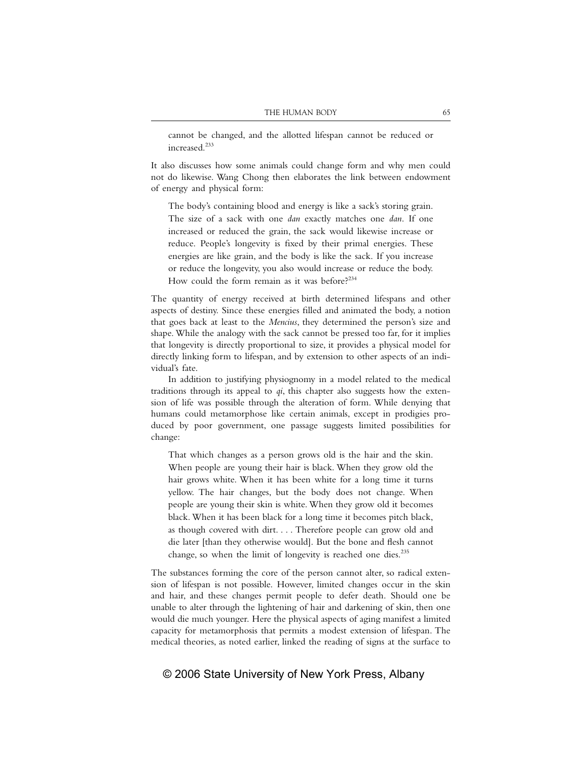> cannot be changed, and the allotted lifespan cannot be reduced or increased.[233]

It also discusses how some animals could change form and why men could not do likewise. Wang Chong then elaborates the link between endowment of energy and physical form:

> The body's containing blood and energy is like a sack's storing grain. The size of a sack with one *dan* exactly matches one *dan*. If one increased or reduced the grain, the sack would likewise increase or reduce. People's longevity is fixed by their primal energies. These energies are like grain, and the body is like the sack. If you increase or reduce the longevity, you also would increase or reduce the body. How could the form remain as it was before?[234]

The quantity of energy received at birth determined lifespans and other aspects of destiny. Since these energies filled and animated the body, a notion that goes back at least to the *Mencius*, they determined the person's size and shape. While the analogy with the sack cannot be pressed too far, for it implies that longevity is directly proportional to size, it provides a physical model for directly linking form to lifespan, and by extension to other aspects of an individual's fate.

In addition to justifying physiognomy in a model related to the medical traditions through its appeal to *qi*, this chapter also suggests how the extension of life was possible through the alteration of form. While denying that humans could metamorphose like certain animals, except in prodigies produced by poor government, one passage suggests limited possibilities for change:

> That which changes as a person grows old is the hair and the skin. When people are young their hair is black. When they grow old the hair grows white. When it has been white for a long time it turns yellow. The hair changes, but the body does not change. When people are young their skin is white. When they grow old it becomes black. When it has been black for a long time it becomes pitch black, as though covered with dirt. . . . Therefore people can grow old and die later [than they otherwise would]. But the bone and flesh cannot change, so when the limit of longevity is reached one dies.[235]

The substances forming the core of the person cannot alter, so radical extension of lifespan is not possible. However, limited changes occur in the skin and hair, and these changes permit people to defer death. Should one be unable to alter through the lightening of hair and darkening of skin, then one would die much younger. Here the physical aspects of aging manifest a limited capacity for metamorphosis that permits a modest extension of lifespan. The medical theories, as noted earlier, linked the reading of signs at the surface to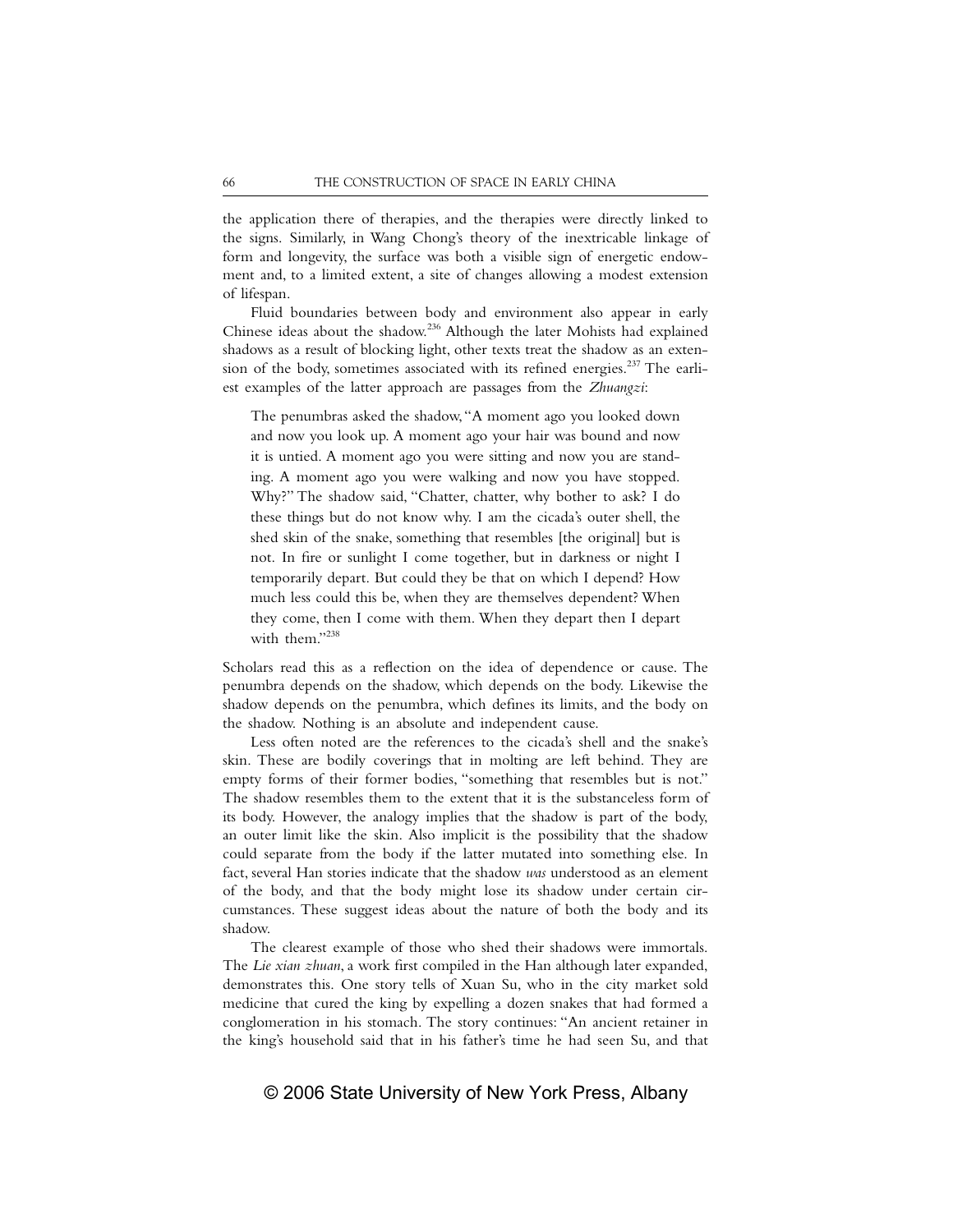the application there of therapies, and the therapies were directly linked to the signs. Similarly, in Wang Chong's theory of the inextricable linkage of form and longevity, the surface was both a visible sign of energetic endowment and, to a limited extent, a site of changes allowing a modest extension of lifespan.

Fluid boundaries between body and environment also appear in early Chinese ideas about the shadow.[236] Although the later Mohists had explained shadows as a result of blocking light, other texts treat the shadow as an extension of the body, sometimes associated with its refined energies.[237] The earliest examples of the latter approach are passages from the *Zhuangzi*:

> The penumbras asked the shadow, "A moment ago you looked down and now you look up. A moment ago your hair was bound and now it is untied. A moment ago you were sitting and now you are standing. A moment ago you were walking and now you have stopped. Why?" The shadow said, "Chatter, chatter, why bother to ask? I do these things but do not know why. I am the cicada's outer shell, the shed skin of the snake, something that resembles [the original] but is not. In fire or sunlight I come together, but in darkness or night I temporarily depart. But could they be that on which I depend? How much less could this be, when they are themselves dependent? When they come, then I come with them. When they depart then I depart with them."[238]

Scholars read this as a reflection on the idea of dependence or cause. The penumbra depends on the shadow, which depends on the body. Likewise the shadow depends on the penumbra, which defines its limits, and the body on the shadow. Nothing is an absolute and independent cause.

Less often noted are the references to the cicada's shell and the snake's skin. These are bodily coverings that in molting are left behind. They are empty forms of their former bodies, "something that resembles but is not." The shadow resembles them to the extent that it is the substanceless form of its body. However, the analogy implies that the shadow is part of the body, an outer limit like the skin. Also implicit is the possibility that the shadow could separate from the body if the latter mutated into something else. In fact, several Han stories indicate that the shadow *was* understood as an element of the body, and that the body might lose its shadow under certain circumstances. These suggest ideas about the nature of both the body and its shadow.

The clearest example of those who shed their shadows were immortals. The *Lie xian zhuan*, a work first compiled in the Han although later expanded, demonstrates this. One story tells of Xuan Su, who in the city market sold medicine that cured the king by expelling a dozen snakes that had formed a conglomeration in his stomach. The story continues: "An ancient retainer in the king's household said that in his father's time he had seen Su, and that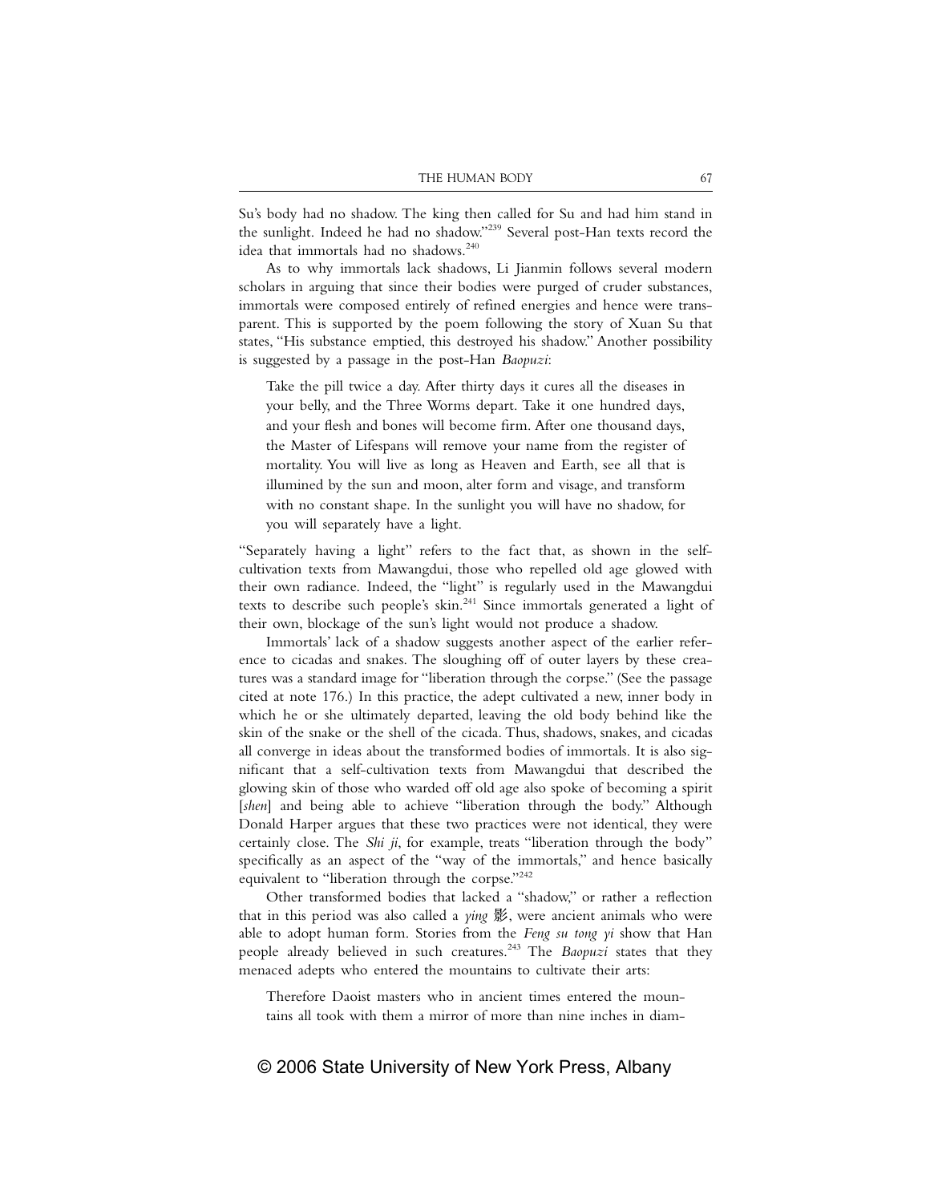Su's body had no shadow. The king then called for Su and had him stand in the sunlight. Indeed he had no shadow."[239] Several post-Han texts record the idea that immortals had no shadows.[240]

As to why immortals lack shadows, Li Jianmin follows several modern scholars in arguing that since their bodies were purged of cruder substances, immortals were composed entirely of refined energies and hence were transparent. This is supported by the poem following the story of Xuan Su that states, "His substance emptied, this destroyed his shadow." Another possibility is suggested by a passage in the post-Han *Baopuzi*:

> Take the pill twice a day. After thirty days it cures all the diseases in your belly, and the Three Worms depart. Take it one hundred days, and your flesh and bones will become firm. After one thousand days, the Master of Lifespans will remove your name from the register of mortality. You will live as long as Heaven and Earth, see all that is illumined by the sun and moon, alter form and visage, and transform with no constant shape. In the sunlight you will have no shadow, for you will separately have a light.

"Separately having a light" refers to the fact that, as shown in the self-cultivation texts from Mawangdui, those who repelled old age glowed with their own radiance. Indeed, the "light" is regularly used in the Mawangdui texts to describe such people's skin.[241] Since immortals generated a light of their own, blockage of the sun's light would not produce a shadow.

Immortals' lack of a shadow suggests another aspect of the earlier reference to cicadas and snakes. The sloughing off of outer layers by these creatures was a standard image for "liberation through the corpse." (See the passage cited at note 176.) In this practice, the adept cultivated a new, inner body in which he or she ultimately departed, leaving the old body behind like the skin of the snake or the shell of the cicada. Thus, shadows, snakes, and cicadas all converge in ideas about the transformed bodies of immortals. It is also significant that a self-cultivation texts from Mawangdui that described the glowing skin of those who warded off old age also spoke of becoming a spirit [*shen*] and being able to achieve "liberation through the body." Although Donald Harper argues that these two practices were not identical, they were certainly close. The *Shi ji*, for example, treats "liberation through the body" specifically as an aspect of the "way of the immortals," and hence basically equivalent to "liberation through the corpse."[242]

Other transformed bodies that lacked a "shadow," or rather a reflection that in this period was also called a *ying* 影, were ancient animals who were able to adopt human form. Stories from the *Feng su tong yi* show that Han people already believed in such creatures.[243] The *Baopuzi* states that they menaced adepts who entered the mountains to cultivate their arts:

> Therefore Daoist masters who in ancient times entered the mountains all took with them a mirror of more than nine inches in diam-

© 2006 State University of New York Press, Albany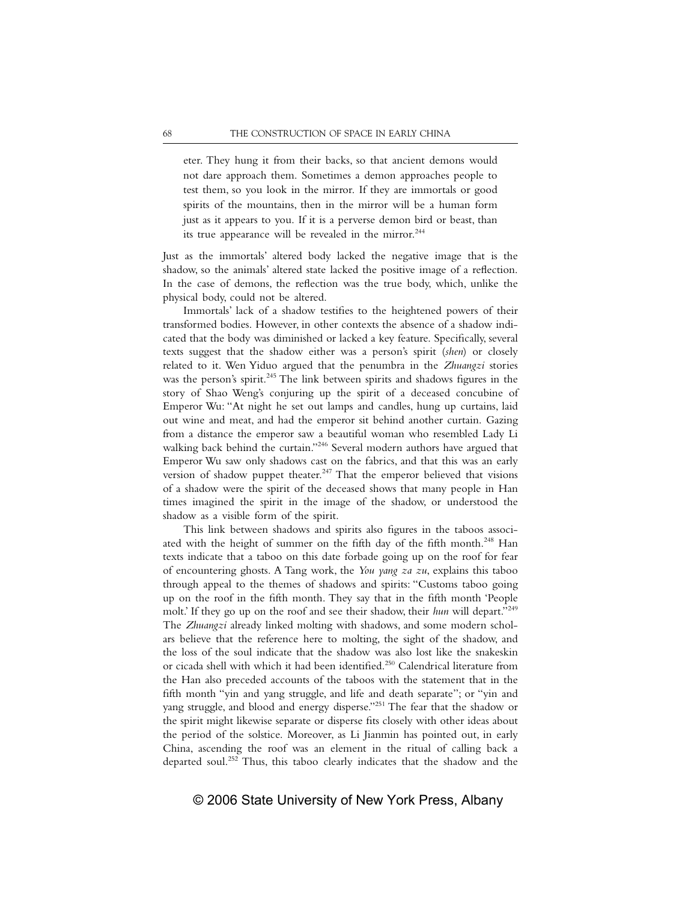eter. They hung it from their backs, so that ancient demons would not dare approach them. Sometimes a demon approaches people to test them, so you look in the mirror. If they are immortals or good spirits of the mountains, then in the mirror will be a human form just as it appears to you. If it is a perverse demon bird or beast, than its true appearance will be revealed in the mirror.[244]

Just as the immortals' altered body lacked the negative image that is the shadow, so the animals' altered state lacked the positive image of a reflection. In the case of demons, the reflection was the true body, which, unlike the physical body, could not be altered.

Immortals' lack of a shadow testifies to the heightened powers of their transformed bodies. However, in other contexts the absence of a shadow indicated that the body was diminished or lacked a key feature. Specifically, several texts suggest that the shadow either was a person's spirit (*shen*) or closely related to it. Wen Yiduo argued that the penumbra in the *Zhuangzi* stories was the person's spirit.[245] The link between spirits and shadows figures in the story of Shao Weng's conjuring up the spirit of a deceased concubine of Emperor Wu: "At night he set out lamps and candles, hung up curtains, laid out wine and meat, and had the emperor sit behind another curtain. Gazing from a distance the emperor saw a beautiful woman who resembled Lady Li walking back behind the curtain."[246] Several modern authors have argued that Emperor Wu saw only shadows cast on the fabrics, and that this was an early version of shadow puppet theater.[247] That the emperor believed that visions of a shadow were the spirit of the deceased shows that many people in Han times imagined the spirit in the image of the shadow, or understood the shadow as a visible form of the spirit.

This link between shadows and spirits also figures in the taboos associated with the height of summer on the fifth day of the fifth month.[248] Han texts indicate that a taboo on this date forbade going up on the roof for fear of encountering ghosts. A Tang work, the *You yang za zu*, explains this taboo through appeal to the themes of shadows and spirits: "Customs taboo going up on the roof in the fifth month. They say that in the fifth month 'People molt.' If they go up on the roof and see their shadow, their *hun* will depart."[249] The *Zhuangzi* already linked molting with shadows, and some modern scholars believe that the reference here to molting, the sight of the shadow, and the loss of the soul indicate that the shadow was also lost like the snakeskin or cicada shell with which it had been identified.[250] Calendrical literature from the Han also preceded accounts of the taboos with the statement that in the fifth month "yin and yang struggle, and life and death separate"; or "yin and yang struggle, and blood and energy disperse."[251] The fear that the shadow or the spirit might likewise separate or disperse fits closely with other ideas about the period of the solstice. Moreover, as Li Jianmin has pointed out, in early China, ascending the roof was an element in the ritual of calling back a departed soul.[252] Thus, this taboo clearly indicates that the shadow and the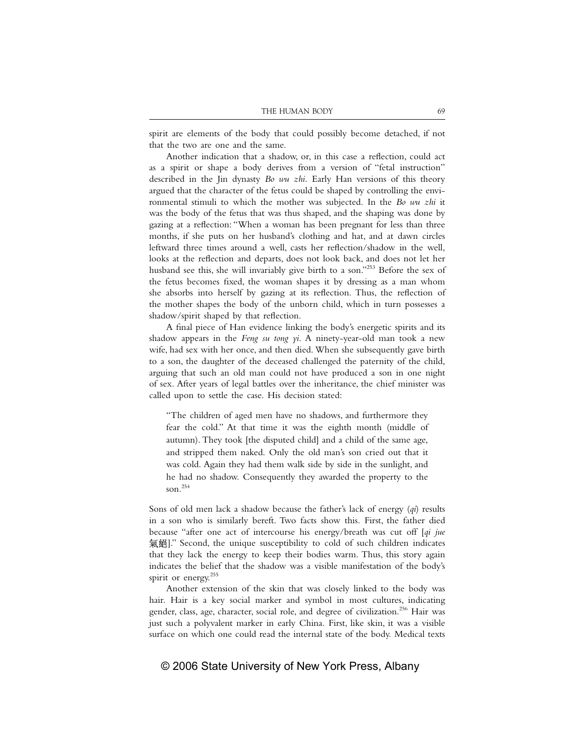spirit are elements of the body that could possibly become detached, if not that the two are one and the same.

Another indication that a shadow, or, in this case a reflection, could act as a spirit or shape a body derives from a version of "fetal instruction" described in the Jin dynasty *Bo wu zhi*. Early Han versions of this theory argued that the character of the fetus could be shaped by controlling the environmental stimuli to which the mother was subjected. In the *Bo wu zhi* it was the body of the fetus that was thus shaped, and the shaping was done by gazing at a reflection: "When a woman has been pregnant for less than three months, if she puts on her husband's clothing and hat, and at dawn circles leftward three times around a well, casts her reflection/shadow in the well, looks at the reflection and departs, does not look back, and does not let her husband see this, she will invariably give birth to a son."[253] Before the sex of the fetus becomes fixed, the woman shapes it by dressing as a man whom she absorbs into herself by gazing at its reflection. Thus, the reflection of the mother shapes the body of the unborn child, which in turn possesses a shadow/spirit shaped by that reflection.

A final piece of Han evidence linking the body's energetic spirits and its shadow appears in the *Feng su tong yi*. A ninety-year-old man took a new wife, had sex with her once, and then died. When she subsequently gave birth to a son, the daughter of the deceased challenged the paternity of the child, arguing that such an old man could not have produced a son in one night of sex. After years of legal battles over the inheritance, the chief minister was called upon to settle the case. His decision stated:

> "The children of aged men have no shadows, and furthermore they fear the cold." At that time it was the eighth month (middle of autumn). They took [the disputed child] and a child of the same age, and stripped them naked. Only the old man's son cried out that it was cold. Again they had them walk side by side in the sunlight, and he had no shadow. Consequently they awarded the property to the son.[254]

Sons of old men lack a shadow because the father's lack of energy (*qi*) results in a son who is similarly bereft. Two facts show this. First, the father died because "after one act of intercourse his energy/breath was cut off [*qi jue* 氣絕]." Second, the unique susceptibility to cold of such children indicates that they lack the energy to keep their bodies warm. Thus, this story again indicates the belief that the shadow was a visible manifestation of the body's spirit or energy.[255]

Another extension of the skin that was closely linked to the body was hair. Hair is a key social marker and symbol in most cultures, indicating gender, class, age, character, social role, and degree of civilization.[256] Hair was just such a polyvalent marker in early China. First, like skin, it was a visible surface on which one could read the internal state of the body. Medical texts

© 2006 State University of New York Press, Albany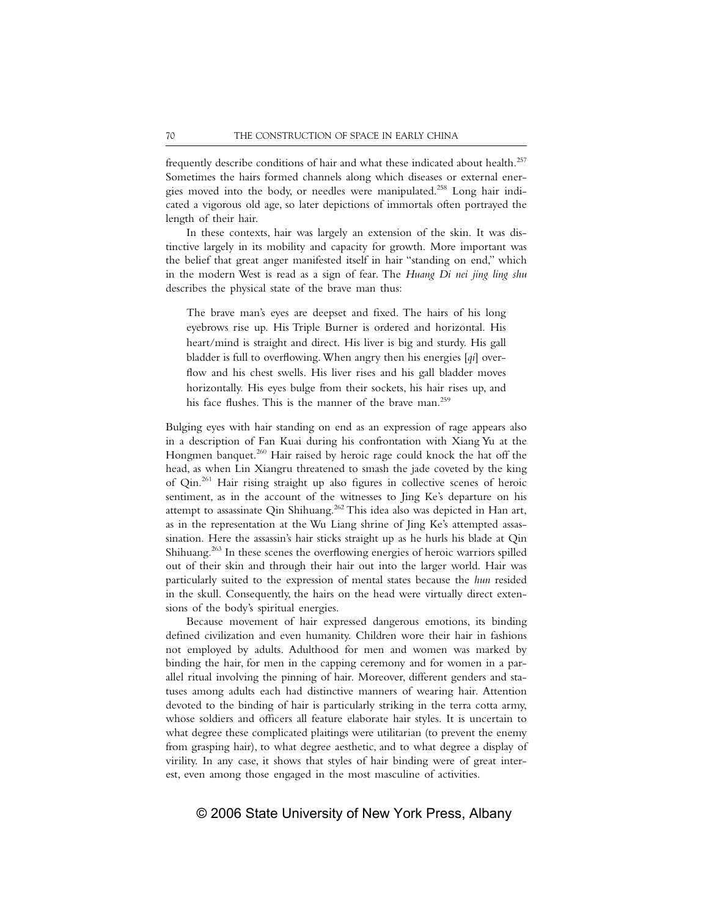frequently describe conditions of hair and what these indicated about health.[257] Sometimes the hairs formed channels along which diseases or external energies moved into the body, or needles were manipulated.[258] Long hair indicated a vigorous old age, so later depictions of immortals often portrayed the length of their hair.

In these contexts, hair was largely an extension of the skin. It was distinctive largely in its mobility and capacity for growth. More important was the belief that great anger manifested itself in hair "standing on end," which in the modern West is read as a sign of fear. The *Huang Di nei jing ling shu* describes the physical state of the brave man thus:

> The brave man's eyes are deepset and fixed. The hairs of his long eyebrows rise up. His Triple Burner is ordered and horizontal. His heart/mind is straight and direct. His liver is big and sturdy. His gall bladder is full to overflowing. When angry then his energies [*qi*] overflow and his chest swells. His liver rises and his gall bladder moves horizontally. His eyes bulge from their sockets, his hair rises up, and his face flushes. This is the manner of the brave man.[259]

Bulging eyes with hair standing on end as an expression of rage appears also in a description of Fan Kuai during his confrontation with Xiang Yu at the Hongmen banquet.[260] Hair raised by heroic rage could knock the hat off the head, as when Lin Xiangru threatened to smash the jade coveted by the king of Qin.[261] Hair rising straight up also figures in collective scenes of heroic sentiment, as in the account of the witnesses to Jing Ke's departure on his attempt to assassinate Qin Shihuang.[262] This idea also was depicted in Han art, as in the representation at the Wu Liang shrine of Jing Ke's attempted assassination. Here the assassin's hair sticks straight up as he hurls his blade at Qin Shihuang.[263] In these scenes the overflowing energies of heroic warriors spilled out of their skin and through their hair out into the larger world. Hair was particularly suited to the expression of mental states because the *hun* resided in the skull. Consequently, the hairs on the head were virtually direct extensions of the body's spiritual energies.

Because movement of hair expressed dangerous emotions, its binding defined civilization and even humanity. Children wore their hair in fashions not employed by adults. Adulthood for men and women was marked by binding the hair, for men in the capping ceremony and for women in a parallel ritual involving the pinning of hair. Moreover, different genders and statuses among adults each had distinctive manners of wearing hair. Attention devoted to the binding of hair is particularly striking in the terra cotta army, whose soldiers and officers all feature elaborate hair styles. It is uncertain to what degree these complicated plaitings were utilitarian (to prevent the enemy from grasping hair), to what degree aesthetic, and to what degree a display of virility. In any case, it shows that styles of hair binding were of great interest, even among those engaged in the most masculine of activities.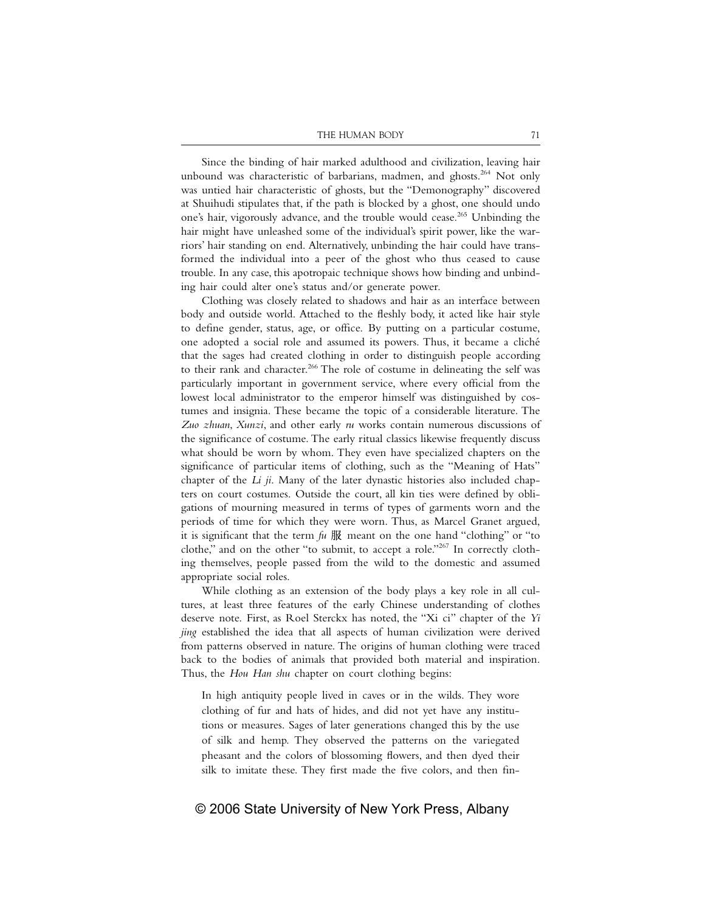Since the binding of hair marked adulthood and civilization, leaving hair unbound was characteristic of barbarians, madmen, and ghosts.[264] Not only was untied hair characteristic of ghosts, but the "Demonography" discovered at Shuihudi stipulates that, if the path is blocked by a ghost, one should undo one's hair, vigorously advance, and the trouble would cease.[265] Unbinding the hair might have unleashed some of the individual's spirit power, like the warriors' hair standing on end. Alternatively, unbinding the hair could have transformed the individual into a peer of the ghost who thus ceased to cause trouble. In any case, this apotropaic technique shows how binding and unbinding hair could alter one's status and/or generate power.

Clothing was closely related to shadows and hair as an interface between body and outside world. Attached to the fleshly body, it acted like hair style to define gender, status, age, or office. By putting on a particular costume, one adopted a social role and assumed its powers. Thus, it became a cliché that the sages had created clothing in order to distinguish people according to their rank and character.[266] The role of costume in delineating the self was particularly important in government service, where every official from the lowest local administrator to the emperor himself was distinguished by costumes and insignia. These became the topic of a considerable literature. The *Zuo zhuan*, *Xunzi*, and other early *ru* works contain numerous discussions of the significance of costume. The early ritual classics likewise frequently discuss what should be worn by whom. They even have specialized chapters on the significance of particular items of clothing, such as the "Meaning of Hats" chapter of the *Li ji*. Many of the later dynastic histories also included chapters on court costumes. Outside the court, all kin ties were defined by obligations of mourning measured in terms of types of garments worn and the periods of time for which they were worn. Thus, as Marcel Granet argued, it is significant that the term *fu* 服 meant on the one hand "clothing" or "to clothe," and on the other "to submit, to accept a role."[267] In correctly clothing themselves, people passed from the wild to the domestic and assumed appropriate social roles.

While clothing as an extension of the body plays a key role in all cultures, at least three features of the early Chinese understanding of clothes deserve note. First, as Roel Sterckx has noted, the "Xi ci" chapter of the *Yi jing* established the idea that all aspects of human civilization were derived from patterns observed in nature. The origins of human clothing were traced back to the bodies of animals that provided both material and inspiration. Thus, the *Hou Han shu* chapter on court clothing begins:

> In high antiquity people lived in caves or in the wilds. They wore clothing of fur and hats of hides, and did not yet have any institutions or measures. Sages of later generations changed this by the use of silk and hemp. They observed the patterns on the variegated pheasant and the colors of blossoming flowers, and then dyed their silk to imitate these. They first made the five colors, and then fin-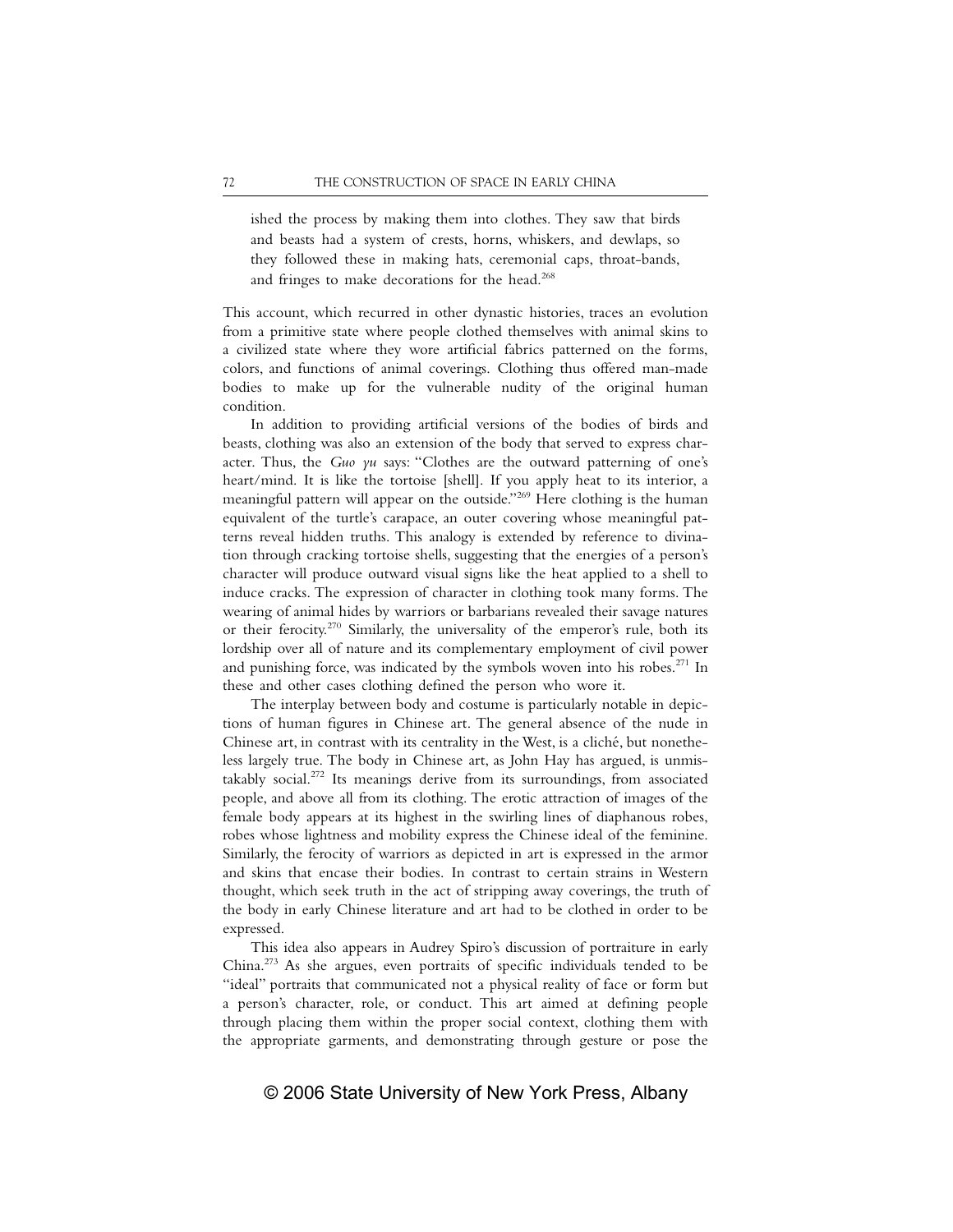ished the process by making them into clothes. They saw that birds and beasts had a system of crests, horns, whiskers, and dewlaps, so they followed these in making hats, ceremonial caps, throat-bands, and fringes to make decorations for the head.[268]

This account, which recurred in other dynastic histories, traces an evolution from a primitive state where people clothed themselves with animal skins to a civilized state where they wore artificial fabrics patterned on the forms, colors, and functions of animal coverings. Clothing thus offered man-made bodies to make up for the vulnerable nudity of the original human condition.

In addition to providing artificial versions of the bodies of birds and beasts, clothing was also an extension of the body that served to express character. Thus, the *Guo yu* says: "Clothes are the outward patterning of one's heart/mind. It is like the tortoise [shell]. If you apply heat to its interior, a meaningful pattern will appear on the outside."[269] Here clothing is the human equivalent of the turtle's carapace, an outer covering whose meaningful patterns reveal hidden truths. This analogy is extended by reference to divination through cracking tortoise shells, suggesting that the energies of a person's character will produce outward visual signs like the heat applied to a shell to induce cracks. The expression of character in clothing took many forms. The wearing of animal hides by warriors or barbarians revealed their savage natures or their ferocity.[270] Similarly, the universality of the emperor's rule, both its lordship over all of nature and its complementary employment of civil power and punishing force, was indicated by the symbols woven into his robes.[271] In these and other cases clothing defined the person who wore it.

The interplay between body and costume is particularly notable in depictions of human figures in Chinese art. The general absence of the nude in Chinese art, in contrast with its centrality in the West, is a cliché, but nonetheless largely true. The body in Chinese art, as John Hay has argued, is unmistakably social.[272] Its meanings derive from its surroundings, from associated people, and above all from its clothing. The erotic attraction of images of the female body appears at its highest in the swirling lines of diaphanous robes, robes whose lightness and mobility express the Chinese ideal of the feminine. Similarly, the ferocity of warriors as depicted in art is expressed in the armor and skins that encase their bodies. In contrast to certain strains in Western thought, which seek truth in the act of stripping away coverings, the truth of the body in early Chinese literature and art had to be clothed in order to be expressed.

This idea also appears in Audrey Spiro's discussion of portraiture in early China.[273] As she argues, even portraits of specific individuals tended to be "ideal" portraits that communicated not a physical reality of face or form but a person's character, role, or conduct. This art aimed at defining people through placing them within the proper social context, clothing them with the appropriate garments, and demonstrating through gesture or pose the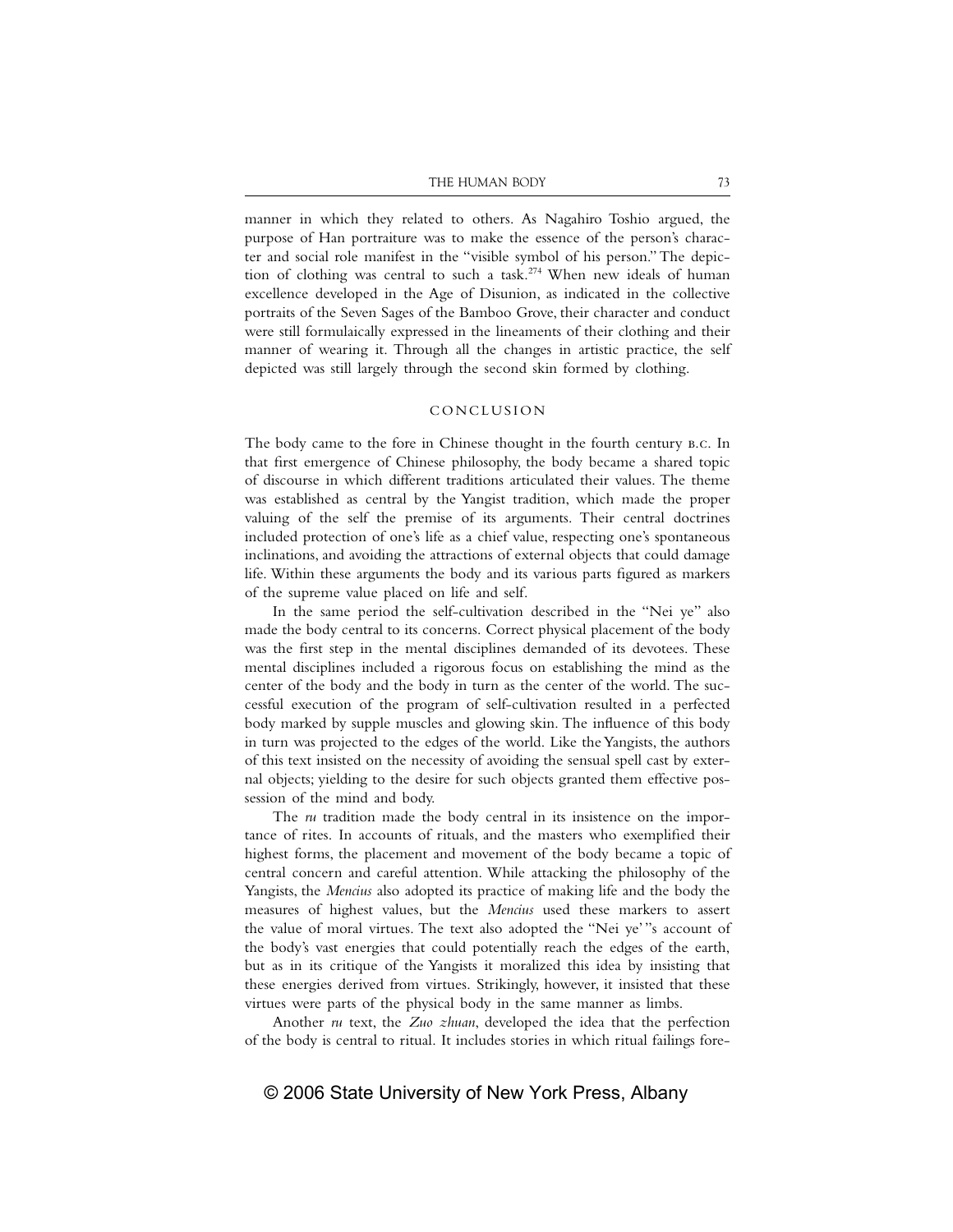manner in which they related to others. As Nagahiro Toshio argued, the purpose of Han portraiture was to make the essence of the person's character and social role manifest in the "visible symbol of his person." The depiction of clothing was central to such a task.[274] When new ideals of human excellence developed in the Age of Disunion, as indicated in the collective portraits of the Seven Sages of the Bamboo Grove, their character and conduct were still formulaically expressed in the lineaments of their clothing and their manner of wearing it. Through all the changes in artistic practice, the self depicted was still largely through the second skin formed by clothing.

## CONCLUSION

The body came to the fore in Chinese thought in the fourth century B.C. In that first emergence of Chinese philosophy, the body became a shared topic of discourse in which different traditions articulated their values. The theme was established as central by the Yangist tradition, which made the proper valuing of the self the premise of its arguments. Their central doctrines included protection of one's life as a chief value, respecting one's spontaneous inclinations, and avoiding the attractions of external objects that could damage life. Within these arguments the body and its various parts figured as markers of the supreme value placed on life and self.

In the same period the self-cultivation described in the "Nei ye" also made the body central to its concerns. Correct physical placement of the body was the first step in the mental disciplines demanded of its devotees. These mental disciplines included a rigorous focus on establishing the mind as the center of the body and the body in turn as the center of the world. The successful execution of the program of self-cultivation resulted in a perfected body marked by supple muscles and glowing skin. The influence of this body in turn was projected to the edges of the world. Like the Yangists, the authors of this text insisted on the necessity of avoiding the sensual spell cast by external objects; yielding to the desire for such objects granted them effective possession of the mind and body.

The *ru* tradition made the body central in its insistence on the importance of rites. In accounts of rituals, and the masters who exemplified their highest forms, the placement and movement of the body became a topic of central concern and careful attention. While attacking the philosophy of the Yangists, the *Mencius* also adopted its practice of making life and the body the measures of highest values, but the *Mencius* used these markers to assert the value of moral virtues. The text also adopted the "Nei ye'"s account of the body's vast energies that could potentially reach the edges of the earth, but as in its critique of the Yangists it moralized this idea by insisting that these energies derived from virtues. Strikingly, however, it insisted that these virtues were parts of the physical body in the same manner as limbs.

Another *ru* text, the *Zuo zhuan*, developed the idea that the perfection of the body is central to ritual. It includes stories in which ritual failings fore-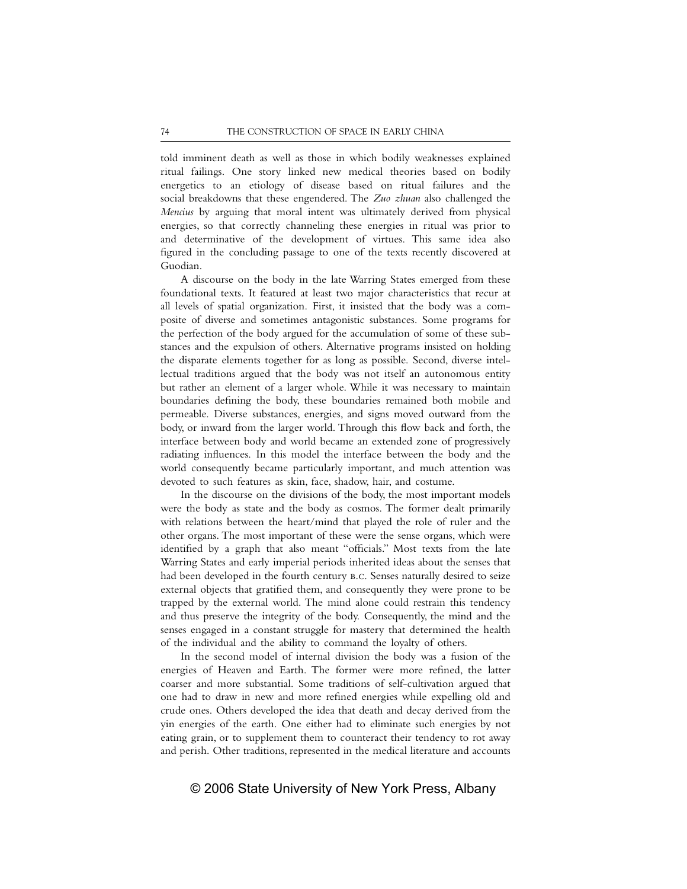told imminent death as well as those in which bodily weaknesses explained ritual failings. One story linked new medical theories based on bodily energetics to an etiology of disease based on ritual failures and the social breakdowns that these engendered. The *Zuo zhuan* also challenged the *Mencius* by arguing that moral intent was ultimately derived from physical energies, so that correctly channeling these energies in ritual was prior to and determinative of the development of virtues. This same idea also figured in the concluding passage to one of the texts recently discovered at Guodian.

A discourse on the body in the late Warring States emerged from these foundational texts. It featured at least two major characteristics that recur at all levels of spatial organization. First, it insisted that the body was a composite of diverse and sometimes antagonistic substances. Some programs for the perfection of the body argued for the accumulation of some of these substances and the expulsion of others. Alternative programs insisted on holding the disparate elements together for as long as possible. Second, diverse intellectual traditions argued that the body was not itself an autonomous entity but rather an element of a larger whole. While it was necessary to maintain boundaries defining the body, these boundaries remained both mobile and permeable. Diverse substances, energies, and signs moved outward from the body, or inward from the larger world. Through this flow back and forth, the interface between body and world became an extended zone of progressively radiating influences. In this model the interface between the body and the world consequently became particularly important, and much attention was devoted to such features as skin, face, shadow, hair, and costume.

In the discourse on the divisions of the body, the most important models were the body as state and the body as cosmos. The former dealt primarily with relations between the heart/mind that played the role of ruler and the other organs. The most important of these were the sense organs, which were identified by a graph that also meant "officials." Most texts from the late Warring States and early imperial periods inherited ideas about the senses that had been developed in the fourth century B.C. Senses naturally desired to seize external objects that gratified them, and consequently they were prone to be trapped by the external world. The mind alone could restrain this tendency and thus preserve the integrity of the body. Consequently, the mind and the senses engaged in a constant struggle for mastery that determined the health of the individual and the ability to command the loyalty of others.

In the second model of internal division the body was a fusion of the energies of Heaven and Earth. The former were more refined, the latter coarser and more substantial. Some traditions of self-cultivation argued that one had to draw in new and more refined energies while expelling old and crude ones. Others developed the idea that death and decay derived from the yin energies of the earth. One either had to eliminate such energies by not eating grain, or to supplement them to counteract their tendency to rot away and perish. Other traditions, represented in the medical literature and accounts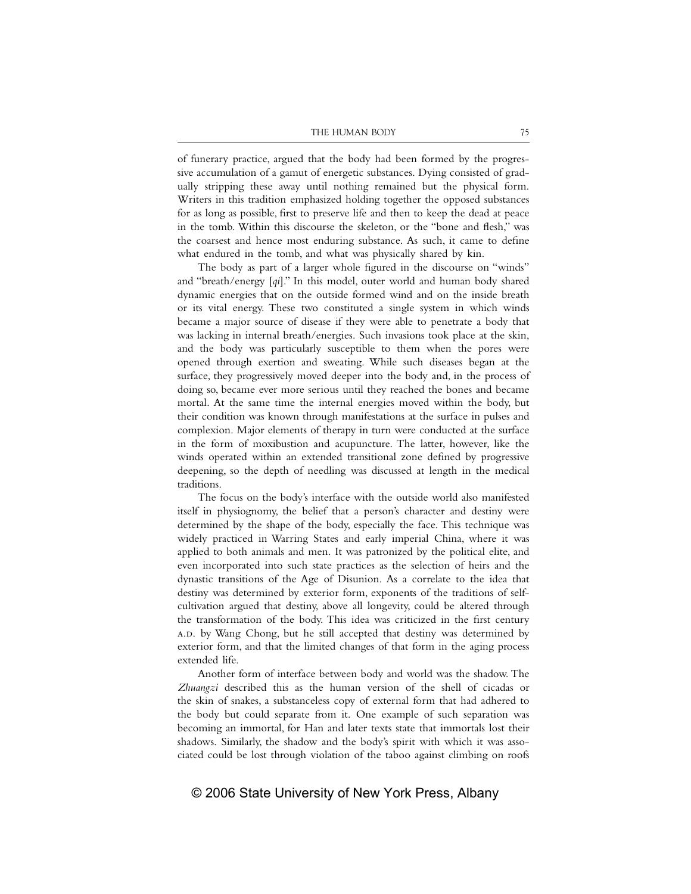of funerary practice, argued that the body had been formed by the progressive accumulation of a gamut of energetic substances. Dying consisted of gradually stripping these away until nothing remained but the physical form. Writers in this tradition emphasized holding together the opposed substances for as long as possible, first to preserve life and then to keep the dead at peace in the tomb. Within this discourse the skeleton, or the "bone and flesh," was the coarsest and hence most enduring substance. As such, it came to define what endured in the tomb, and what was physically shared by kin.

The body as part of a larger whole figured in the discourse on "winds" and "breath/energy [*qi*]." In this model, outer world and human body shared dynamic energies that on the outside formed wind and on the inside breath or its vital energy. These two constituted a single system in which winds became a major source of disease if they were able to penetrate a body that was lacking in internal breath/energies. Such invasions took place at the skin, and the body was particularly susceptible to them when the pores were opened through exertion and sweating. While such diseases began at the surface, they progressively moved deeper into the body and, in the process of doing so, became ever more serious until they reached the bones and became mortal. At the same time the internal energies moved within the body, but their condition was known through manifestations at the surface in pulses and complexion. Major elements of therapy in turn were conducted at the surface in the form of moxibustion and acupuncture. The latter, however, like the winds operated within an extended transitional zone defined by progressive deepening, so the depth of needling was discussed at length in the medical traditions.

The focus on the body's interface with the outside world also manifested itself in physiognomy, the belief that a person's character and destiny were determined by the shape of the body, especially the face. This technique was widely practiced in Warring States and early imperial China, where it was applied to both animals and men. It was patronized by the political elite, and even incorporated into such state practices as the selection of heirs and the dynastic transitions of the Age of Disunion. As a correlate to the idea that destiny was determined by exterior form, exponents of the traditions of self-cultivation argued that destiny, above all longevity, could be altered through the transformation of the body. This idea was criticized in the first century A.D. by Wang Chong, but he still accepted that destiny was determined by exterior form, and that the limited changes of that form in the aging process extended life.

Another form of interface between body and world was the shadow. The *Zhuangzi* described this as the human version of the shell of cicadas or the skin of snakes, a substanceless copy of external form that had adhered to the body but could separate from it. One example of such separation was becoming an immortal, for Han and later texts state that immortals lost their shadows. Similarly, the shadow and the body's spirit with which it was associated could be lost through violation of the taboo against climbing on roofs

© 2006 State University of New York Press, Albany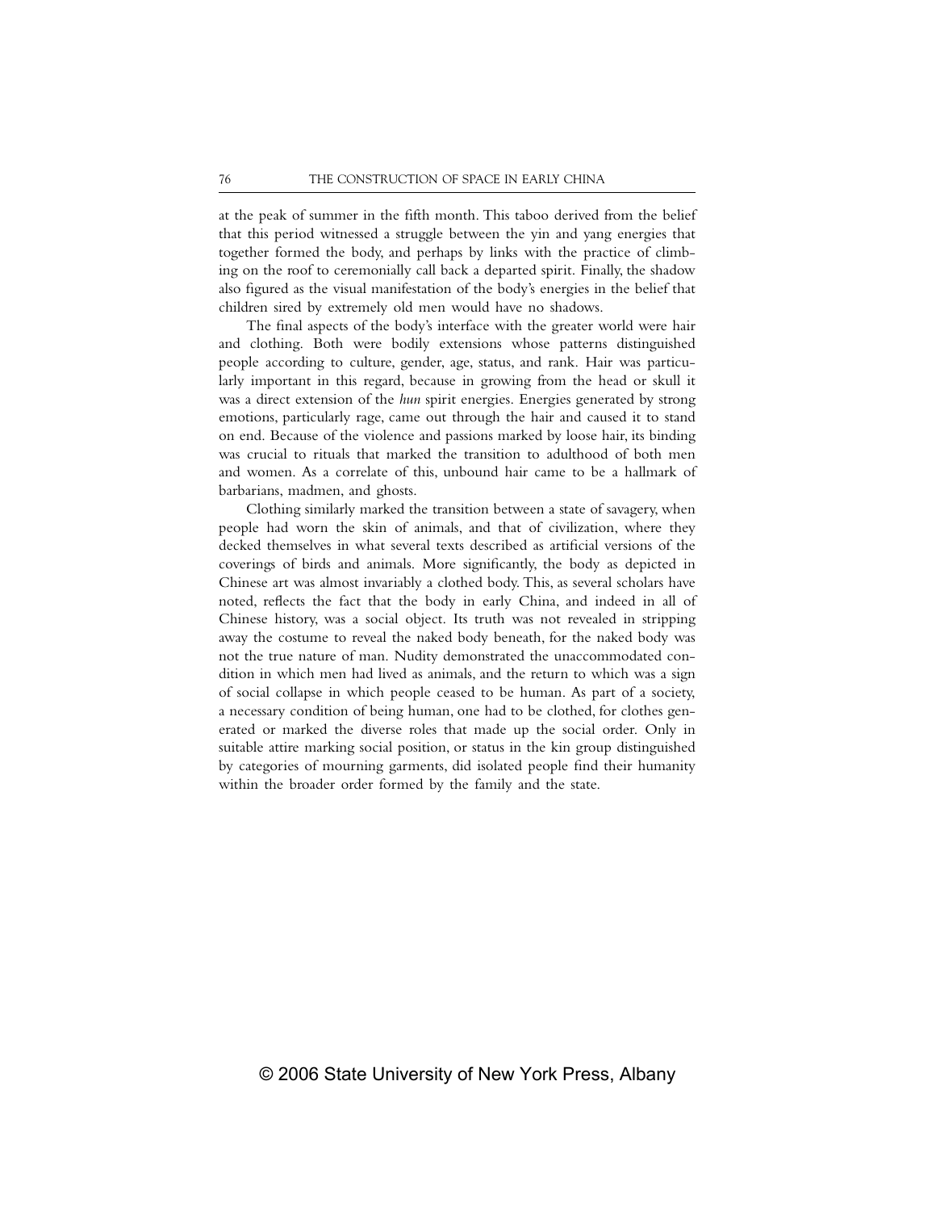at the peak of summer in the fifth month. This taboo derived from the belief that this period witnessed a struggle between the yin and yang energies that together formed the body, and perhaps by links with the practice of climbing on the roof to ceremonially call back a departed spirit. Finally, the shadow also figured as the visual manifestation of the body's energies in the belief that children sired by extremely old men would have no shadows.

The final aspects of the body's interface with the greater world were hair and clothing. Both were bodily extensions whose patterns distinguished people according to culture, gender, age, status, and rank. Hair was particularly important in this regard, because in growing from the head or skull it was a direct extension of the *hun* spirit energies. Energies generated by strong emotions, particularly rage, came out through the hair and caused it to stand on end. Because of the violence and passions marked by loose hair, its binding was crucial to rituals that marked the transition to adulthood of both men and women. As a correlate of this, unbound hair came to be a hallmark of barbarians, madmen, and ghosts.

Clothing similarly marked the transition between a state of savagery, when people had worn the skin of animals, and that of civilization, where they decked themselves in what several texts described as artificial versions of the coverings of birds and animals. More significantly, the body as depicted in Chinese art was almost invariably a clothed body. This, as several scholars have noted, reflects the fact that the body in early China, and indeed in all of Chinese history, was a social object. Its truth was not revealed in stripping away the costume to reveal the naked body beneath, for the naked body was not the true nature of man. Nudity demonstrated the unaccommodated condition in which men had lived as animals, and the return to which was a sign of social collapse in which people ceased to be human. As part of a society, a necessary condition of being human, one had to be clothed, for clothes generated or marked the diverse roles that made up the social order. Only in suitable attire marking social position, or status in the kin group distinguished by categories of mourning garments, did isolated people find their humanity within the broader order formed by the family and the state.

© 2006 State University of New York Press, Albany